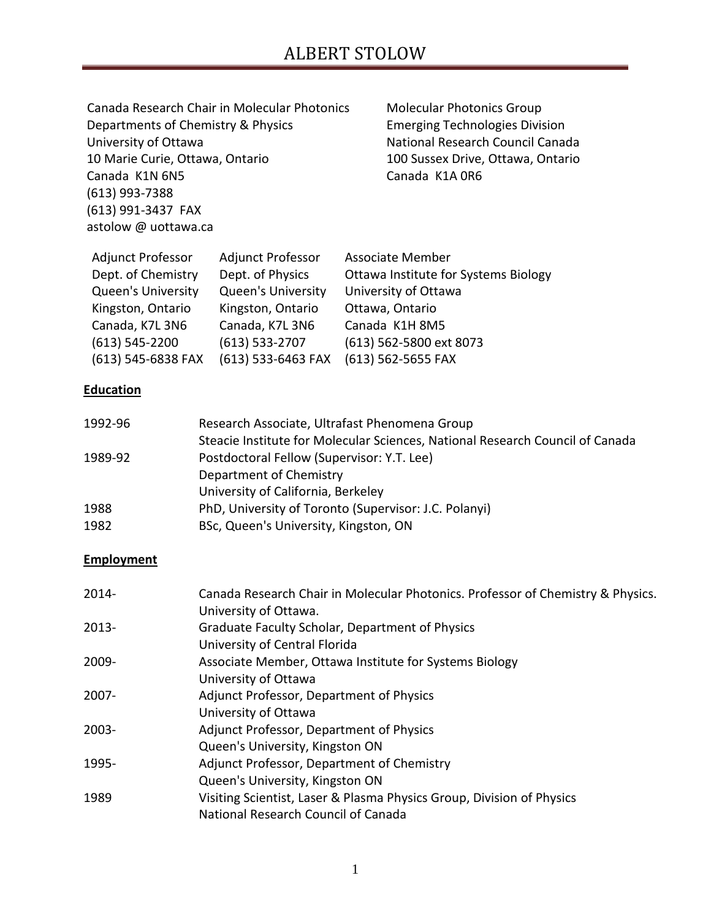# ALBERT STOLOW

Canada Research Chair in Molecular Photonics
Departments of Chemistry & Physics
University of Ottawa
10 Marie Curie, Ottawa, Ontario
Canada K1N 6N5
(613) 993-7388
(613) 991-3437 FAX
astolow @ uottawa.ca

Molecular Photonics Group
Emerging Technologies Division
National Research Council Canada
100 Sussex Drive, Ottawa, Ontario
Canada K1A 0R6

| | | |
|---|---|---|
| Adjunct Professor | Adjunct Professor | Associate Member |
| Dept. of Chemistry | Dept. of Physics | Ottawa Institute for Systems Biology |
| Queen's University | Queen's University | University of Ottawa |
| Kingston, Ontario | Kingston, Ontario | Ottawa, Ontario |
| Canada, K7L 3N6 | Canada, K7L 3N6 | Canada K1H 8M5 |
| (613) 545-2200 | (613) 533-2707 | (613) 562-5800 ext 8073 |
| (613) 545-6838 FAX | (613) 533-6463 FAX | (613) 562-5655 FAX |

## Education

| | |
|---|---|
| 1992-96 | Research Associate, Ultrafast Phenomena Group<br>Steacie Institute for Molecular Sciences, National Research Council of Canada |
| 1989-92 | Postdoctoral Fellow (Supervisor: Y.T. Lee)<br>Department of Chemistry<br>University of California, Berkeley |
| 1988 | PhD, University of Toronto (Supervisor: J.C. Polanyi) |
| 1982 | BSc, Queen's University, Kingston, ON |

## Employment

| | |
|---|---|
| 2014- | Canada Research Chair in Molecular Photonics. Professor of Chemistry & Physics.<br>University of Ottawa. |
| 2013- | Graduate Faculty Scholar, Department of Physics<br>University of Central Florida |
| 2009- | Associate Member, Ottawa Institute for Systems Biology<br>University of Ottawa |
| 2007- | Adjunct Professor, Department of Physics<br>University of Ottawa |
| 2003- | Adjunct Professor, Department of Physics<br>Queen's University, Kingston ON |
| 1995- | Adjunct Professor, Department of Chemistry<br>Queen's University, Kingston ON |
| 1989 | Visiting Scientist, Laser & Plasma Physics Group, Division of Physics<br>National Research Council of Canada |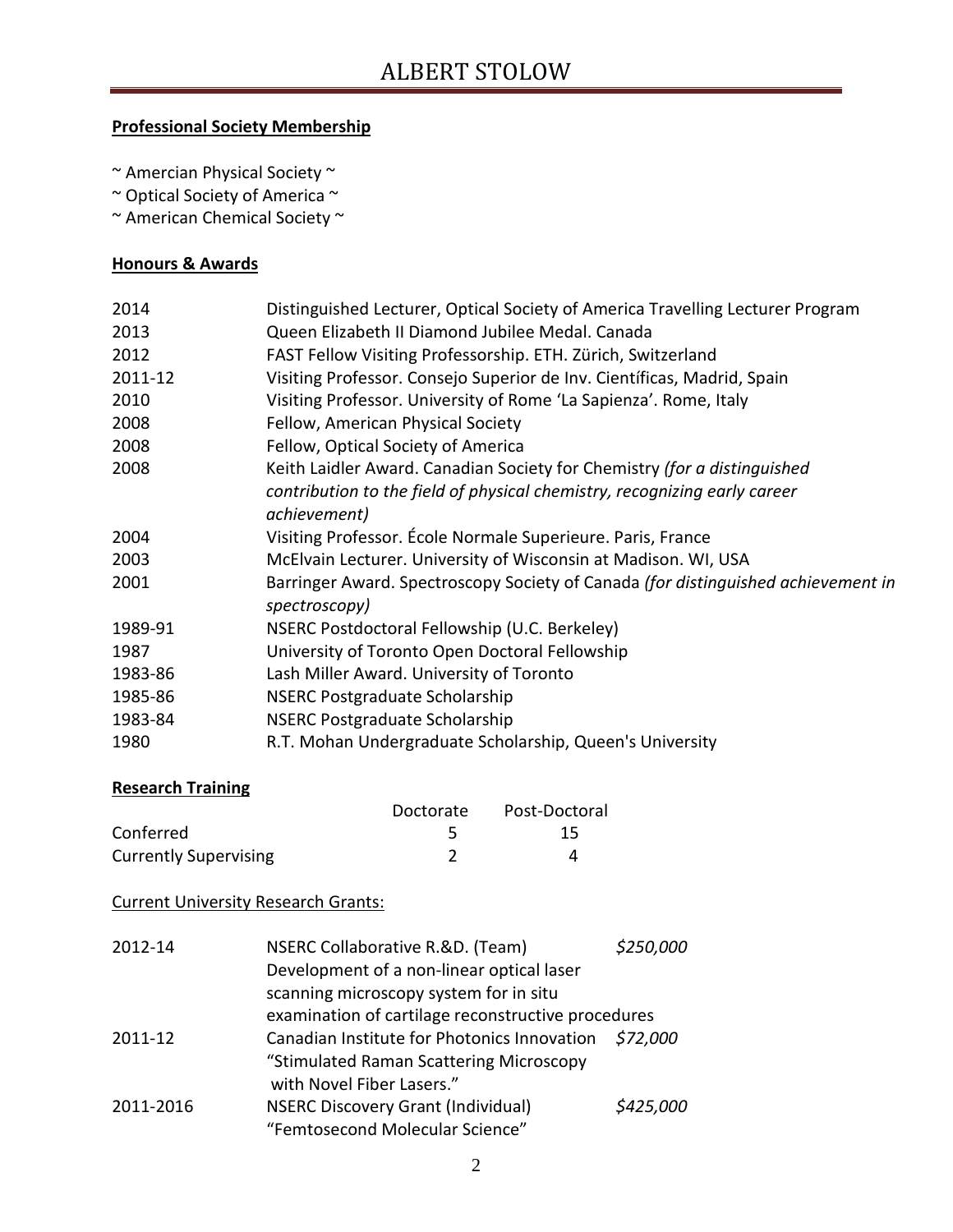**Professional Society Membership**

~ Amercian Physical Society ~
~ Optical Society of America ~
~ American Chemical Society ~

**Honours & Awards**

| | |
|---|---|
| 2014 | Distinguished Lecturer, Optical Society of America Travelling Lecturer Program |
| 2013 | Queen Elizabeth II Diamond Jubilee Medal. Canada |
| 2012 | FAST Fellow Visiting Professorship. ETH. Zürich, Switzerland |
| 2011-12 | Visiting Professor. Consejo Superior de Inv. Científicas, Madrid, Spain |
| 2010 | Visiting Professor. University of Rome 'La Sapienza'. Rome, Italy |
| 2008 | Fellow, American Physical Society |
| 2008 | Fellow, Optical Society of America |
| 2008 | Keith Laidler Award. Canadian Society for Chemistry *(for a distinguished contribution to the field of physical chemistry, recognizing early career achievement)* |
| 2004 | Visiting Professor. École Normale Superieure. Paris, France |
| 2003 | McElvain Lecturer. University of Wisconsin at Madison. WI, USA |
| 2001 | Barringer Award. Spectroscopy Society of Canada *(for distinguished achievement in spectroscopy)* |
| 1989-91 | NSERC Postdoctoral Fellowship (U.C. Berkeley) |
| 1987 | University of Toronto Open Doctoral Fellowship |
| 1983-86 | Lash Miller Award. University of Toronto |
| 1985-86 | NSERC Postgraduate Scholarship |
| 1983-84 | NSERC Postgraduate Scholarship |
| 1980 | R.T. Mohan Undergraduate Scholarship, Queen's University |

**Research Training**

| | Doctorate | Post-Doctoral |
|---|---|---|
| Conferred | 5 | 15 |
| Currently Supervising | 2 | 4 |

Current University Research Grants:

| | | |
|---|---|---|
| 2012-14 | NSERC Collaborative R.&D. (Team) Development of a non-linear optical laser scanning microscopy system for in situ examination of cartilage reconstructive procedures | *$250,000* |
| 2011-12 | Canadian Institute for Photonics Innovation "Stimulated Raman Scattering Microscopy with Novel Fiber Lasers." | *$72,000* |
| 2011-2016 | NSERC Discovery Grant (Individual) "Femtosecond Molecular Science" | *$425,000* |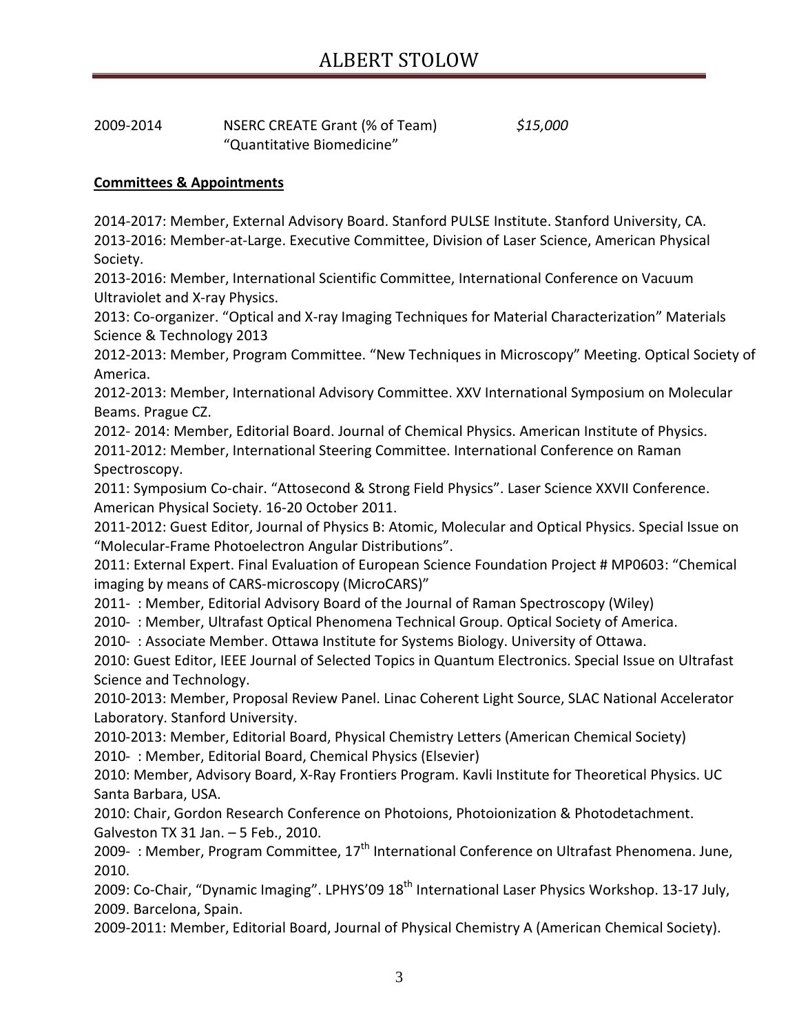| | | |
|---|---|---|
| 2009-2014 | NSERC CREATE Grant (% of Team)<br>"Quantitative Biomedicine" | *$15,000* |

**Committees & Appointments**

2014-2017: Member, External Advisory Board. Stanford PULSE Institute. Stanford University, CA.

2013-2016: Member-at-Large. Executive Committee, Division of Laser Science, American Physical Society.

2013-2016: Member, International Scientific Committee, International Conference on Vacuum Ultraviolet and X-ray Physics.

2013: Co-organizer. "Optical and X-ray Imaging Techniques for Material Characterization" Materials Science & Technology 2013

2012-2013: Member, Program Committee. "New Techniques in Microscopy" Meeting. Optical Society of America.

2012-2013: Member, International Advisory Committee. XXV International Symposium on Molecular Beams. Prague CZ.

2012- 2014: Member, Editorial Board. Journal of Chemical Physics. American Institute of Physics.

2011-2012: Member, International Steering Committee. International Conference on Raman Spectroscopy.

2011: Symposium Co-chair. "Attosecond & Strong Field Physics". Laser Science XXVII Conference. American Physical Society. 16-20 October 2011.

2011-2012: Guest Editor, Journal of Physics B: Atomic, Molecular and Optical Physics. Special Issue on "Molecular-Frame Photoelectron Angular Distributions".

2011: External Expert. Final Evaluation of European Science Foundation Project # MP0603: "Chemical imaging by means of CARS-microscopy (MicroCARS)"

2011- : Member, Editorial Advisory Board of the Journal of Raman Spectroscopy (Wiley)

2010- : Member, Ultrafast Optical Phenomena Technical Group. Optical Society of America.

2010- : Associate Member. Ottawa Institute for Systems Biology. University of Ottawa.

2010: Guest Editor, IEEE Journal of Selected Topics in Quantum Electronics. Special Issue on Ultrafast Science and Technology.

2010-2013: Member, Proposal Review Panel. Linac Coherent Light Source, SLAC National Accelerator Laboratory. Stanford University.

2010-2013: Member, Editorial Board, Physical Chemistry Letters (American Chemical Society)

2010- : Member, Editorial Board, Chemical Physics (Elsevier)

2010: Member, Advisory Board, X-Ray Frontiers Program. Kavli Institute for Theoretical Physics. UC Santa Barbara, USA.

2010: Chair, Gordon Research Conference on Photoions, Photoionization & Photodetachment. Galveston TX 31 Jan. – 5 Feb., 2010.

2009- : Member, Program Committee, 17th International Conference on Ultrafast Phenomena. June, 2010.

2009: Co-Chair, "Dynamic Imaging". LPHYS'09 18th International Laser Physics Workshop. 13-17 July, 2009. Barcelona, Spain.

2009-2011: Member, Editorial Board, Journal of Physical Chemistry A (American Chemical Society).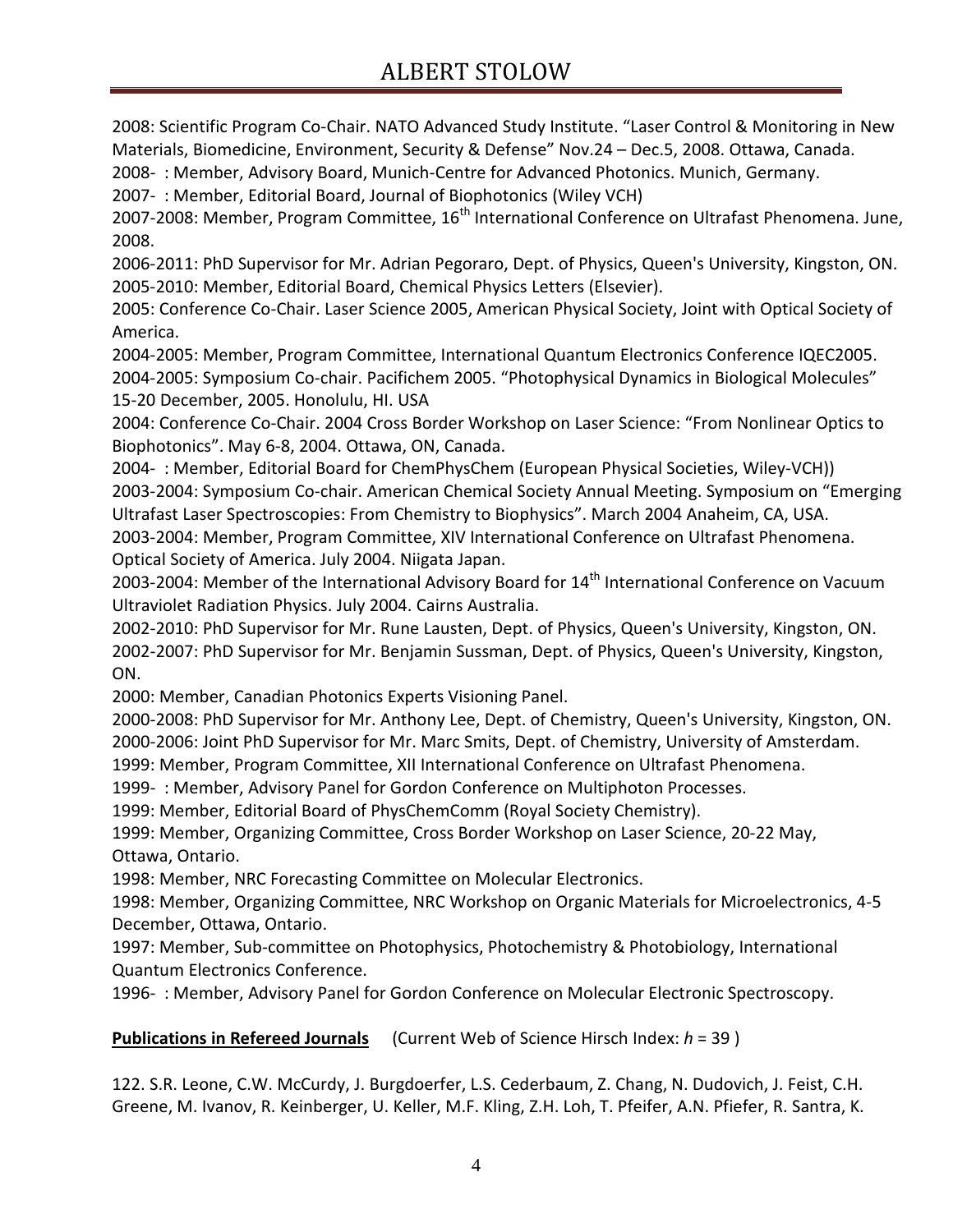2008: Scientific Program Co-Chair. NATO Advanced Study Institute. "Laser Control & Monitoring in New Materials, Biomedicine, Environment, Security & Defense" Nov.24 – Dec.5, 2008. Ottawa, Canada.
2008- : Member, Advisory Board, Munich-Centre for Advanced Photonics. Munich, Germany.
2007- : Member, Editorial Board, Journal of Biophotonics (Wiley VCH)
2007-2008: Member, Program Committee, 16th International Conference on Ultrafast Phenomena. June, 2008.
2006-2011: PhD Supervisor for Mr. Adrian Pegoraro, Dept. of Physics, Queen's University, Kingston, ON.
2005-2010: Member, Editorial Board, Chemical Physics Letters (Elsevier).
2005: Conference Co-Chair. Laser Science 2005, American Physical Society, Joint with Optical Society of America.
2004-2005: Member, Program Committee, International Quantum Electronics Conference IQEC2005.
2004-2005: Symposium Co-chair. Pacifichem 2005. "Photophysical Dynamics in Biological Molecules" 15-20 December, 2005. Honolulu, HI. USA
2004: Conference Co-Chair. 2004 Cross Border Workshop on Laser Science: "From Nonlinear Optics to Biophotonics". May 6-8, 2004. Ottawa, ON, Canada.
2004- : Member, Editorial Board for ChemPhysChem (European Physical Societies, Wiley-VCH))
2003-2004: Symposium Co-chair. American Chemical Society Annual Meeting. Symposium on "Emerging Ultrafast Laser Spectroscopies: From Chemistry to Biophysics". March 2004 Anaheim, CA, USA.
2003-2004: Member, Program Committee, XIV International Conference on Ultrafast Phenomena. Optical Society of America. July 2004. Niigata Japan.
2003-2004: Member of the International Advisory Board for 14th International Conference on Vacuum Ultraviolet Radiation Physics. July 2004. Cairns Australia.
2002-2010: PhD Supervisor for Mr. Rune Lausten, Dept. of Physics, Queen's University, Kingston, ON.
2002-2007: PhD Supervisor for Mr. Benjamin Sussman, Dept. of Physics, Queen's University, Kingston, ON.
2000: Member, Canadian Photonics Experts Visioning Panel.
2000-2008: PhD Supervisor for Mr. Anthony Lee, Dept. of Chemistry, Queen's University, Kingston, ON.
2000-2006: Joint PhD Supervisor for Mr. Marc Smits, Dept. of Chemistry, University of Amsterdam.
1999: Member, Program Committee, XII International Conference on Ultrafast Phenomena.
1999- : Member, Advisory Panel for Gordon Conference on Multiphoton Processes.
1999: Member, Editorial Board of PhysChemComm (Royal Society Chemistry).
1999: Member, Organizing Committee, Cross Border Workshop on Laser Science, 20-22 May, Ottawa, Ontario.
1998: Member, NRC Forecasting Committee on Molecular Electronics.
1998: Member, Organizing Committee, NRC Workshop on Organic Materials for Microelectronics, 4-5 December, Ottawa, Ontario.
1997: Member, Sub-committee on Photophysics, Photochemistry & Photobiology, International Quantum Electronics Conference.
1996- : Member, Advisory Panel for Gordon Conference on Molecular Electronic Spectroscopy.

**Publications in Refereed Journals** (Current Web of Science Hirsch Index: $h$ = 39 )

122. S.R. Leone, C.W. McCurdy, J. Burgdoerfer, L.S. Cederbaum, Z. Chang, N. Dudovich, J. Feist, C.H. Greene, M. Ivanov, R. Keinberger, U. Keller, M.F. Kling, Z.H. Loh, T. Pfeifer, A.N. Pfiefer, R. Santra, K.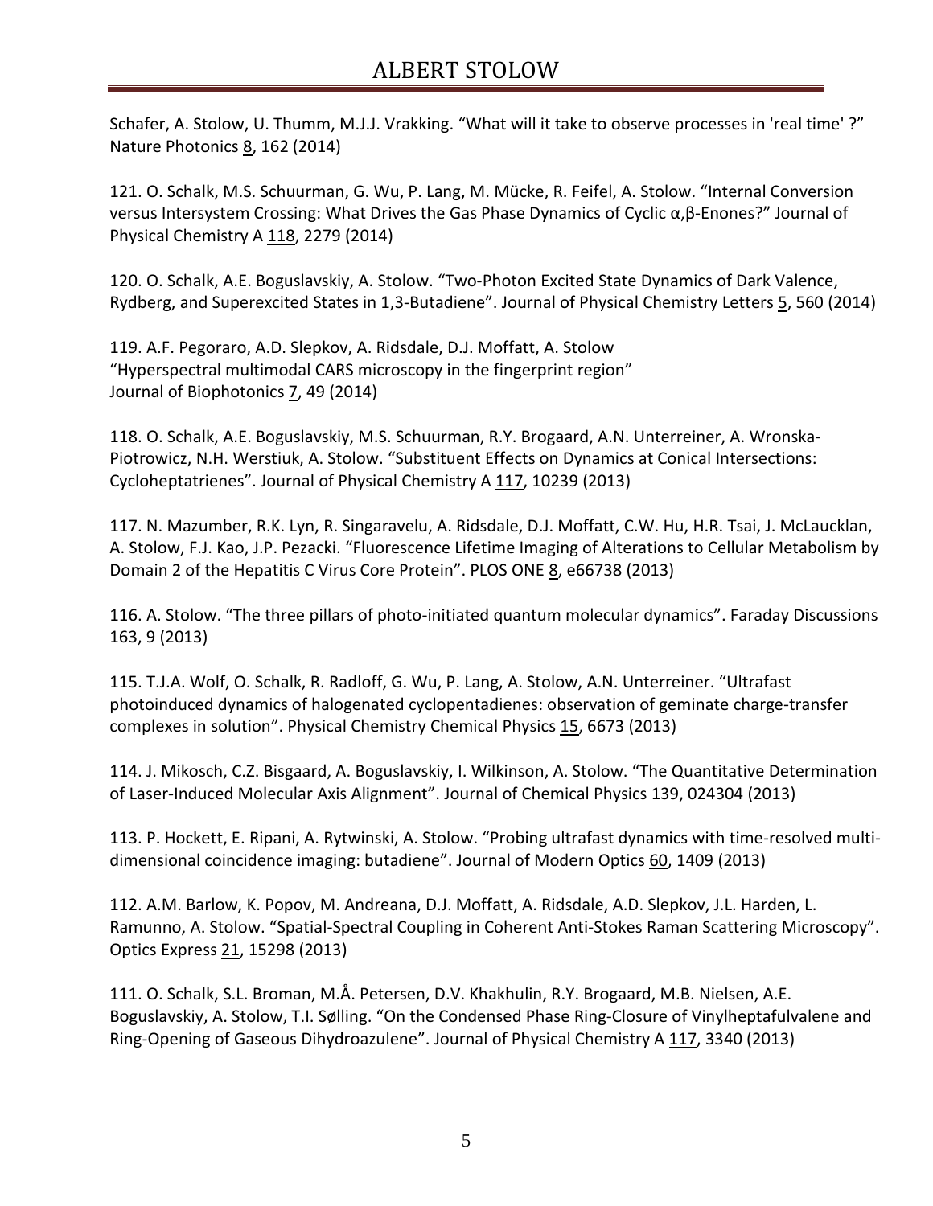Schafer, A. Stolow, U. Thumm, M.J.J. Vrakking. “What will it take to observe processes in 'real time' ?” Nature Photonics 8, 162 (2014)

121. O. Schalk, M.S. Schuurman, G. Wu, P. Lang, M. Mücke, R. Feifel, A. Stolow. “Internal Conversion versus Intersystem Crossing: What Drives the Gas Phase Dynamics of Cyclic α,β-Enones?” Journal of Physical Chemistry A 118, 2279 (2014)

120. O. Schalk, A.E. Boguslavskiy, A. Stolow. “Two-Photon Excited State Dynamics of Dark Valence, Rydberg, and Superexcited States in 1,3-Butadiene”. Journal of Physical Chemistry Letters 5, 560 (2014)

119. A.F. Pegoraro, A.D. Slepkov, A. Ridsdale, D.J. Moffatt, A. Stolow
“Hyperspectral multimodal CARS microscopy in the fingerprint region”
Journal of Biophotonics 7, 49 (2014)

118. O. Schalk, A.E. Boguslavskiy, M.S. Schuurman, R.Y. Brogaard, A.N. Unterreiner, A. Wronska-Piotrowicz, N.H. Werstiuk, A. Stolow. “Substituent Effects on Dynamics at Conical Intersections: Cycloheptatrienes”. Journal of Physical Chemistry A 117, 10239 (2013)

117. N. Mazumber, R.K. Lyn, R. Singaravelu, A. Ridsdale, D.J. Moffatt, C.W. Hu, H.R. Tsai, J. McLaucklan, A. Stolow, F.J. Kao, J.P. Pezacki. “Fluorescence Lifetime Imaging of Alterations to Cellular Metabolism by Domain 2 of the Hepatitis C Virus Core Protein”. PLOS ONE 8, e66738 (2013)

116. A. Stolow. “The three pillars of photo-initiated quantum molecular dynamics”. Faraday Discussions 163, 9 (2013)

115. T.J.A. Wolf, O. Schalk, R. Radloff, G. Wu, P. Lang, A. Stolow, A.N. Unterreiner. “Ultrafast photoinduced dynamics of halogenated cyclopentadienes: observation of geminate charge-transfer complexes in solution”. Physical Chemistry Chemical Physics 15, 6673 (2013)

114. J. Mikosch, C.Z. Bisgaard, A. Boguslavskiy, I. Wilkinson, A. Stolow. “The Quantitative Determination of Laser-Induced Molecular Axis Alignment”. Journal of Chemical Physics 139, 024304 (2013)

113. P. Hockett, E. Ripani, A. Rytwinski, A. Stolow. “Probing ultrafast dynamics with time-resolved multi-dimensional coincidence imaging: butadiene”. Journal of Modern Optics 60, 1409 (2013)

112. A.M. Barlow, K. Popov, M. Andreana, D.J. Moffatt, A. Ridsdale, A.D. Slepkov, J.L. Harden, L. Ramunno, A. Stolow. “Spatial-Spectral Coupling in Coherent Anti-Stokes Raman Scattering Microscopy”. Optics Express 21, 15298 (2013)

111. O. Schalk, S.L. Broman, M.Å. Petersen, D.V. Khakhulin, R.Y. Brogaard, M.B. Nielsen, A.E. Boguslavskiy, A. Stolow, T.I. Sølling. “On the Condensed Phase Ring-Closure of Vinylheptafulvalene and Ring-Opening of Gaseous Dihydroazulene”. Journal of Physical Chemistry A 117, 3340 (2013)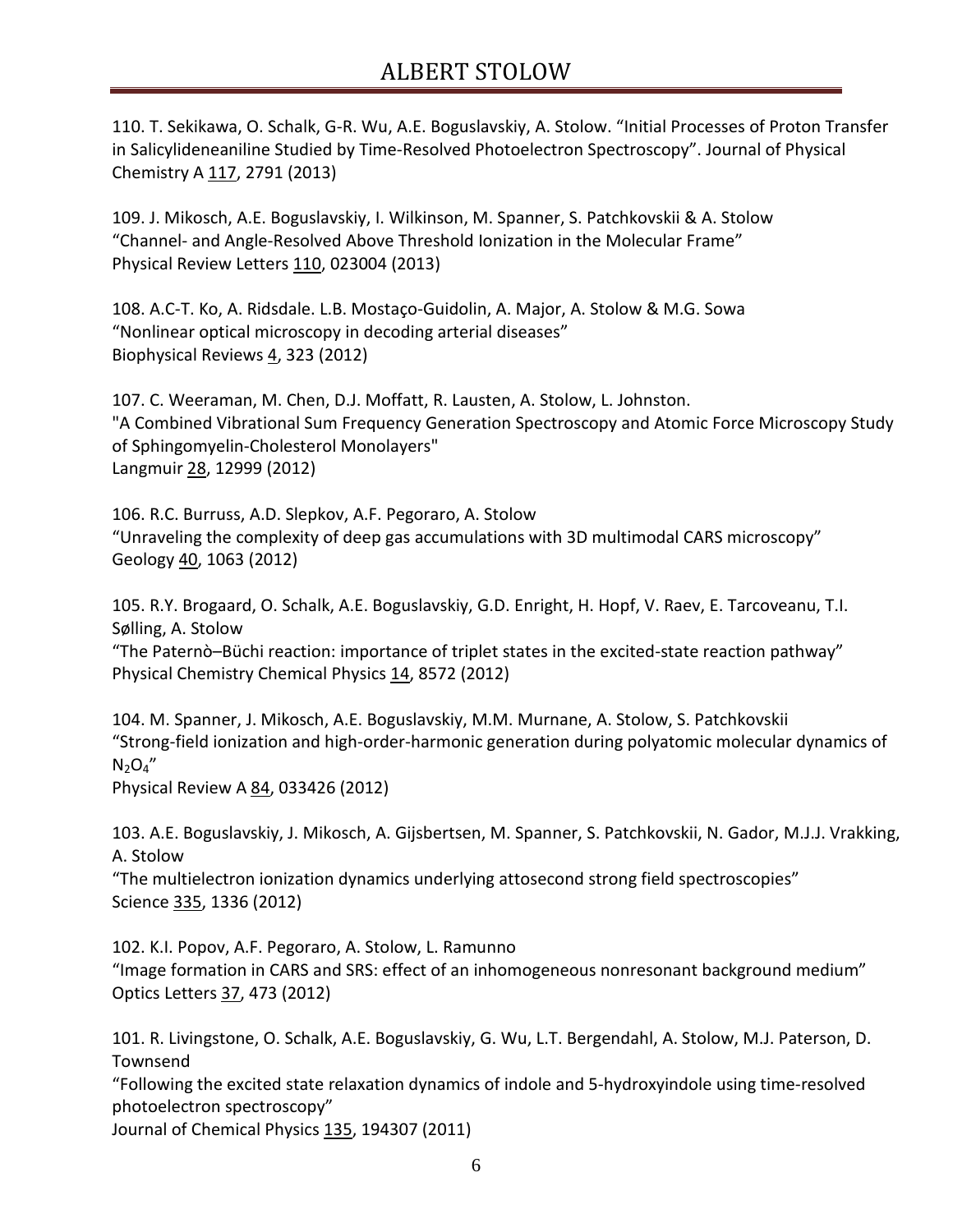110. T. Sekikawa, O. Schalk, G-R. Wu, A.E. Boguslavskiy, A. Stolow. "Initial Processes of Proton Transfer in Salicylideneaniline Studied by Time-Resolved Photoelectron Spectroscopy". Journal of Physical Chemistry A 117, 2791 (2013)

109. J. Mikosch, A.E. Boguslavskiy, I. Wilkinson, M. Spanner, S. Patchkovskii & A. Stolow "Channel- and Angle-Resolved Above Threshold Ionization in the Molecular Frame" Physical Review Letters 110, 023004 (2013)

108. A.C-T. Ko, A. Ridsdale. L.B. Mostaço-Guidolin, A. Major, A. Stolow & M.G. Sowa "Nonlinear optical microscopy in decoding arterial diseases" Biophysical Reviews 4, 323 (2012)

107. C. Weeraman, M. Chen, D.J. Moffatt, R. Lausten, A. Stolow, L. Johnston. "A Combined Vibrational Sum Frequency Generation Spectroscopy and Atomic Force Microscopy Study of Sphingomyelin-Cholesterol Monolayers" Langmuir 28, 12999 (2012)

106. R.C. Burruss, A.D. Slepkov, A.F. Pegoraro, A. Stolow "Unraveling the complexity of deep gas accumulations with 3D multimodal CARS microscopy" Geology 40, 1063 (2012)

105. R.Y. Brogaard, O. Schalk, A.E. Boguslavskiy, G.D. Enright, H. Hopf, V. Raev, E. Tarcoveanu, T.I. Sølling, A. Stolow "The Paternò–Büchi reaction: importance of triplet states in the excited-state reaction pathway" Physical Chemistry Chemical Physics 14, 8572 (2012)

104. M. Spanner, J. Mikosch, A.E. Boguslavskiy, M.M. Murnane, A. Stolow, S. Patchkovskii "Strong-field ionization and high-order-harmonic generation during polyatomic molecular dynamics of $N_2O_4$" Physical Review A 84, 033426 (2012)

103. A.E. Boguslavskiy, J. Mikosch, A. Gijsbertsen, M. Spanner, S. Patchkovskii, N. Gador, M.J.J. Vrakking, A. Stolow "The multielectron ionization dynamics underlying attosecond strong field spectroscopies" Science 335, 1336 (2012)

102. K.I. Popov, A.F. Pegoraro, A. Stolow, L. Ramunno "Image formation in CARS and SRS: effect of an inhomogeneous nonresonant background medium" Optics Letters 37, 473 (2012)

101. R. Livingstone, O. Schalk, A.E. Boguslavskiy, G. Wu, L.T. Bergendahl, A. Stolow, M.J. Paterson, D. Townsend "Following the excited state relaxation dynamics of indole and 5-hydroxyindole using time-resolved photoelectron spectroscopy" Journal of Chemical Physics 135, 194307 (2011)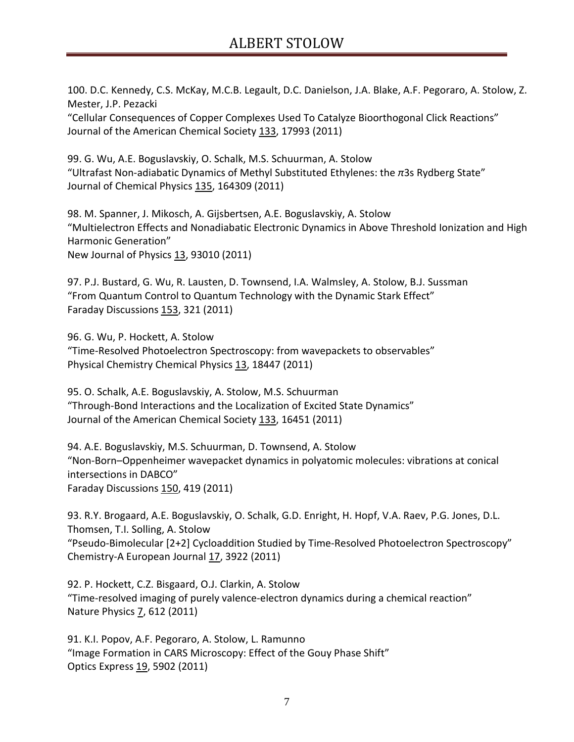100. D.C. Kennedy, C.S. McKay, M.C.B. Legault, D.C. Danielson, J.A. Blake, A.F. Pegoraro, A. Stolow, Z. Mester, J.P. Pezacki
"Cellular Consequences of Copper Complexes Used To Catalyze Bioorthogonal Click Reactions"
Journal of the American Chemical Society 133, 17993 (2011)

99. G. Wu, A.E. Boguslavskiy, O. Schalk, M.S. Schuurman, A. Stolow
"Ultrafast Non-adiabatic Dynamics of Methyl Substituted Ethylenes: the $\pi$3s Rydberg State"
Journal of Chemical Physics 135, 164309 (2011)

98. M. Spanner, J. Mikosch, A. Gijsbertsen, A.E. Boguslavskiy, A. Stolow
"Multielectron Effects and Nonadiabatic Electronic Dynamics in Above Threshold Ionization and High Harmonic Generation"
New Journal of Physics 13, 93010 (2011)

97. P.J. Bustard, G. Wu, R. Lausten, D. Townsend, I.A. Walmsley, A. Stolow, B.J. Sussman
"From Quantum Control to Quantum Technology with the Dynamic Stark Effect"
Faraday Discussions 153, 321 (2011)

96. G. Wu, P. Hockett, A. Stolow
"Time-Resolved Photoelectron Spectroscopy: from wavepackets to observables"
Physical Chemistry Chemical Physics 13, 18447 (2011)

95. O. Schalk, A.E. Boguslavskiy, A. Stolow, M.S. Schuurman
"Through-Bond Interactions and the Localization of Excited State Dynamics"
Journal of the American Chemical Society 133, 16451 (2011)

94. A.E. Boguslavskiy, M.S. Schuurman, D. Townsend, A. Stolow
"Non-Born–Oppenheimer wavepacket dynamics in polyatomic molecules: vibrations at conical intersections in DABCO"
Faraday Discussions 150, 419 (2011)

93. R.Y. Brogaard, A.E. Boguslavskiy, O. Schalk, G.D. Enright, H. Hopf, V.A. Raev, P.G. Jones, D.L. Thomsen, T.I. Solling, A. Stolow
"Pseudo-Bimolecular [2+2] Cycloaddition Studied by Time-Resolved Photoelectron Spectroscopy"
Chemistry-A European Journal 17, 3922 (2011)

92. P. Hockett, C.Z. Bisgaard, O.J. Clarkin, A. Stolow
"Time-resolved imaging of purely valence-electron dynamics during a chemical reaction"
Nature Physics 7, 612 (2011)

91. K.I. Popov, A.F. Pegoraro, A. Stolow, L. Ramunno
"Image Formation in CARS Microscopy: Effect of the Gouy Phase Shift"
Optics Express 19, 5902 (2011)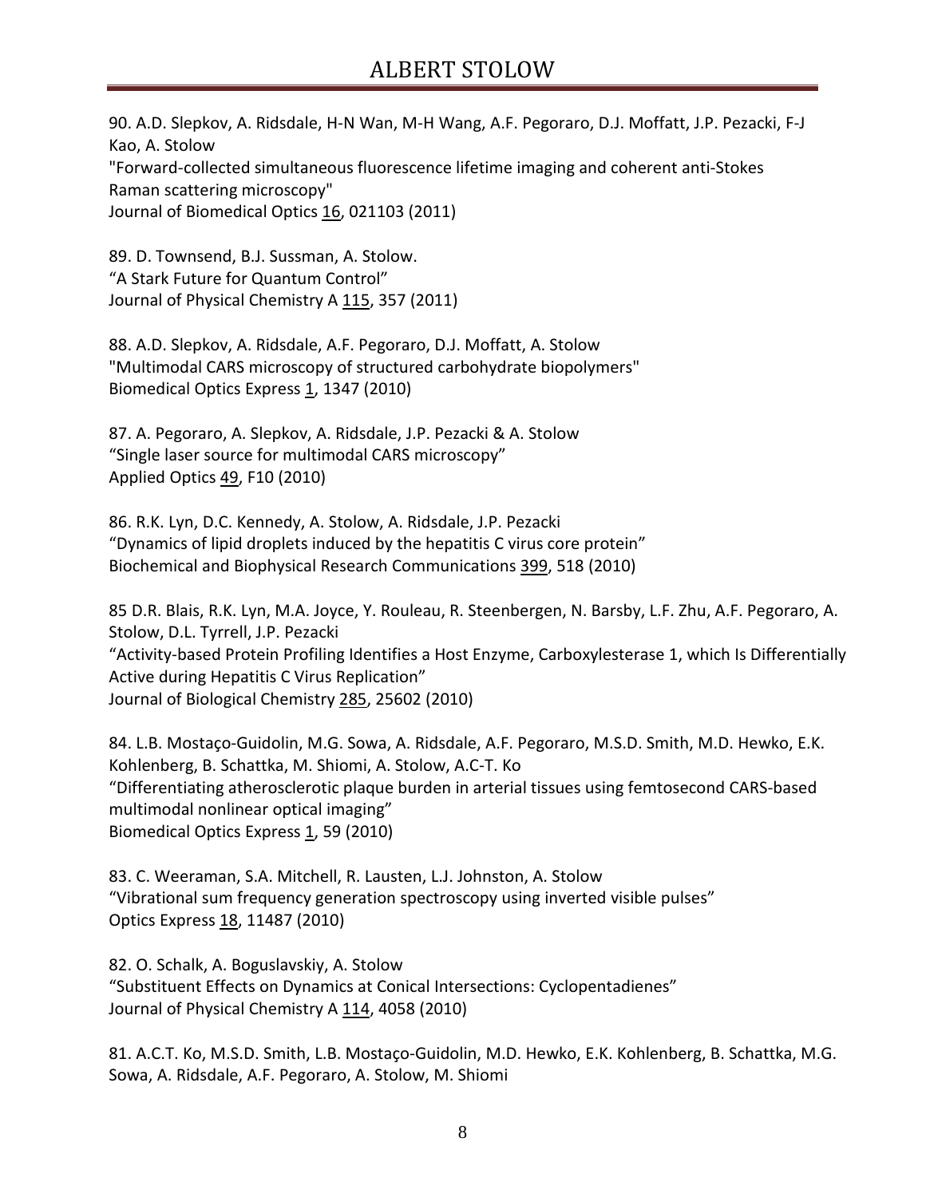90. A.D. Slepkov, A. Ridsdale, H-N Wan, M-H Wang, A.F. Pegoraro, D.J. Moffatt, J.P. Pezacki, F-J Kao, A. Stolow
"Forward-collected simultaneous fluorescence lifetime imaging and coherent anti-Stokes Raman scattering microscopy"
Journal of Biomedical Optics 16, 021103 (2011)

89. D. Townsend, B.J. Sussman, A. Stolow.
"A Stark Future for Quantum Control"
Journal of Physical Chemistry A 115, 357 (2011)

88. A.D. Slepkov, A. Ridsdale, A.F. Pegoraro, D.J. Moffatt, A. Stolow
"Multimodal CARS microscopy of structured carbohydrate biopolymers"
Biomedical Optics Express 1, 1347 (2010)

87. A. Pegoraro, A. Slepkov, A. Ridsdale, J.P. Pezacki & A. Stolow
"Single laser source for multimodal CARS microscopy"
Applied Optics 49, F10 (2010)

86. R.K. Lyn, D.C. Kennedy, A. Stolow, A. Ridsdale, J.P. Pezacki
"Dynamics of lipid droplets induced by the hepatitis C virus core protein"
Biochemical and Biophysical Research Communications 399, 518 (2010)

85 D.R. Blais, R.K. Lyn, M.A. Joyce, Y. Rouleau, R. Steenbergen, N. Barsby, L.F. Zhu, A.F. Pegoraro, A. Stolow, D.L. Tyrrell, J.P. Pezacki
"Activity-based Protein Profiling Identifies a Host Enzyme, Carboxylesterase 1, which Is Differentially Active during Hepatitis C Virus Replication"
Journal of Biological Chemistry 285, 25602 (2010)

84. L.B. Mostaço-Guidolin, M.G. Sowa, A. Ridsdale, A.F. Pegoraro, M.S.D. Smith, M.D. Hewko, E.K. Kohlenberg, B. Schattka, M. Shiomi, A. Stolow, A.C-T. Ko
"Differentiating atherosclerotic plaque burden in arterial tissues using femtosecond CARS-based multimodal nonlinear optical imaging"
Biomedical Optics Express 1, 59 (2010)

83. C. Weeraman, S.A. Mitchell, R. Lausten, L.J. Johnston, A. Stolow
"Vibrational sum frequency generation spectroscopy using inverted visible pulses"
Optics Express 18, 11487 (2010)

82. O. Schalk, A. Boguslavskiy, A. Stolow
"Substituent Effects on Dynamics at Conical Intersections: Cyclopentadienes"
Journal of Physical Chemistry A 114, 4058 (2010)

81. A.C.T. Ko, M.S.D. Smith, L.B. Mostaço-Guidolin, M.D. Hewko, E.K. Kohlenberg, B. Schattka, M.G. Sowa, A. Ridsdale, A.F. Pegoraro, A. Stolow, M. Shiomi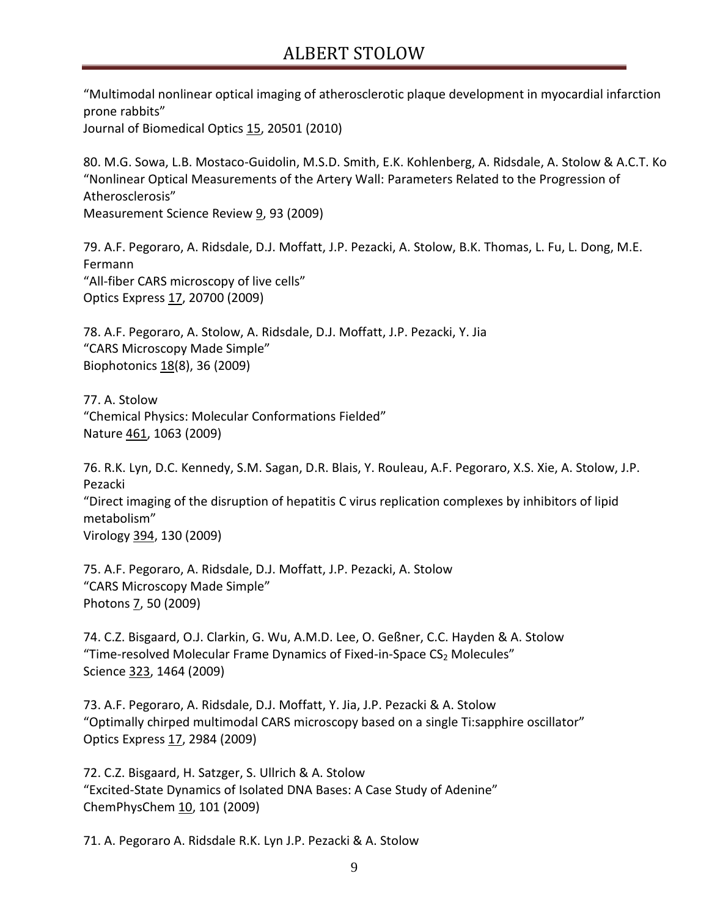"Multimodal nonlinear optical imaging of atherosclerotic plaque development in myocardial infarction prone rabbits"
Journal of Biomedical Optics 15, 20501 (2010)

80. M.G. Sowa, L.B. Mostaco-Guidolin, M.S.D. Smith, E.K. Kohlenberg, A. Ridsdale, A. Stolow & A.C.T. Ko
"Nonlinear Optical Measurements of the Artery Wall: Parameters Related to the Progression of Atherosclerosis"
Measurement Science Review 9, 93 (2009)

79. A.F. Pegoraro, A. Ridsdale, D.J. Moffatt, J.P. Pezacki, A. Stolow, B.K. Thomas, L. Fu, L. Dong, M.E. Fermann
"All-fiber CARS microscopy of live cells"
Optics Express 17, 20700 (2009)

78. A.F. Pegoraro, A. Stolow, A. Ridsdale, D.J. Moffatt, J.P. Pezacki, Y. Jia
"CARS Microscopy Made Simple"
Biophotonics 18(8), 36 (2009)

77. A. Stolow
"Chemical Physics: Molecular Conformations Fielded"
Nature 461, 1063 (2009)

76. R.K. Lyn, D.C. Kennedy, S.M. Sagan, D.R. Blais, Y. Rouleau, A.F. Pegoraro, X.S. Xie, A. Stolow, J.P. Pezacki
"Direct imaging of the disruption of hepatitis C virus replication complexes by inhibitors of lipid metabolism"
Virology 394, 130 (2009)

75. A.F. Pegoraro, A. Ridsdale, D.J. Moffatt, J.P. Pezacki, A. Stolow
"CARS Microscopy Made Simple"
Photons 7, 50 (2009)

74. C.Z. Bisgaard, O.J. Clarkin, G. Wu, A.M.D. Lee, O. Geßner, C.C. Hayden & A. Stolow
"Time-resolved Molecular Frame Dynamics of Fixed-in-Space $CS_2$ Molecules"
Science 323, 1464 (2009)

73. A.F. Pegoraro, A. Ridsdale, D.J. Moffatt, Y. Jia, J.P. Pezacki & A. Stolow
"Optimally chirped multimodal CARS microscopy based on a single Ti:sapphire oscillator"
Optics Express 17, 2984 (2009)

72. C.Z. Bisgaard, H. Satzger, S. Ullrich & A. Stolow
"Excited-State Dynamics of Isolated DNA Bases: A Case Study of Adenine"
ChemPhysChem 10, 101 (2009)

71. A. Pegoraro A. Ridsdale R.K. Lyn J.P. Pezacki & A. Stolow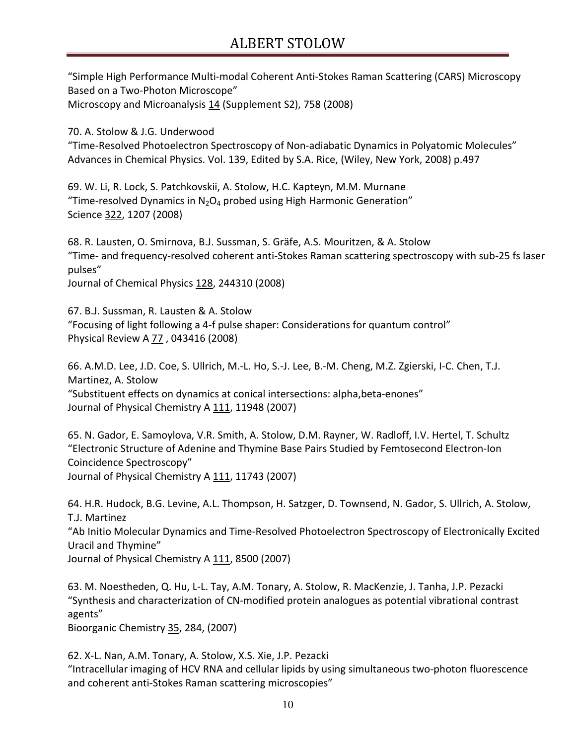"Simple High Performance Multi-modal Coherent Anti-Stokes Raman Scattering (CARS) Microscopy Based on a Two-Photon Microscope"
Microscopy and Microanalysis 14 (Supplement S2), 758 (2008)

70. A. Stolow & J.G. Underwood
"Time-Resolved Photoelectron Spectroscopy of Non-adiabatic Dynamics in Polyatomic Molecules"
Advances in Chemical Physics. Vol. 139, Edited by S.A. Rice, (Wiley, New York, 2008) p.497

69. W. Li, R. Lock, S. Patchkovskii, A. Stolow, H.C. Kapteyn, M.M. Murnane
"Time-resolved Dynamics in $N_2O_4$ probed using High Harmonic Generation"
Science 322, 1207 (2008)

68. R. Lausten, O. Smirnova, B.J. Sussman, S. Gräfe, A.S. Mouritzen, & A. Stolow
"Time- and frequency-resolved coherent anti-Stokes Raman scattering spectroscopy with sub-25 fs laser pulses"
Journal of Chemical Physics 128, 244310 (2008)

67. B.J. Sussman, R. Lausten & A. Stolow
"Focusing of light following a 4-f pulse shaper: Considerations for quantum control"
Physical Review A 77 , 043416 (2008)

66. A.M.D. Lee, J.D. Coe, S. Ullrich, M.-L. Ho, S.-J. Lee, B.-M. Cheng, M.Z. Zgierski, I-C. Chen, T.J. Martinez, A. Stolow
"Substituent effects on dynamics at conical intersections: alpha,beta-enones"
Journal of Physical Chemistry A 111, 11948 (2007)

65. N. Gador, E. Samoylova, V.R. Smith, A. Stolow, D.M. Rayner, W. Radloff, I.V. Hertel, T. Schultz
"Electronic Structure of Adenine and Thymine Base Pairs Studied by Femtosecond Electron-Ion Coincidence Spectroscopy"
Journal of Physical Chemistry A 111, 11743 (2007)

64. H.R. Hudock, B.G. Levine, A.L. Thompson, H. Satzger, D. Townsend, N. Gador, S. Ullrich, A. Stolow, T.J. Martinez
"Ab Initio Molecular Dynamics and Time-Resolved Photoelectron Spectroscopy of Electronically Excited Uracil and Thymine"
Journal of Physical Chemistry A 111, 8500 (2007)

63. M. Noestheden, Q. Hu, L-L. Tay, A.M. Tonary, A. Stolow, R. MacKenzie, J. Tanha, J.P. Pezacki
"Synthesis and characterization of CN-modified protein analogues as potential vibrational contrast agents"
Bioorganic Chemistry 35, 284, (2007)

62. X-L. Nan, A.M. Tonary, A. Stolow, X.S. Xie, J.P. Pezacki
"Intracellular imaging of HCV RNA and cellular lipids by using simultaneous two-photon fluorescence and coherent anti-Stokes Raman scattering microscopies"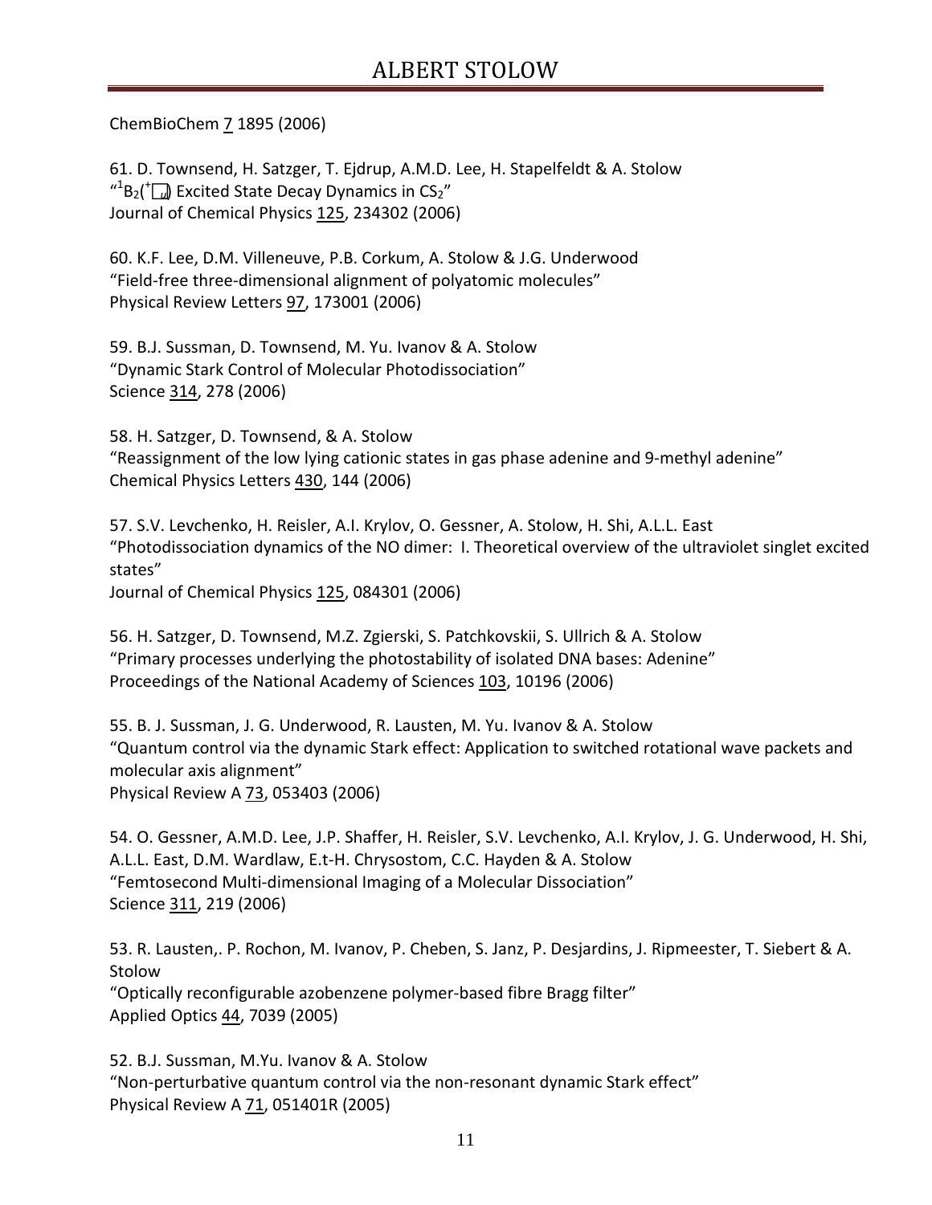ChemBioChem 7 1895 (2006)

61. D. Townsend, H. Satzger, T. Ejdrup, A.M.D. Lee, H. Stapelfeldt & A. Stolow
"$^1B_2(^1\Sigma_u^+)$ Excited State Decay Dynamics in $CS_2$"
Journal of Chemical Physics 125, 234302 (2006)

60. K.F. Lee, D.M. Villeneuve, P.B. Corkum, A. Stolow & J.G. Underwood
"Field-free three-dimensional alignment of polyatomic molecules"
Physical Review Letters 97, 173001 (2006)

59. B.J. Sussman, D. Townsend, M. Yu. Ivanov & A. Stolow
"Dynamic Stark Control of Molecular Photodissociation"
Science 314, 278 (2006)

58. H. Satzger, D. Townsend, & A. Stolow
"Reassignment of the low lying cationic states in gas phase adenine and 9-methyl adenine"
Chemical Physics Letters 430, 144 (2006)

57. S.V. Levchenko, H. Reisler, A.I. Krylov, O. Gessner, A. Stolow, H. Shi, A.L.L. East
"Photodissociation dynamics of the NO dimer: I. Theoretical overview of the ultraviolet singlet excited states"
Journal of Chemical Physics 125, 084301 (2006)

56. H. Satzger, D. Townsend, M.Z. Zgierski, S. Patchkovskii, S. Ullrich & A. Stolow
"Primary processes underlying the photostability of isolated DNA bases: Adenine"
Proceedings of the National Academy of Sciences 103, 10196 (2006)

55. B. J. Sussman, J. G. Underwood, R. Lausten, M. Yu. Ivanov & A. Stolow
"Quantum control via the dynamic Stark effect: Application to switched rotational wave packets and molecular axis alignment"
Physical Review A 73, 053403 (2006)

54. O. Gessner, A.M.D. Lee, J.P. Shaffer, H. Reisler, S.V. Levchenko, A.I. Krylov, J. G. Underwood, H. Shi, A.L.L. East, D.M. Wardlaw, E.t-H. Chrysostom, C.C. Hayden & A. Stolow
"Femtosecond Multi-dimensional Imaging of a Molecular Dissociation"
Science 311, 219 (2006)

53. R. Lausten,. P. Rochon, M. Ivanov, P. Cheben, S. Janz, P. Desjardins, J. Ripmeester, T. Siebert & A. Stolow
"Optically reconfigurable azobenzene polymer-based fibre Bragg filter"
Applied Optics 44, 7039 (2005)

52. B.J. Sussman, M.Yu. Ivanov & A. Stolow
"Non-perturbative quantum control via the non-resonant dynamic Stark effect"
Physical Review A 71, 051401R (2005)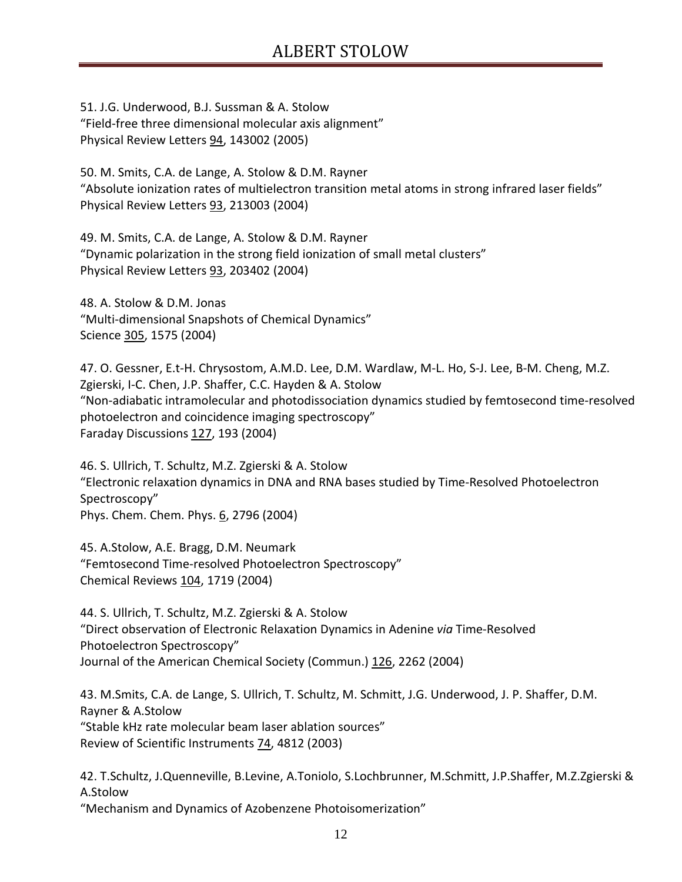51. J.G. Underwood, B.J. Sussman & A. Stolow
"Field-free three dimensional molecular axis alignment"
Physical Review Letters 94, 143002 (2005)

50. M. Smits, C.A. de Lange, A. Stolow & D.M. Rayner
"Absolute ionization rates of multielectron transition metal atoms in strong infrared laser fields"
Physical Review Letters 93, 213003 (2004)

49. M. Smits, C.A. de Lange, A. Stolow & D.M. Rayner
"Dynamic polarization in the strong field ionization of small metal clusters"
Physical Review Letters 93, 203402 (2004)

48. A. Stolow & D.M. Jonas
"Multi-dimensional Snapshots of Chemical Dynamics"
Science 305, 1575 (2004)

47. O. Gessner, E.t-H. Chrysostom, A.M.D. Lee, D.M. Wardlaw, M-L. Ho, S-J. Lee, B-M. Cheng, M.Z. Zgierski, I-C. Chen, J.P. Shaffer, C.C. Hayden & A. Stolow
"Non-adiabatic intramolecular and photodissociation dynamics studied by femtosecond time-resolved photoelectron and coincidence imaging spectroscopy"
Faraday Discussions 127, 193 (2004)

46. S. Ullrich, T. Schultz, M.Z. Zgierski & A. Stolow
"Electronic relaxation dynamics in DNA and RNA bases studied by Time-Resolved Photoelectron Spectroscopy"
Phys. Chem. Chem. Phys. 6, 2796 (2004)

45. A.Stolow, A.E. Bragg, D.M. Neumark
"Femtosecond Time-resolved Photoelectron Spectroscopy"
Chemical Reviews 104, 1719 (2004)

44. S. Ullrich, T. Schultz, M.Z. Zgierski & A. Stolow
"Direct observation of Electronic Relaxation Dynamics in Adenine *via* Time-Resolved Photoelectron Spectroscopy"
Journal of the American Chemical Society (Commun.) 126, 2262 (2004)

43. M.Smits, C.A. de Lange, S. Ullrich, T. Schultz, M. Schmitt, J.G. Underwood, J. P. Shaffer, D.M. Rayner & A.Stolow
"Stable kHz rate molecular beam laser ablation sources"
Review of Scientific Instruments 74, 4812 (2003)

42. T.Schultz, J.Quenneville, B.Levine, A.Toniolo, S.Lochbrunner, M.Schmitt, J.P.Shaffer, M.Z.Zgierski & A.Stolow
"Mechanism and Dynamics of Azobenzene Photoisomerization"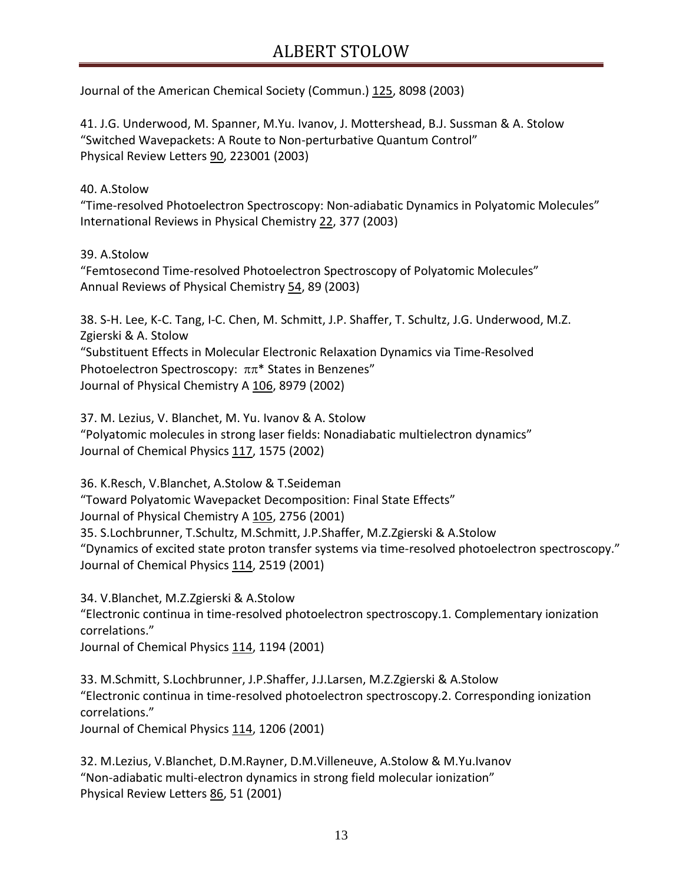Journal of the American Chemical Society (Commun.) 125, 8098 (2003)

41. J.G. Underwood, M. Spanner, M.Yu. Ivanov, J. Mottershead, B.J. Sussman & A. Stolow
"Switched Wavepackets: A Route to Non-perturbative Quantum Control"
Physical Review Letters 90, 223001 (2003)

40. A.Stolow
"Time-resolved Photoelectron Spectroscopy: Non-adiabatic Dynamics in Polyatomic Molecules"
International Reviews in Physical Chemistry 22, 377 (2003)

39. A.Stolow
"Femtosecond Time-resolved Photoelectron Spectroscopy of Polyatomic Molecules"
Annual Reviews of Physical Chemistry 54, 89 (2003)

38. S-H. Lee, K-C. Tang, I-C. Chen, M. Schmitt, J.P. Shaffer, T. Schultz, J.G. Underwood, M.Z. Zgierski & A. Stolow
"Substituent Effects in Molecular Electronic Relaxation Dynamics via Time-Resolved Photoelectron Spectroscopy: $\pi\pi^*$ States in Benzenes"
Journal of Physical Chemistry A 106, 8979 (2002)

37. M. Lezius, V. Blanchet, M. Yu. Ivanov & A. Stolow
"Polyatomic molecules in strong laser fields: Nonadiabatic multielectron dynamics"
Journal of Chemical Physics 117, 1575 (2002)

36. K.Resch, V.Blanchet, A.Stolow & T.Seideman
"Toward Polyatomic Wavepacket Decomposition: Final State Effects"
Journal of Physical Chemistry A 105, 2756 (2001)

35. S.Lochbrunner, T.Schultz, M.Schmitt, J.P.Shaffer, M.Z.Zgierski & A.Stolow
"Dynamics of excited state proton transfer systems via time-resolved photoelectron spectroscopy."
Journal of Chemical Physics 114, 2519 (2001)

34. V.Blanchet, M.Z.Zgierski & A.Stolow
"Electronic continua in time-resolved photoelectron spectroscopy.1. Complementary ionization correlations."
Journal of Chemical Physics 114, 1194 (2001)

33. M.Schmitt, S.Lochbrunner, J.P.Shaffer, J.J.Larsen, M.Z.Zgierski & A.Stolow
"Electronic continua in time-resolved photoelectron spectroscopy.2. Corresponding ionization correlations."
Journal of Chemical Physics 114, 1206 (2001)

32. M.Lezius, V.Blanchet, D.M.Rayner, D.M.Villeneuve, A.Stolow & M.Yu.Ivanov
"Non-adiabatic multi-electron dynamics in strong field molecular ionization"
Physical Review Letters 86, 51 (2001)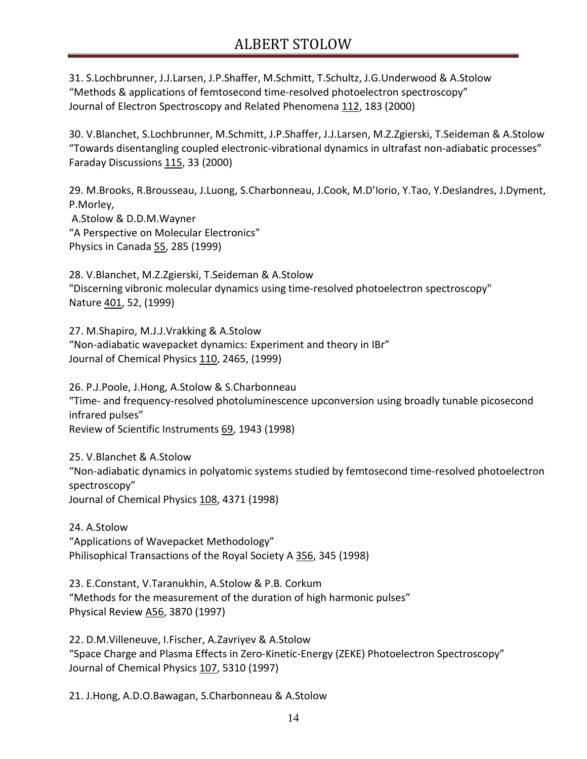31. S.Lochbrunner, J.J.Larsen, J.P.Shaffer, M.Schmitt, T.Schultz, J.G.Underwood & A.Stolow
"Methods & applications of femtosecond time-resolved photoelectron spectroscopy"
Journal of Electron Spectroscopy and Related Phenomena 112, 183 (2000)

30. V.Blanchet, S.Lochbrunner, M.Schmitt, J.P.Shaffer, J.J.Larsen, M.Z.Zgierski, T.Seideman & A.Stolow
"Towards disentangling coupled electronic-vibrational dynamics in ultrafast non-adiabatic processes"
Faraday Discussions 115, 33 (2000)

29. M.Brooks, R.Brousseau, J.Luong, S.Charbonneau, J.Cook, M.D'Iorio, Y.Tao, Y.Deslandres, J.Dyment, P.Morley,
A.Stolow & D.D.M.Wayner
"A Perspective on Molecular Electronics"
Physics in Canada 55, 285 (1999)

28. V.Blanchet, M.Z.Zgierski, T.Seideman & A.Stolow
"Discerning vibronic molecular dynamics using time-resolved photoelectron spectroscopy"
Nature 401, 52, (1999)

27. M.Shapiro, M.J.J.Vrakking & A.Stolow
"Non-adiabatic wavepacket dynamics: Experiment and theory in IBr"
Journal of Chemical Physics 110, 2465, (1999)

26. P.J.Poole, J.Hong, A.Stolow & S.Charbonneau
"Time- and frequency-resolved photoluminescence upconversion using broadly tunable picosecond infrared pulses"
Review of Scientific Instruments 69, 1943 (1998)

25. V.Blanchet & A.Stolow
"Non-adiabatic dynamics in polyatomic systems studied by femtosecond time-resolved photoelectron spectroscopy"
Journal of Chemical Physics 108, 4371 (1998)

24. A.Stolow
"Applications of Wavepacket Methodology"
Philisophical Transactions of the Royal Society A 356, 345 (1998)

23. E.Constant, V.Taranukhin, A.Stolow & P.B. Corkum
"Methods for the measurement of the duration of high harmonic pulses"
Physical Review A56, 3870 (1997)

22. D.M.Villeneuve, I.Fischer, A.Zavriyev & A.Stolow
"Space Charge and Plasma Effects in Zero-Kinetic-Energy (ZEKE) Photoelectron Spectroscopy"
Journal of Chemical Physics 107, 5310 (1997)

21. J.Hong, A.D.O.Bawagan, S.Charbonneau & A.Stolow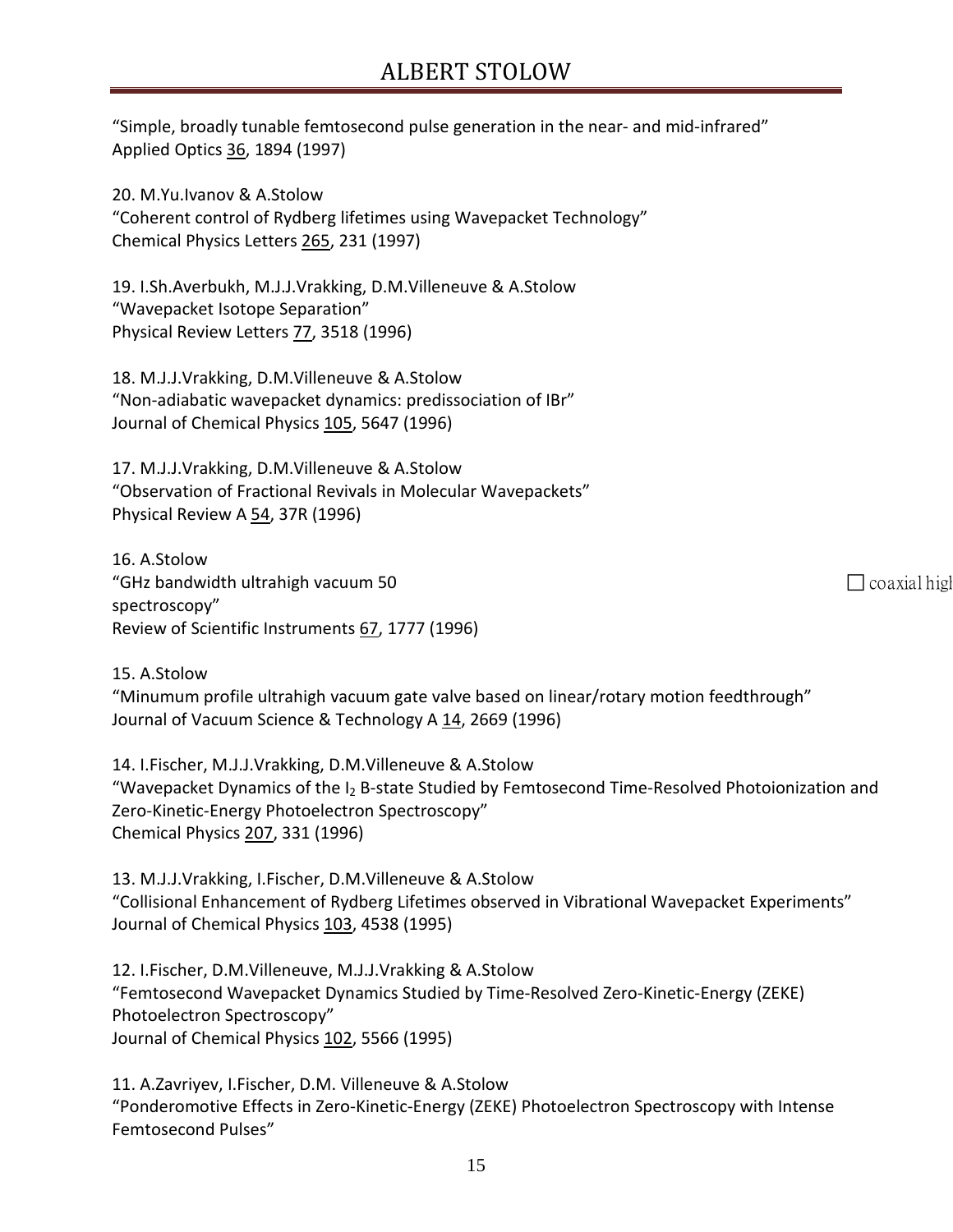"Simple, broadly tunable femtosecond pulse generation in the near- and mid-infrared"
Applied Optics 36, 1894 (1997)

20. M.Yu.Ivanov & A.Stolow
"Coherent control of Rydberg lifetimes using Wavepacket Technology"
Chemical Physics Letters 265, 231 (1997)

19. I.Sh.Averbukh, M.J.J.Vrakking, D.M.Villeneuve & A.Stolow
"Wavepacket Isotope Separation"
Physical Review Letters 77, 3518 (1996)

18. M.J.J.Vrakking, D.M.Villeneuve & A.Stolow
"Non-adiabatic wavepacket dynamics: predissociation of IBr"
Journal of Chemical Physics 105, 5647 (1996)

17. M.J.J.Vrakking, D.M.Villeneuve & A.Stolow
"Observation of Fractional Revivals in Molecular Wavepackets"
Physical Review A 54, 37R (1996)

16. A.Stolow
"GHz bandwidth ultrahigh vacuum 50 ☐ coaxial high
spectroscopy"
Review of Scientific Instruments 67, 1777 (1996)

15. A.Stolow
"Minumum profile ultrahigh vacuum gate valve based on linear/rotary motion feedthrough"
Journal of Vacuum Science & Technology A 14, 2669 (1996)

14. I.Fischer, M.J.J.Vrakking, D.M.Villeneuve & A.Stolow
"Wavepacket Dynamics of the $I_2$ B-state Studied by Femtosecond Time-Resolved Photoionization and Zero-Kinetic-Energy Photoelectron Spectroscopy"
Chemical Physics 207, 331 (1996)

13. M.J.J.Vrakking, I.Fischer, D.M.Villeneuve & A.Stolow
"Collisional Enhancement of Rydberg Lifetimes observed in Vibrational Wavepacket Experiments"
Journal of Chemical Physics 103, 4538 (1995)

12. I.Fischer, D.M.Villeneuve, M.J.J.Vrakking & A.Stolow
"Femtosecond Wavepacket Dynamics Studied by Time-Resolved Zero-Kinetic-Energy (ZEKE) Photoelectron Spectroscopy"
Journal of Chemical Physics 102, 5566 (1995)

11. A.Zavriyev, I.Fischer, D.M. Villeneuve & A.Stolow
"Ponderomotive Effects in Zero-Kinetic-Energy (ZEKE) Photoelectron Spectroscopy with Intense Femtosecond Pulses"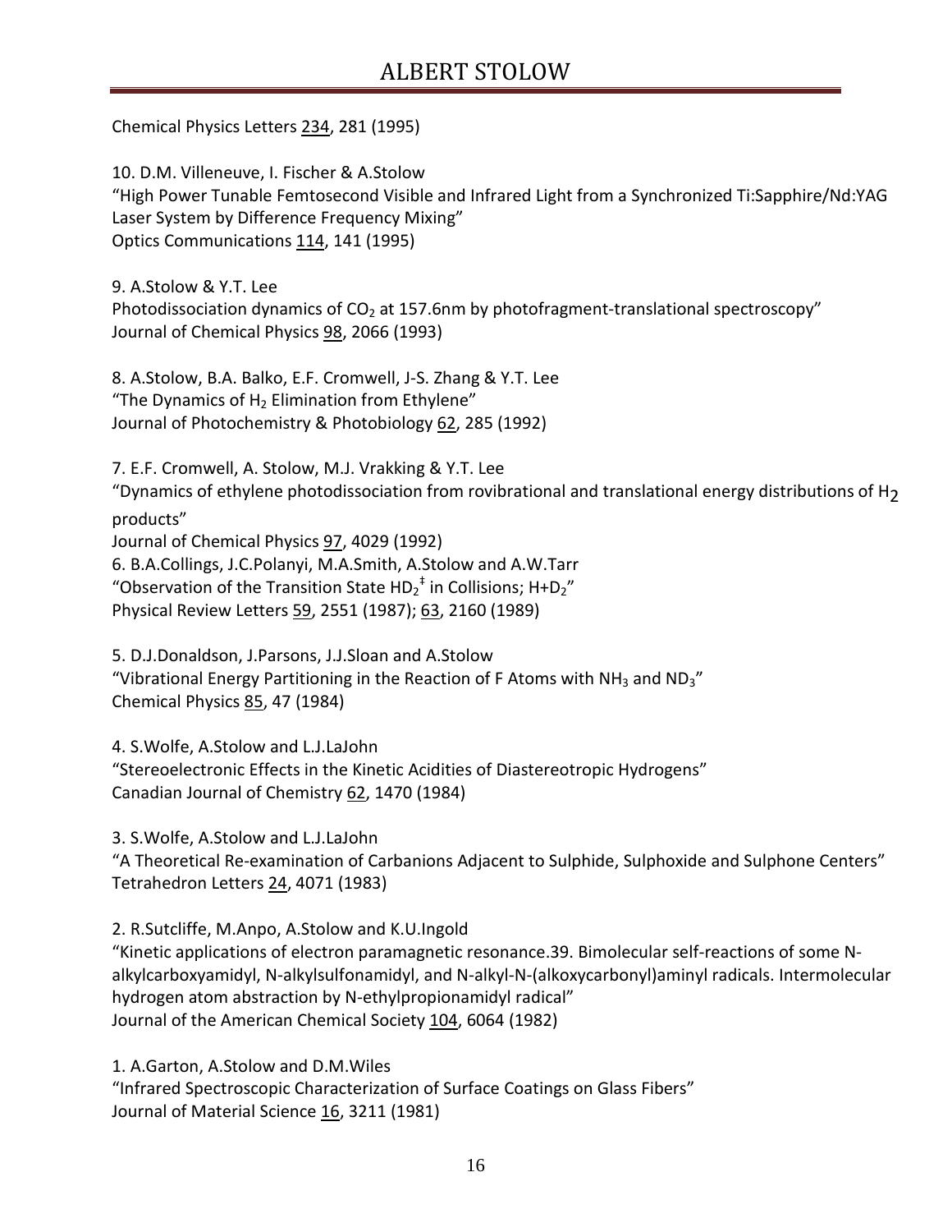Chemical Physics Letters 234, 281 (1995)

10. D.M. Villeneuve, I. Fischer & A.Stolow
"High Power Tunable Femtosecond Visible and Infrared Light from a Synchronized Ti:Sapphire/Nd:YAG Laser System by Difference Frequency Mixing"
Optics Communications 114, 141 (1995)

9. A.Stolow & Y.T. Lee
Photodissociation dynamics of $CO_2$ at 157.6nm by photofragment-translational spectroscopy"
Journal of Chemical Physics 98, 2066 (1993)

8. A.Stolow, B.A. Balko, E.F. Cromwell, J-S. Zhang & Y.T. Lee
"The Dynamics of $H_2$ Elimination from Ethylene"
Journal of Photochemistry & Photobiology 62, 285 (1992)

7. E.F. Cromwell, A. Stolow, M.J. Vrakking & Y.T. Lee
"Dynamics of ethylene photodissociation from rovibrational and translational energy distributions of $H_2$ products"
Journal of Chemical Physics 97, 4029 (1992)

6. B.A.Collings, J.C.Polanyi, M.A.Smith, A.Stolow and A.W.Tarr
"Observation of the Transition State $HD_2^{\ddagger}$ in Collisions; $H+D_2$"
Physical Review Letters 59, 2551 (1987); 63, 2160 (1989)

5. D.J.Donaldson, J.Parsons, J.J.Sloan and A.Stolow
"Vibrational Energy Partitioning in the Reaction of F Atoms with $NH_3$ and $ND_3$"
Chemical Physics 85, 47 (1984)

4. S.Wolfe, A.Stolow and L.J.LaJohn
"Stereoelectronic Effects in the Kinetic Acidities of Diastereotropic Hydrogens"
Canadian Journal of Chemistry 62, 1470 (1984)

3. S.Wolfe, A.Stolow and L.J.LaJohn
"A Theoretical Re-examination of Carbanions Adjacent to Sulphide, Sulphoxide and Sulphone Centers"
Tetrahedron Letters 24, 4071 (1983)

2. R.Sutcliffe, M.Anpo, A.Stolow and K.U.Ingold
"Kinetic applications of electron paramagnetic resonance.39. Bimolecular self-reactions of some N-alkylcarboxyamidyl, N-alkylsulfonamidyl, and N-alkyl-N-(alkoxycarbonyl)aminyl radicals. Intermolecular hydrogen atom abstraction by N-ethylpropionamidyl radical"
Journal of the American Chemical Society 104, 6064 (1982)

1. A.Garton, A.Stolow and D.M.Wiles
"Infrared Spectroscopic Characterization of Surface Coatings on Glass Fibers"
Journal of Material Science 16, 3211 (1981)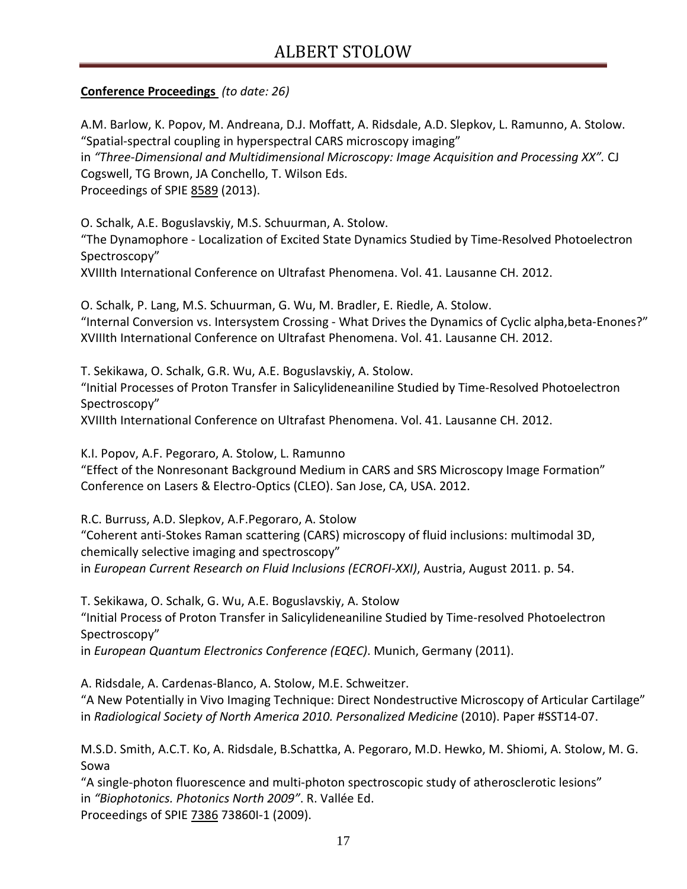**Conference Proceedings** *(to date: 26)*

A.M. Barlow, K. Popov, M. Andreana, D.J. Moffatt, A. Ridsdale, A.D. Slepkov, L. Ramunno, A. Stolow.
"Spatial-spectral coupling in hyperspectral CARS microscopy imaging"
in *"Three-Dimensional and Multidimensional Microscopy: Image Acquisition and Processing XX".* CJ Cogswell, TG Brown, JA Conchello, T. Wilson Eds.
Proceedings of SPIE 8589 (2013).

O. Schalk, A.E. Boguslavskiy, M.S. Schuurman, A. Stolow.
"The Dynamophore - Localization of Excited State Dynamics Studied by Time-Resolved Photoelectron Spectroscopy"
XVIIIth International Conference on Ultrafast Phenomena. Vol. 41. Lausanne CH. 2012.

O. Schalk, P. Lang, M.S. Schuurman, G. Wu, M. Bradler, E. Riedle, A. Stolow.
"Internal Conversion vs. Intersystem Crossing - What Drives the Dynamics of Cyclic alpha,beta-Enones?"
XVIIIth International Conference on Ultrafast Phenomena. Vol. 41. Lausanne CH. 2012.

T. Sekikawa, O. Schalk, G.R. Wu, A.E. Boguslavskiy, A. Stolow.
"Initial Processes of Proton Transfer in Salicylideneaniline Studied by Time-Resolved Photoelectron Spectroscopy"
XVIIIth International Conference on Ultrafast Phenomena. Vol. 41. Lausanne CH. 2012.

K.I. Popov, A.F. Pegoraro, A. Stolow, L. Ramunno
"Effect of the Nonresonant Background Medium in CARS and SRS Microscopy Image Formation"
Conference on Lasers & Electro-Optics (CLEO). San Jose, CA, USA. 2012.

R.C. Burruss, A.D. Slepkov, A.F.Pegoraro, A. Stolow
"Coherent anti-Stokes Raman scattering (CARS) microscopy of fluid inclusions: multimodal 3D, chemically selective imaging and spectroscopy"
in *European Current Research on Fluid Inclusions (ECROFI-XXI)*, Austria, August 2011. p. 54.

T. Sekikawa, O. Schalk, G. Wu, A.E. Boguslavskiy, A. Stolow
"Initial Process of Proton Transfer in Salicylideneaniline Studied by Time-resolved Photoelectron Spectroscopy"
in *European Quantum Electronics Conference (EQEC)*. Munich, Germany (2011).

A. Ridsdale, A. Cardenas-Blanco, A. Stolow, M.E. Schweitzer.
"A New Potentially in Vivo Imaging Technique: Direct Nondestructive Microscopy of Articular Cartilage"
in *Radiological Society of North America 2010. Personalized Medicine* (2010). Paper #SST14-07.

M.S.D. Smith, A.C.T. Ko, A. Ridsdale, B.Schattka, A. Pegoraro, M.D. Hewko, M. Shiomi, A. Stolow, M. G. Sowa
"A single-photon fluorescence and multi-photon spectroscopic study of atherosclerotic lesions"
in *"Biophotonics. Photonics North 2009"*. R. Vallée Ed.
Proceedings of SPIE 7386 73860I-1 (2009).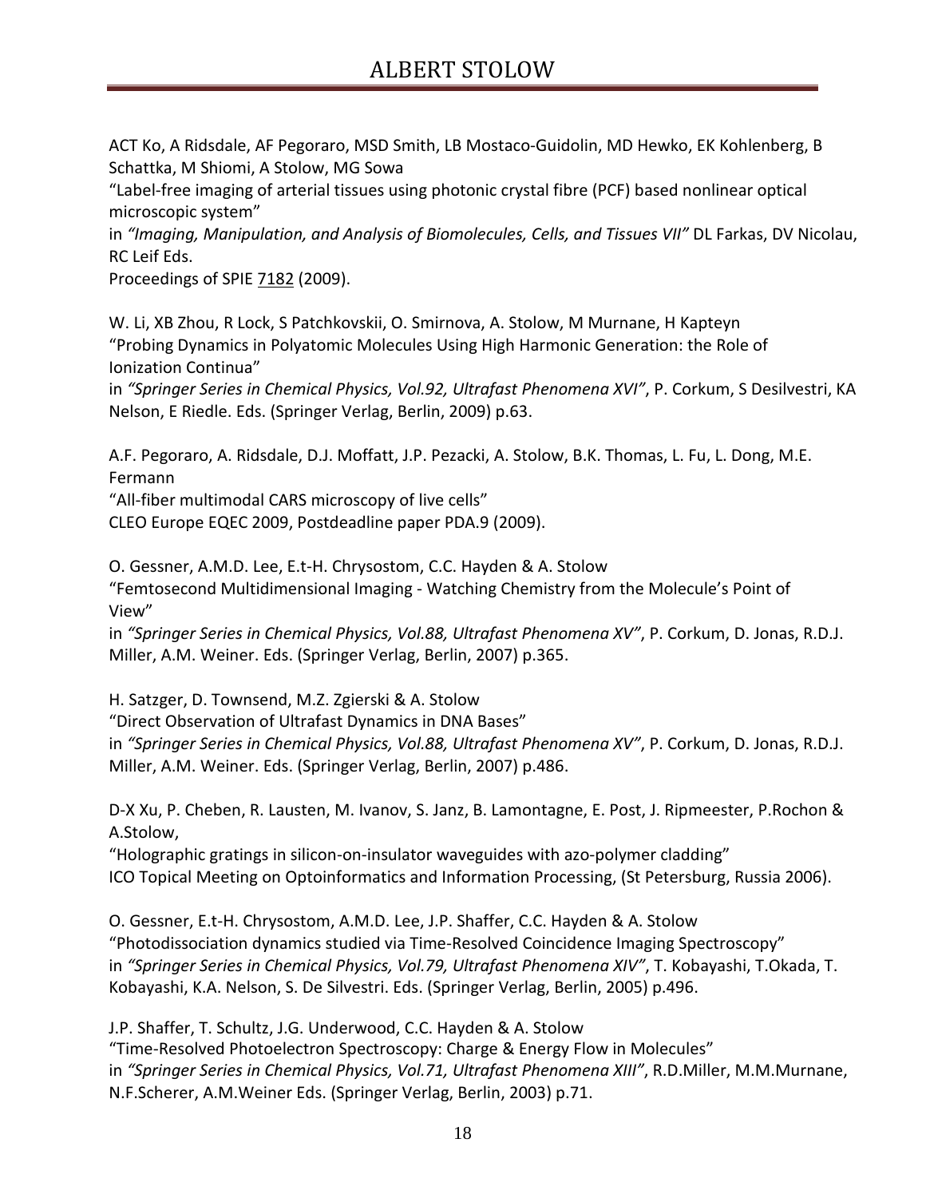ACT Ko, A Ridsdale, AF Pegoraro, MSD Smith, LB Mostaco-Guidolin, MD Hewko, EK Kohlenberg, B Schattka, M Shiomi, A Stolow, MG Sowa
"Label-free imaging of arterial tissues using photonic crystal fibre (PCF) based nonlinear optical microscopic system"
in *"Imaging, Manipulation, and Analysis of Biomolecules, Cells, and Tissues VII"* DL Farkas, DV Nicolau, RC Leif Eds.
Proceedings of SPIE 7182 (2009).

W. Li, XB Zhou, R Lock, S Patchkovskii, O. Smirnova, A. Stolow, M Murnane, H Kapteyn
"Probing Dynamics in Polyatomic Molecules Using High Harmonic Generation: the Role of Ionization Continua"
in *"Springer Series in Chemical Physics, Vol.92, Ultrafast Phenomena XVI"*, P. Corkum, S Desilvestri, KA Nelson, E Riedle. Eds. (Springer Verlag, Berlin, 2009) p.63.

A.F. Pegoraro, A. Ridsdale, D.J. Moffatt, J.P. Pezacki, A. Stolow, B.K. Thomas, L. Fu, L. Dong, M.E. Fermann
"All-fiber multimodal CARS microscopy of live cells"
CLEO Europe EQEC 2009, Postdeadline paper PDA.9 (2009).

O. Gessner, A.M.D. Lee, E.t-H. Chrysostom, C.C. Hayden & A. Stolow
"Femtosecond Multidimensional Imaging - Watching Chemistry from the Molecule's Point of View"
in *"Springer Series in Chemical Physics, Vol.88, Ultrafast Phenomena XV"*, P. Corkum, D. Jonas, R.D.J. Miller, A.M. Weiner. Eds. (Springer Verlag, Berlin, 2007) p.365.

H. Satzger, D. Townsend, M.Z. Zgierski & A. Stolow
"Direct Observation of Ultrafast Dynamics in DNA Bases"
in *"Springer Series in Chemical Physics, Vol.88, Ultrafast Phenomena XV"*, P. Corkum, D. Jonas, R.D.J. Miller, A.M. Weiner. Eds. (Springer Verlag, Berlin, 2007) p.486.

D-X Xu, P. Cheben, R. Lausten, M. Ivanov, S. Janz, B. Lamontagne, E. Post, J. Ripmeester, P.Rochon & A.Stolow,
"Holographic gratings in silicon-on-insulator waveguides with azo-polymer cladding"
ICO Topical Meeting on Optoinformatics and Information Processing, (St Petersburg, Russia 2006).

O. Gessner, E.t-H. Chrysostom, A.M.D. Lee, J.P. Shaffer, C.C. Hayden & A. Stolow
"Photodissociation dynamics studied via Time-Resolved Coincidence Imaging Spectroscopy"
in *"Springer Series in Chemical Physics, Vol.79, Ultrafast Phenomena XIV"*, T. Kobayashi, T.Okada, T. Kobayashi, K.A. Nelson, S. De Silvestri. Eds. (Springer Verlag, Berlin, 2005) p.496.

J.P. Shaffer, T. Schultz, J.G. Underwood, C.C. Hayden & A. Stolow
"Time-Resolved Photoelectron Spectroscopy: Charge & Energy Flow in Molecules"
in *"Springer Series in Chemical Physics, Vol.71, Ultrafast Phenomena XIII"*, R.D.Miller, M.M.Murnane, N.F.Scherer, A.M.Weiner Eds. (Springer Verlag, Berlin, 2003) p.71.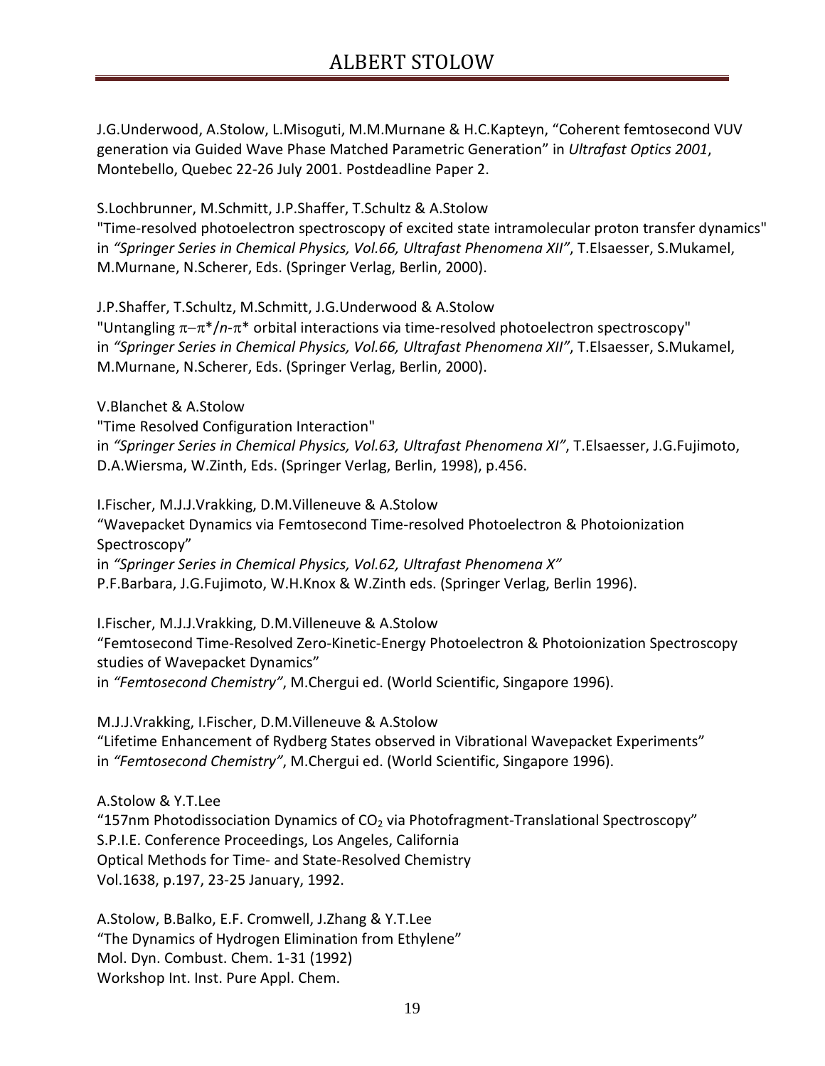J.G.Underwood, A.Stolow, L.Misoguti, M.M.Murnane & H.C.Kapteyn, “Coherent femtosecond VUV generation via Guided Wave Phase Matched Parametric Generation” in *Ultrafast Optics 2001*, Montebello, Quebec 22-26 July 2001. Postdeadline Paper 2.

S.Lochbrunner, M.Schmitt, J.P.Shaffer, T.Schultz & A.Stolow
"Time-resolved photoelectron spectroscopy of excited state intramolecular proton transfer dynamics" in *“Springer Series in Chemical Physics, Vol.66, Ultrafast Phenomena XII”*, T.Elsaesser, S.Mukamel, M.Murnane, N.Scherer, Eds. (Springer Verlag, Berlin, 2000).

J.P.Shaffer, T.Schultz, M.Schmitt, J.G.Underwood & A.Stolow
"Untangling $\pi-\pi^*$/$n$-$\pi^*$ orbital interactions via time-resolved photoelectron spectroscopy" in *“Springer Series in Chemical Physics, Vol.66, Ultrafast Phenomena XII”*, T.Elsaesser, S.Mukamel, M.Murnane, N.Scherer, Eds. (Springer Verlag, Berlin, 2000).

V.Blanchet & A.Stolow
"Time Resolved Configuration Interaction"
in *“Springer Series in Chemical Physics, Vol.63, Ultrafast Phenomena XI”*, T.Elsaesser, J.G.Fujimoto, D.A.Wiersma, W.Zinth, Eds. (Springer Verlag, Berlin, 1998), p.456.

I.Fischer, M.J.J.Vrakking, D.M.Villeneuve & A.Stolow
“Wavepacket Dynamics via Femtosecond Time-resolved Photoelectron & Photoionization Spectroscopy”
in *“Springer Series in Chemical Physics, Vol.62, Ultrafast Phenomena X”*
P.F.Barbara, J.G.Fujimoto, W.H.Knox & W.Zinth eds. (Springer Verlag, Berlin 1996).

I.Fischer, M.J.J.Vrakking, D.M.Villeneuve & A.Stolow
“Femtosecond Time-Resolved Zero-Kinetic-Energy Photoelectron & Photoionization Spectroscopy studies of Wavepacket Dynamics”
in *“Femtosecond Chemistry”*, M.Chergui ed. (World Scientific, Singapore 1996).

M.J.J.Vrakking, I.Fischer, D.M.Villeneuve & A.Stolow
“Lifetime Enhancement of Rydberg States observed in Vibrational Wavepacket Experiments”
in *“Femtosecond Chemistry”*, M.Chergui ed. (World Scientific, Singapore 1996).

A.Stolow & Y.T.Lee
“157nm Photodissociation Dynamics of $CO_2$ via Photofragment-Translational Spectroscopy”
S.P.I.E. Conference Proceedings, Los Angeles, California
Optical Methods for Time- and State-Resolved Chemistry
Vol.1638, p.197, 23-25 January, 1992.

A.Stolow, B.Balko, E.F. Cromwell, J.Zhang & Y.T.Lee
“The Dynamics of Hydrogen Elimination from Ethylene”
Mol. Dyn. Combust. Chem. 1-31 (1992)
Workshop Int. Inst. Pure Appl. Chem.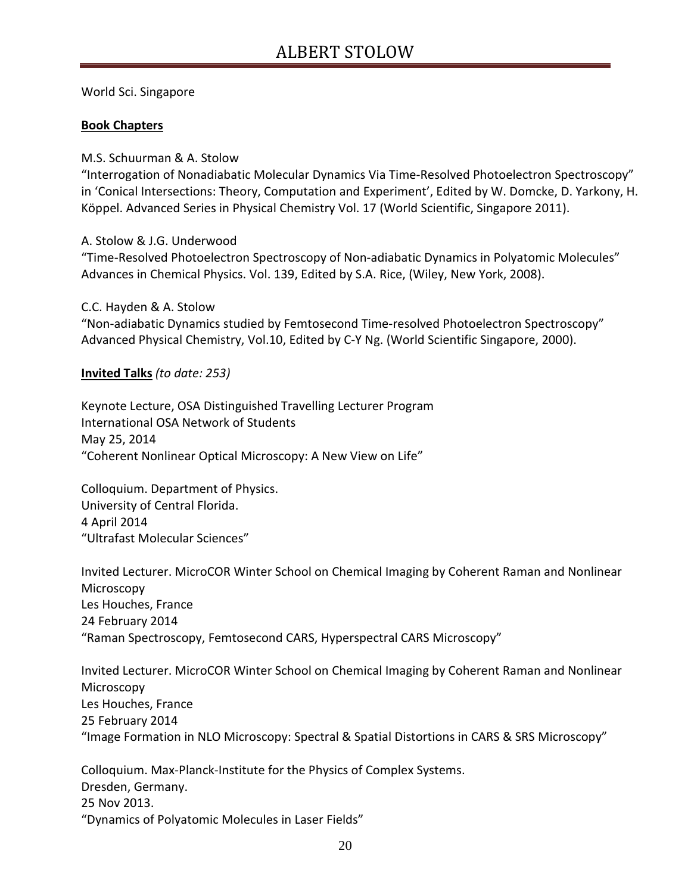World Sci. Singapore

**Book Chapters**

M.S. Schuurman & A. Stolow
"Interrogation of Nonadiabatic Molecular Dynamics Via Time-Resolved Photoelectron Spectroscopy" in 'Conical Intersections: Theory, Computation and Experiment', Edited by W. Domcke, D. Yarkony, H. Köppel. Advanced Series in Physical Chemistry Vol. 17 (World Scientific, Singapore 2011).

A. Stolow & J.G. Underwood
"Time-Resolved Photoelectron Spectroscopy of Non-adiabatic Dynamics in Polyatomic Molecules" Advances in Chemical Physics. Vol. 139, Edited by S.A. Rice, (Wiley, New York, 2008).

C.C. Hayden & A. Stolow
"Non-adiabatic Dynamics studied by Femtosecond Time-resolved Photoelectron Spectroscopy" Advanced Physical Chemistry, Vol.10, Edited by C-Y Ng. (World Scientific Singapore, 2000).

**Invited Talks** *(to date: 253)*

Keynote Lecture, OSA Distinguished Travelling Lecturer Program
International OSA Network of Students
May 25, 2014
"Coherent Nonlinear Optical Microscopy: A New View on Life"

Colloquium. Department of Physics.
University of Central Florida.
4 April 2014
"Ultrafast Molecular Sciences"

Invited Lecturer. MicroCOR Winter School on Chemical Imaging by Coherent Raman and Nonlinear Microscopy
Les Houches, France
24 February 2014
"Raman Spectroscopy, Femtosecond CARS, Hyperspectral CARS Microscopy"

Invited Lecturer. MicroCOR Winter School on Chemical Imaging by Coherent Raman and Nonlinear Microscopy
Les Houches, France
25 February 2014
"Image Formation in NLO Microscopy: Spectral & Spatial Distortions in CARS & SRS Microscopy"

Colloquium. Max-Planck-Institute for the Physics of Complex Systems.
Dresden, Germany.
25 Nov 2013.
"Dynamics of Polyatomic Molecules in Laser Fields"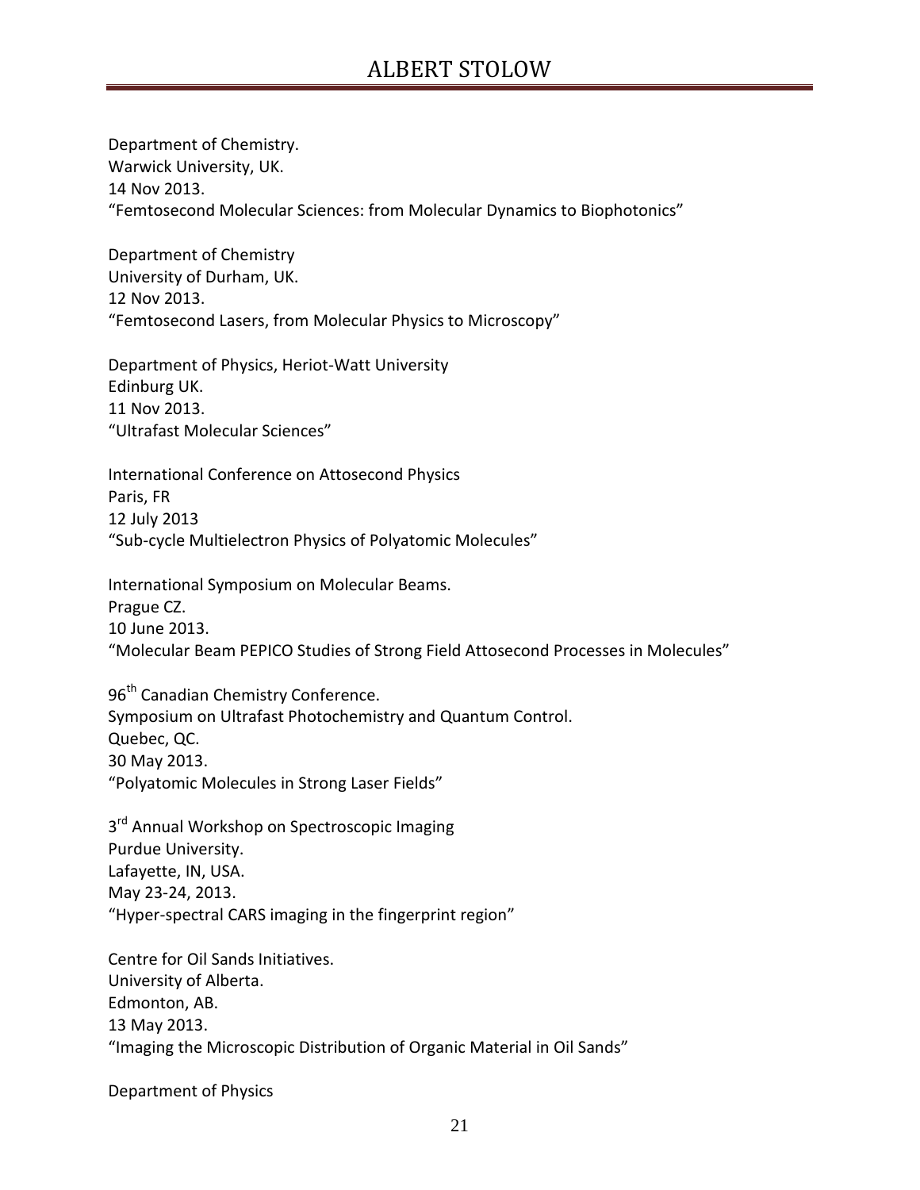Department of Chemistry.  
Warwick University, UK.  
14 Nov 2013.  
“Femtosecond Molecular Sciences: from Molecular Dynamics to Biophotonics”

Department of Chemistry  
University of Durham, UK.  
12 Nov 2013.  
“Femtosecond Lasers, from Molecular Physics to Microscopy”

Department of Physics, Heriot-Watt University  
Edinburg UK.  
11 Nov 2013.  
“Ultrafast Molecular Sciences”

International Conference on Attosecond Physics  
Paris, FR  
12 July 2013  
“Sub-cycle Multielectron Physics of Polyatomic Molecules”

International Symposium on Molecular Beams.  
Prague CZ.  
10 June 2013.  
“Molecular Beam PEPICO Studies of Strong Field Attosecond Processes in Molecules”

96th Canadian Chemistry Conference.  
Symposium on Ultrafast Photochemistry and Quantum Control.  
Quebec, QC.  
30 May 2013.  
“Polyatomic Molecules in Strong Laser Fields”

3rd Annual Workshop on Spectroscopic Imaging  
Purdue University.  
Lafayette, IN, USA.  
May 23-24, 2013.  
“Hyper-spectral CARS imaging in the fingerprint region”

Centre for Oil Sands Initiatives.  
University of Alberta.  
Edmonton, AB.  
13 May 2013.  
“Imaging the Microscopic Distribution of Organic Material in Oil Sands”

Department of Physics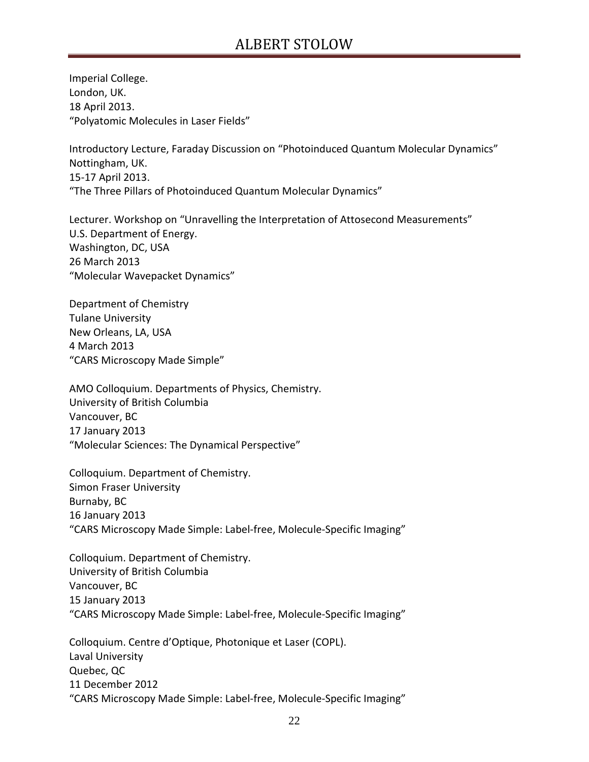Imperial College.
London, UK.
18 April 2013.
"Polyatomic Molecules in Laser Fields"

Introductory Lecture, Faraday Discussion on "Photoinduced Quantum Molecular Dynamics"
Nottingham, UK.
15-17 April 2013.
"The Three Pillars of Photoinduced Quantum Molecular Dynamics"

Lecturer. Workshop on "Unravelling the Interpretation of Attosecond Measurements"
U.S. Department of Energy.
Washington, DC, USA
26 March 2013
"Molecular Wavepacket Dynamics"

Department of Chemistry
Tulane University
New Orleans, LA, USA
4 March 2013
"CARS Microscopy Made Simple"

AMO Colloquium. Departments of Physics, Chemistry.
University of British Columbia
Vancouver, BC
17 January 2013
"Molecular Sciences: The Dynamical Perspective"

Colloquium. Department of Chemistry.
Simon Fraser University
Burnaby, BC
16 January 2013
"CARS Microscopy Made Simple: Label-free, Molecule-Specific Imaging"

Colloquium. Department of Chemistry.
University of British Columbia
Vancouver, BC
15 January 2013
"CARS Microscopy Made Simple: Label-free, Molecule-Specific Imaging"

Colloquium. Centre d'Optique, Photonique et Laser (COPL).
Laval University
Quebec, QC
11 December 2012
"CARS Microscopy Made Simple: Label-free, Molecule-Specific Imaging"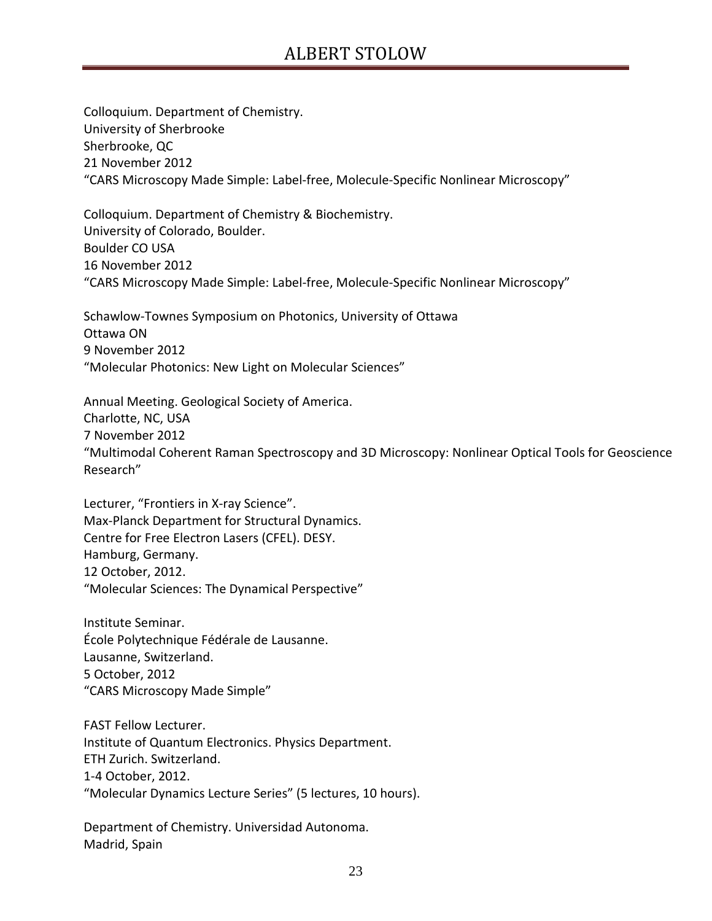Colloquium. Department of Chemistry.
University of Sherbrooke
Sherbrooke, QC
21 November 2012
“CARS Microscopy Made Simple: Label-free, Molecule-Specific Nonlinear Microscopy”

Colloquium. Department of Chemistry & Biochemistry.
University of Colorado, Boulder.
Boulder CO USA
16 November 2012
“CARS Microscopy Made Simple: Label-free, Molecule-Specific Nonlinear Microscopy”

Schawlow-Townes Symposium on Photonics, University of Ottawa
Ottawa ON
9 November 2012
“Molecular Photonics: New Light on Molecular Sciences”

Annual Meeting. Geological Society of America.
Charlotte, NC, USA
7 November 2012
“Multimodal Coherent Raman Spectroscopy and 3D Microscopy: Nonlinear Optical Tools for Geoscience Research”

Lecturer, “Frontiers in X-ray Science”.
Max-Planck Department for Structural Dynamics.
Centre for Free Electron Lasers (CFEL). DESY.
Hamburg, Germany.
12 October, 2012.
“Molecular Sciences: The Dynamical Perspective”

Institute Seminar.
École Polytechnique Fédérale de Lausanne.
Lausanne, Switzerland.
5 October, 2012
“CARS Microscopy Made Simple”

FAST Fellow Lecturer.
Institute of Quantum Electronics. Physics Department.
ETH Zurich. Switzerland.
1-4 October, 2012.
“Molecular Dynamics Lecture Series” (5 lectures, 10 hours).

Department of Chemistry. Universidad Autonoma.
Madrid, Spain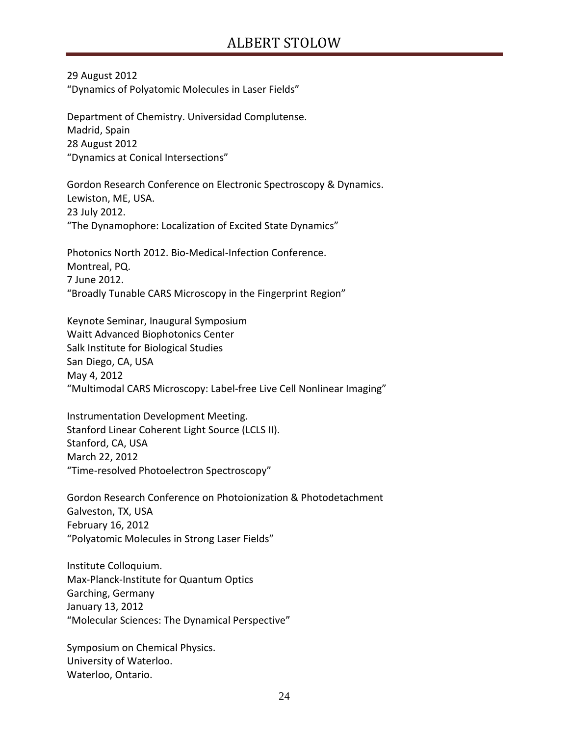29 August 2012
"Dynamics of Polyatomic Molecules in Laser Fields"

Department of Chemistry. Universidad Complutense.
Madrid, Spain
28 August 2012
"Dynamics at Conical Intersections"

Gordon Research Conference on Electronic Spectroscopy & Dynamics.
Lewiston, ME, USA.
23 July 2012.
"The Dynamophore: Localization of Excited State Dynamics"

Photonics North 2012. Bio-Medical-Infection Conference.
Montreal, PQ.
7 June 2012.
"Broadly Tunable CARS Microscopy in the Fingerprint Region"

Keynote Seminar, Inaugural Symposium
Waitt Advanced Biophotonics Center
Salk Institute for Biological Studies
San Diego, CA, USA
May 4, 2012
"Multimodal CARS Microscopy: Label-free Live Cell Nonlinear Imaging"

Instrumentation Development Meeting.
Stanford Linear Coherent Light Source (LCLS II).
Stanford, CA, USA
March 22, 2012
"Time-resolved Photoelectron Spectroscopy"

Gordon Research Conference on Photoionization & Photodetachment
Galveston, TX, USA
February 16, 2012
"Polyatomic Molecules in Strong Laser Fields"

Institute Colloquium.
Max-Planck-Institute for Quantum Optics
Garching, Germany
January 13, 2012
"Molecular Sciences: The Dynamical Perspective"

Symposium on Chemical Physics.
University of Waterloo.
Waterloo, Ontario.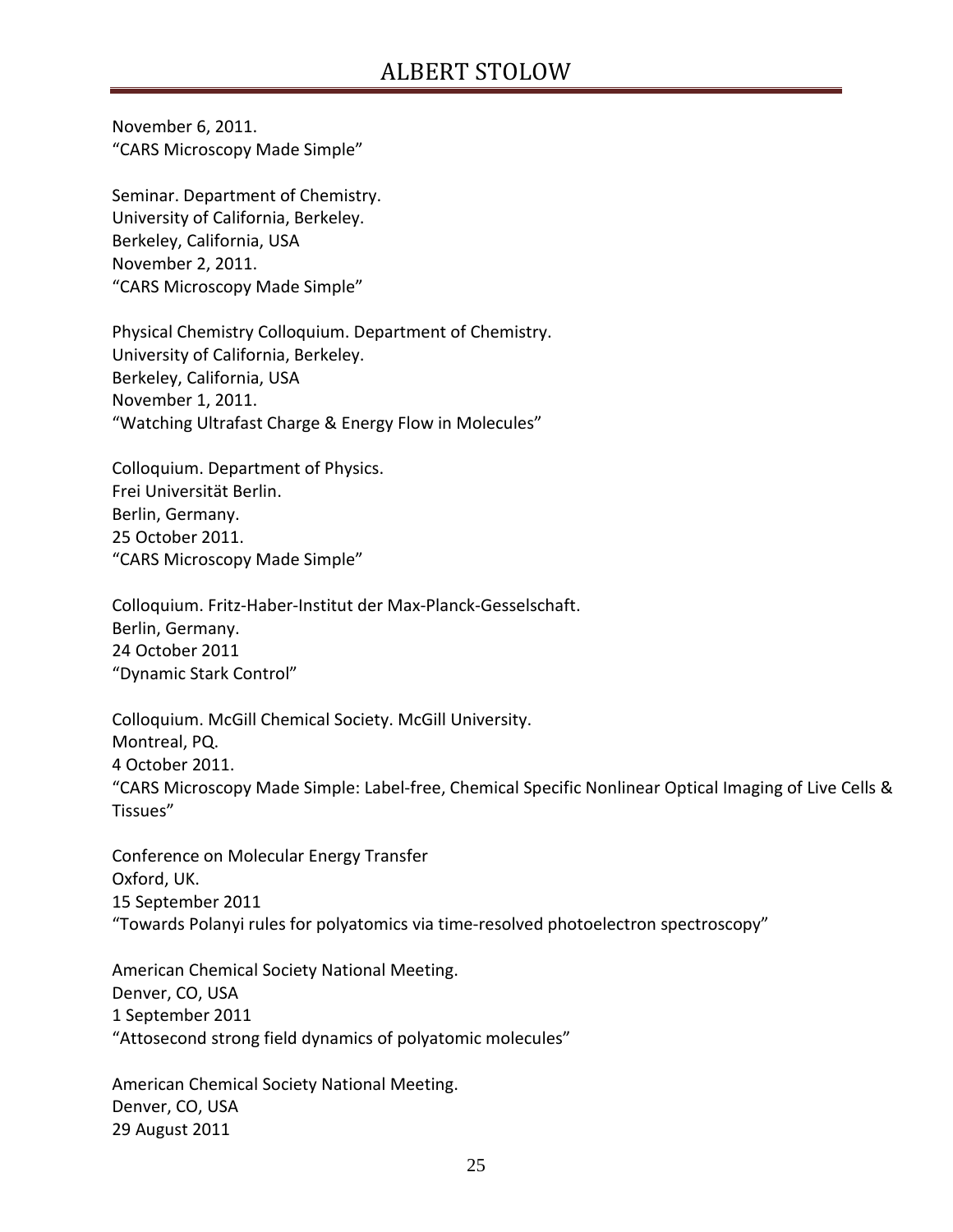November 6, 2011.
"CARS Microscopy Made Simple"

Seminar. Department of Chemistry.
University of California, Berkeley.
Berkeley, California, USA
November 2, 2011.
"CARS Microscopy Made Simple"

Physical Chemistry Colloquium. Department of Chemistry.
University of California, Berkeley.
Berkeley, California, USA
November 1, 2011.
"Watching Ultrafast Charge & Energy Flow in Molecules"

Colloquium. Department of Physics.
Frei Universität Berlin.
Berlin, Germany.
25 October 2011.
"CARS Microscopy Made Simple"

Colloquium. Fritz-Haber-Institut der Max-Planck-Gesselschaft.
Berlin, Germany.
24 October 2011
"Dynamic Stark Control"

Colloquium. McGill Chemical Society. McGill University.
Montreal, PQ.
4 October 2011.
"CARS Microscopy Made Simple: Label-free, Chemical Specific Nonlinear Optical Imaging of Live Cells & Tissues"

Conference on Molecular Energy Transfer
Oxford, UK.
15 September 2011
"Towards Polanyi rules for polyatomics via time-resolved photoelectron spectroscopy"

American Chemical Society National Meeting.
Denver, CO, USA
1 September 2011
"Attosecond strong field dynamics of polyatomic molecules"

American Chemical Society National Meeting.
Denver, CO, USA
29 August 2011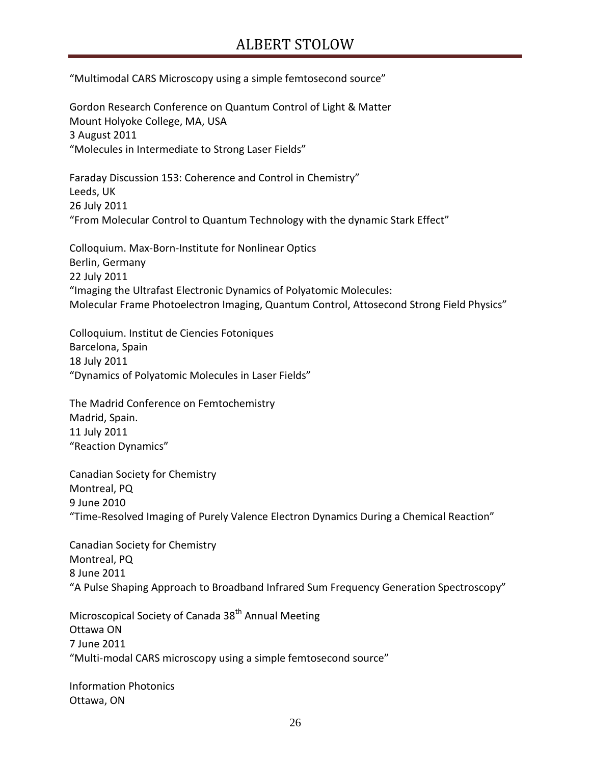“Multimodal CARS Microscopy using a simple femtosecond source”

Gordon Research Conference on Quantum Control of Light & Matter
Mount Holyoke College, MA, USA
3 August 2011
“Molecules in Intermediate to Strong Laser Fields”

Faraday Discussion 153: Coherence and Control in Chemistry”
Leeds, UK
26 July 2011
“From Molecular Control to Quantum Technology with the dynamic Stark Effect”

Colloquium. Max-Born-Institute for Nonlinear Optics
Berlin, Germany
22 July 2011
“Imaging the Ultrafast Electronic Dynamics of Polyatomic Molecules:
Molecular Frame Photoelectron Imaging, Quantum Control, Attosecond Strong Field Physics”

Colloquium. Institut de Ciencies Fotoniques
Barcelona, Spain
18 July 2011
“Dynamics of Polyatomic Molecules in Laser Fields”

The Madrid Conference on Femtochemistry
Madrid, Spain.
11 July 2011
“Reaction Dynamics”

Canadian Society for Chemistry
Montreal, PQ
9 June 2010
“Time-Resolved Imaging of Purely Valence Electron Dynamics During a Chemical Reaction”

Canadian Society for Chemistry
Montreal, PQ
8 June 2011
“A Pulse Shaping Approach to Broadband Infrared Sum Frequency Generation Spectroscopy”

Microscopical Society of Canada 38th Annual Meeting
Ottawa ON
7 June 2011
“Multi-modal CARS microscopy using a simple femtosecond source”

Information Photonics
Ottawa, ON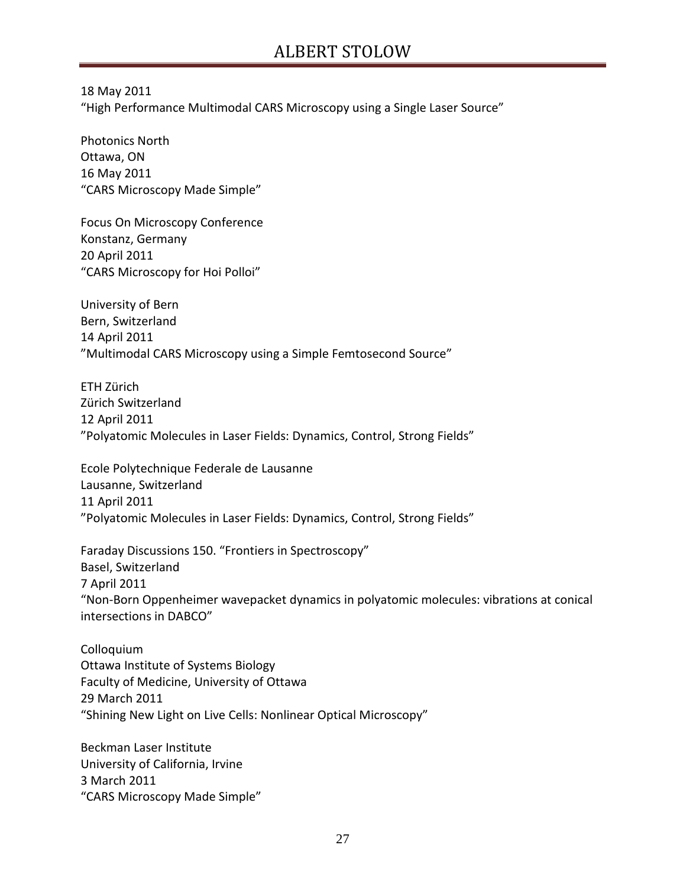18 May 2011
“High Performance Multimodal CARS Microscopy using a Single Laser Source”

Photonics North
Ottawa, ON
16 May 2011
“CARS Microscopy Made Simple”

Focus On Microscopy Conference
Konstanz, Germany
20 April 2011
“CARS Microscopy for Hoi Polloi”

University of Bern
Bern, Switzerland
14 April 2011
”Multimodal CARS Microscopy using a Simple Femtosecond Source”

ETH Zürich
Zürich Switzerland
12 April 2011
”Polyatomic Molecules in Laser Fields: Dynamics, Control, Strong Fields”

Ecole Polytechnique Federale de Lausanne
Lausanne, Switzerland
11 April 2011
”Polyatomic Molecules in Laser Fields: Dynamics, Control, Strong Fields”

Faraday Discussions 150. “Frontiers in Spectroscopy”
Basel, Switzerland
7 April 2011
“Non-Born Oppenheimer wavepacket dynamics in polyatomic molecules: vibrations at conical intersections in DABCO”

Colloquium
Ottawa Institute of Systems Biology
Faculty of Medicine, University of Ottawa
29 March 2011
“Shining New Light on Live Cells: Nonlinear Optical Microscopy”

Beckman Laser Institute
University of California, Irvine
3 March 2011
“CARS Microscopy Made Simple”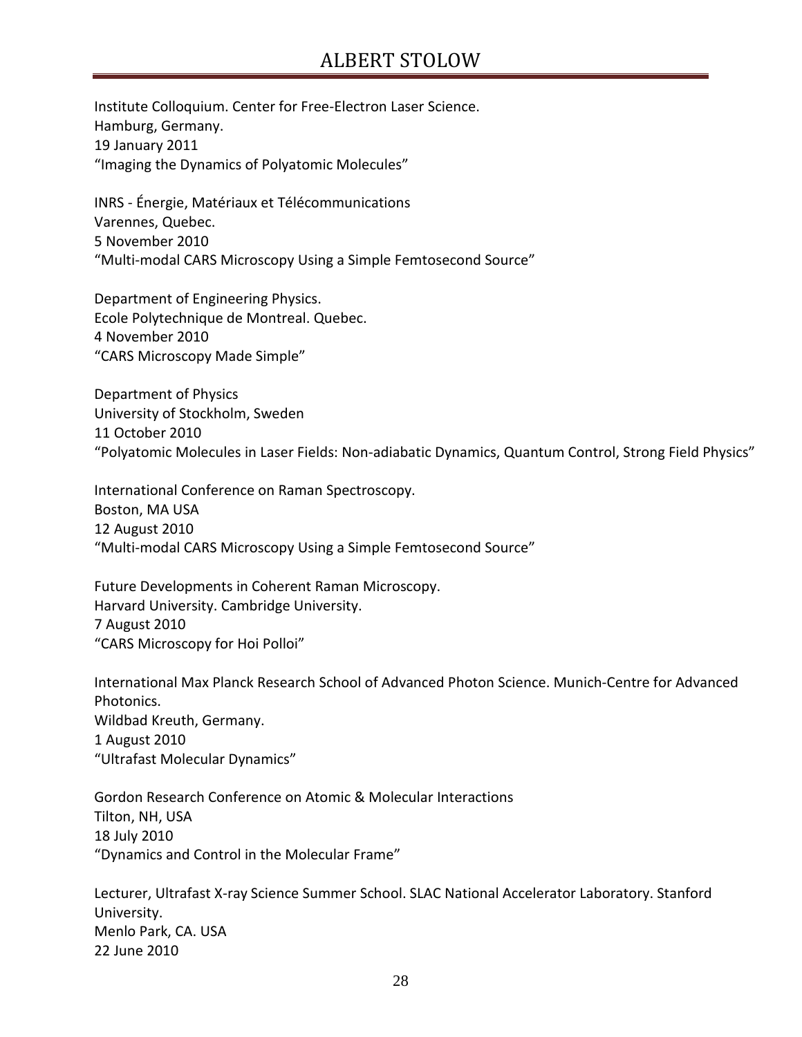Institute Colloquium. Center for Free-Electron Laser Science.
Hamburg, Germany.
19 January 2011
"Imaging the Dynamics of Polyatomic Molecules"

INRS - Énergie, Matériaux et Télécommunications
Varennes, Quebec.
5 November 2010
"Multi-modal CARS Microscopy Using a Simple Femtosecond Source"

Department of Engineering Physics.
Ecole Polytechnique de Montreal. Quebec.
4 November 2010
"CARS Microscopy Made Simple"

Department of Physics
University of Stockholm, Sweden
11 October 2010
"Polyatomic Molecules in Laser Fields: Non-adiabatic Dynamics, Quantum Control, Strong Field Physics"

International Conference on Raman Spectroscopy.
Boston, MA USA
12 August 2010
"Multi-modal CARS Microscopy Using a Simple Femtosecond Source"

Future Developments in Coherent Raman Microscopy.
Harvard University. Cambridge University.
7 August 2010
"CARS Microscopy for Hoi Polloi"

International Max Planck Research School of Advanced Photon Science. Munich-Centre for Advanced Photonics.
Wildbad Kreuth, Germany.
1 August 2010
"Ultrafast Molecular Dynamics"

Gordon Research Conference on Atomic & Molecular Interactions
Tilton, NH, USA
18 July 2010
"Dynamics and Control in the Molecular Frame"

Lecturer, Ultrafast X-ray Science Summer School. SLAC National Accelerator Laboratory. Stanford University.
Menlo Park, CA. USA
22 June 2010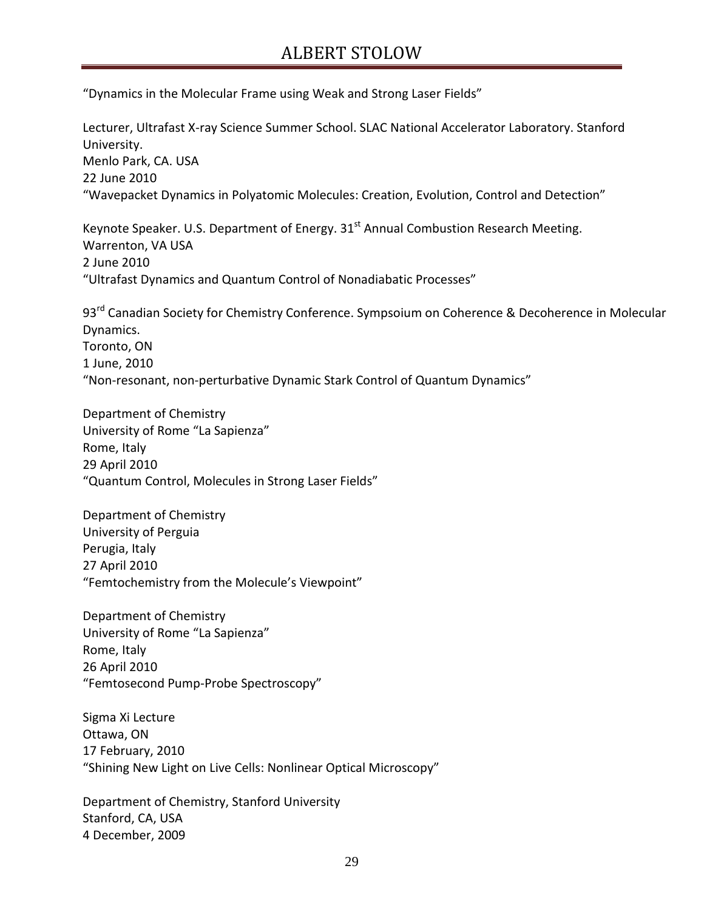“Dynamics in the Molecular Frame using Weak and Strong Laser Fields”

Lecturer, Ultrafast X-ray Science Summer School. SLAC National Accelerator Laboratory. Stanford University.
Menlo Park, CA. USA
22 June 2010
“Wavepacket Dynamics in Polyatomic Molecules: Creation, Evolution, Control and Detection”

Keynote Speaker. U.S. Department of Energy. 31st Annual Combustion Research Meeting.
Warrenton, VA USA
2 June 2010
“Ultrafast Dynamics and Quantum Control of Nonadiabatic Processes”

93rd Canadian Society for Chemistry Conference. Sympsoium on Coherence & Decoherence in Molecular Dynamics.
Toronto, ON
1 June, 2010
“Non-resonant, non-perturbative Dynamic Stark Control of Quantum Dynamics”

Department of Chemistry
University of Rome “La Sapienza”
Rome, Italy
29 April 2010
“Quantum Control, Molecules in Strong Laser Fields”

Department of Chemistry
University of Perguia
Perugia, Italy
27 April 2010
“Femtochemistry from the Molecule’s Viewpoint”

Department of Chemistry
University of Rome “La Sapienza”
Rome, Italy
26 April 2010
“Femtosecond Pump-Probe Spectroscopy”

Sigma Xi Lecture
Ottawa, ON
17 February, 2010
“Shining New Light on Live Cells: Nonlinear Optical Microscopy”

Department of Chemistry, Stanford University
Stanford, CA, USA
4 December, 2009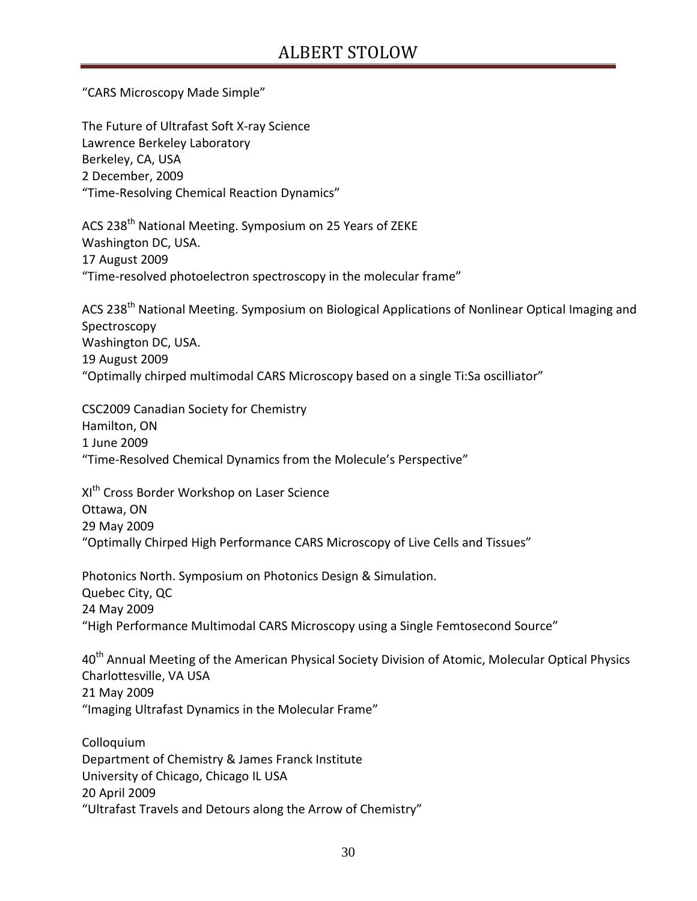"CARS Microscopy Made Simple"

The Future of Ultrafast Soft X-ray Science
Lawrence Berkeley Laboratory
Berkeley, CA, USA
2 December, 2009
"Time-Resolving Chemical Reaction Dynamics"

ACS 238$^{th}$ National Meeting. Symposium on 25 Years of ZEKE
Washington DC, USA.
17 August 2009
"Time-resolved photoelectron spectroscopy in the molecular frame"

ACS 238$^{th}$ National Meeting. Symposium on Biological Applications of Nonlinear Optical Imaging and Spectroscopy
Washington DC, USA.
19 August 2009
"Optimally chirped multimodal CARS Microscopy based on a single Ti:Sa oscilliator"

CSC2009 Canadian Society for Chemistry
Hamilton, ON
1 June 2009
"Time-Resolved Chemical Dynamics from the Molecule's Perspective"

XI$^{th}$ Cross Border Workshop on Laser Science
Ottawa, ON
29 May 2009
"Optimally Chirped High Performance CARS Microscopy of Live Cells and Tissues"

Photonics North. Symposium on Photonics Design & Simulation.
Quebec City, QC
24 May 2009
"High Performance Multimodal CARS Microscopy using a Single Femtosecond Source"

40$^{th}$ Annual Meeting of the American Physical Society Division of Atomic, Molecular Optical Physics
Charlottesville, VA USA
21 May 2009
"Imaging Ultrafast Dynamics in the Molecular Frame"

Colloquium
Department of Chemistry & James Franck Institute
University of Chicago, Chicago IL USA
20 April 2009
"Ultrafast Travels and Detours along the Arrow of Chemistry"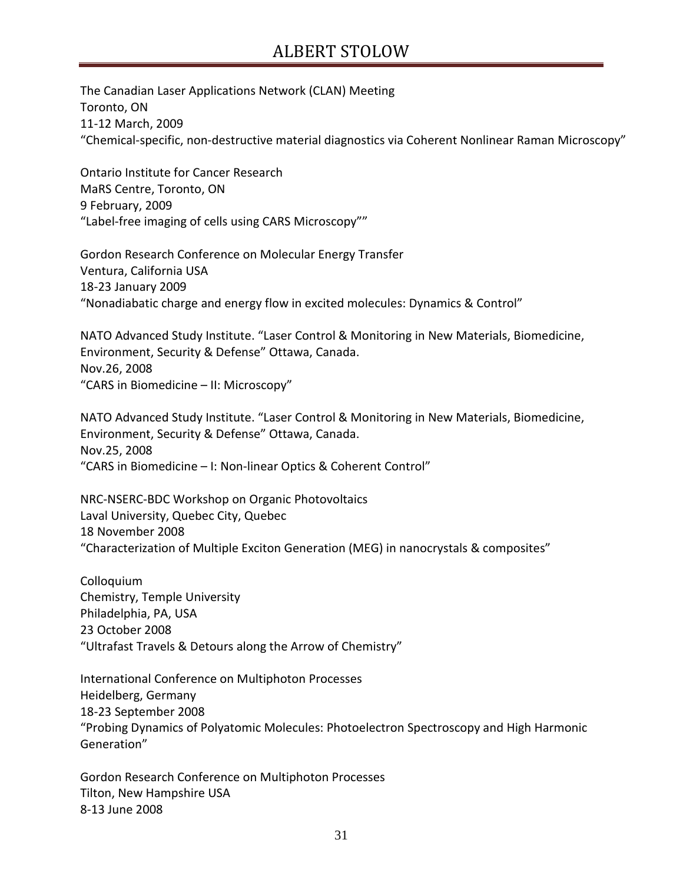The Canadian Laser Applications Network (CLAN) Meeting
Toronto, ON
11-12 March, 2009
"Chemical-specific, non-destructive material diagnostics via Coherent Nonlinear Raman Microscopy"

Ontario Institute for Cancer Research
MaRS Centre, Toronto, ON
9 February, 2009
"Label-free imaging of cells using CARS Microscopy""

Gordon Research Conference on Molecular Energy Transfer
Ventura, California USA
18-23 January 2009
"Nonadiabatic charge and energy flow in excited molecules: Dynamics & Control"

NATO Advanced Study Institute. "Laser Control & Monitoring in New Materials, Biomedicine, Environment, Security & Defense" Ottawa, Canada.
Nov.26, 2008
"CARS in Biomedicine – II: Microscopy"

NATO Advanced Study Institute. "Laser Control & Monitoring in New Materials, Biomedicine, Environment, Security & Defense" Ottawa, Canada.
Nov.25, 2008
"CARS in Biomedicine – I: Non-linear Optics & Coherent Control"

NRC-NSERC-BDC Workshop on Organic Photovoltaics
Laval University, Quebec City, Quebec
18 November 2008
"Characterization of Multiple Exciton Generation (MEG) in nanocrystals & composites"

Colloquium
Chemistry, Temple University
Philadelphia, PA, USA
23 October 2008
"Ultrafast Travels & Detours along the Arrow of Chemistry"

International Conference on Multiphoton Processes
Heidelberg, Germany
18-23 September 2008
"Probing Dynamics of Polyatomic Molecules: Photoelectron Spectroscopy and High Harmonic Generation"

Gordon Research Conference on Multiphoton Processes
Tilton, New Hampshire USA
8-13 June 2008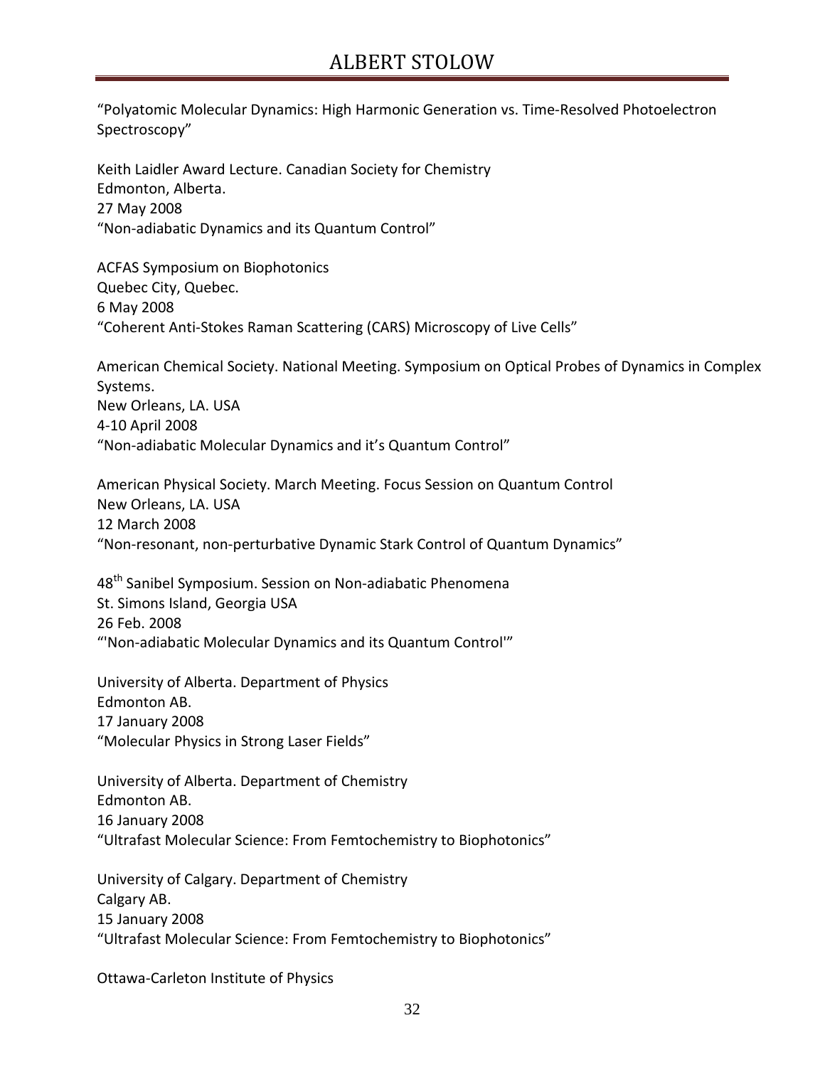"Polyatomic Molecular Dynamics: High Harmonic Generation vs. Time-Resolved Photoelectron Spectroscopy"

Keith Laidler Award Lecture. Canadian Society for Chemistry
Edmonton, Alberta.
27 May 2008
"Non-adiabatic Dynamics and its Quantum Control"

ACFAS Symposium on Biophotonics
Quebec City, Quebec.
6 May 2008
"Coherent Anti-Stokes Raman Scattering (CARS) Microscopy of Live Cells"

American Chemical Society. National Meeting. Symposium on Optical Probes of Dynamics in Complex Systems.
New Orleans, LA. USA
4-10 April 2008
"Non-adiabatic Molecular Dynamics and it's Quantum Control"

American Physical Society. March Meeting. Focus Session on Quantum Control
New Orleans, LA. USA
12 March 2008
"Non-resonant, non-perturbative Dynamic Stark Control of Quantum Dynamics"

48th Sanibel Symposium. Session on Non-adiabatic Phenomena
St. Simons Island, Georgia USA
26 Feb. 2008
"'Non-adiabatic Molecular Dynamics and its Quantum Control'"

University of Alberta. Department of Physics
Edmonton AB.
17 January 2008
"Molecular Physics in Strong Laser Fields"

University of Alberta. Department of Chemistry
Edmonton AB.
16 January 2008
"Ultrafast Molecular Science: From Femtochemistry to Biophotonics"

University of Calgary. Department of Chemistry
Calgary AB.
15 January 2008
"Ultrafast Molecular Science: From Femtochemistry to Biophotonics"

Ottawa-Carleton Institute of Physics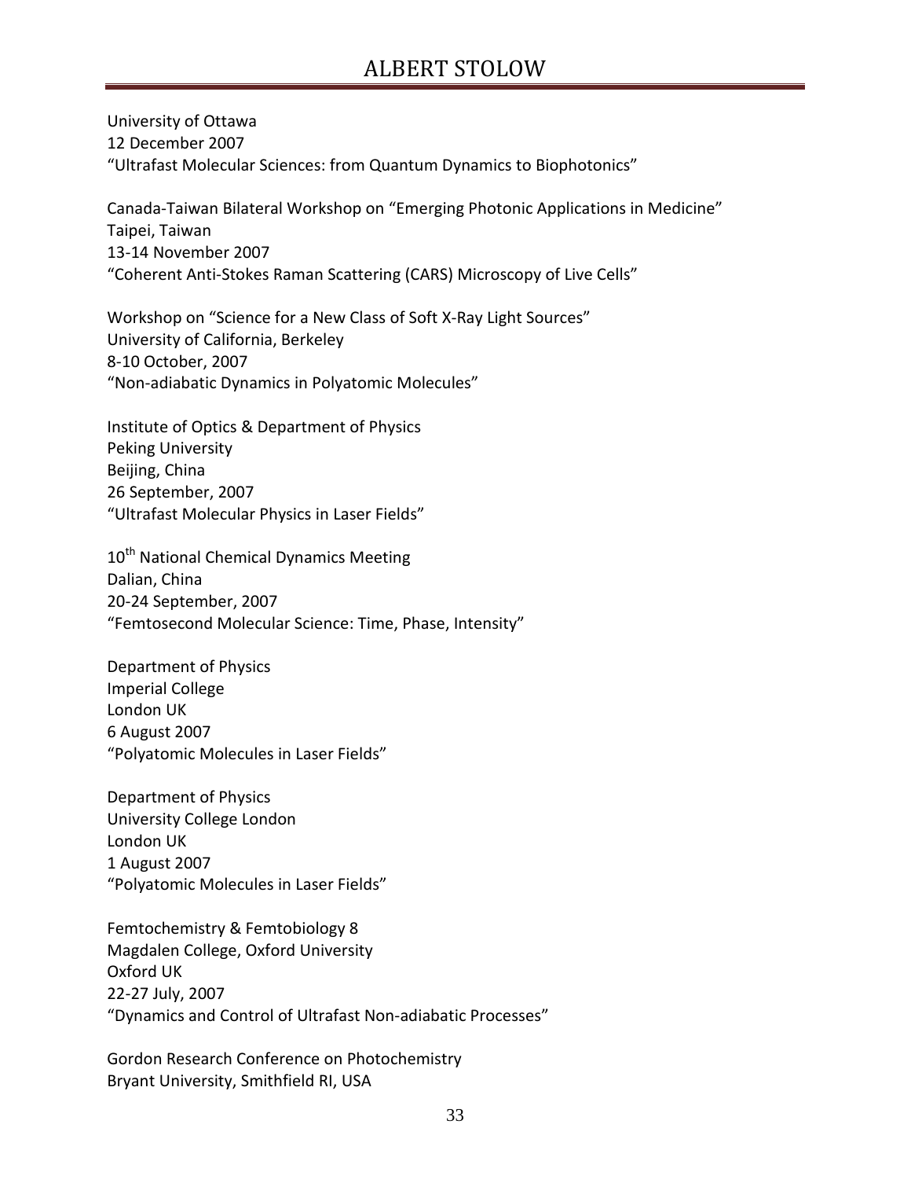University of Ottawa
12 December 2007
“Ultrafast Molecular Sciences: from Quantum Dynamics to Biophotonics”

Canada-Taiwan Bilateral Workshop on “Emerging Photonic Applications in Medicine”
Taipei, Taiwan
13-14 November 2007
“Coherent Anti-Stokes Raman Scattering (CARS) Microscopy of Live Cells”

Workshop on “Science for a New Class of Soft X-Ray Light Sources”
University of California, Berkeley
8-10 October, 2007
“Non-adiabatic Dynamics in Polyatomic Molecules”

Institute of Optics & Department of Physics
Peking University
Beijing, China
26 September, 2007
“Ultrafast Molecular Physics in Laser Fields”

10th National Chemical Dynamics Meeting
Dalian, China
20-24 September, 2007
“Femtosecond Molecular Science: Time, Phase, Intensity”

Department of Physics
Imperial College
London UK
6 August 2007
“Polyatomic Molecules in Laser Fields”

Department of Physics
University College London
London UK
1 August 2007
“Polyatomic Molecules in Laser Fields”

Femtochemistry & Femtobiology 8
Magdalen College, Oxford University
Oxford UK
22-27 July, 2007
“Dynamics and Control of Ultrafast Non-adiabatic Processes”

Gordon Research Conference on Photochemistry
Bryant University, Smithfield RI, USA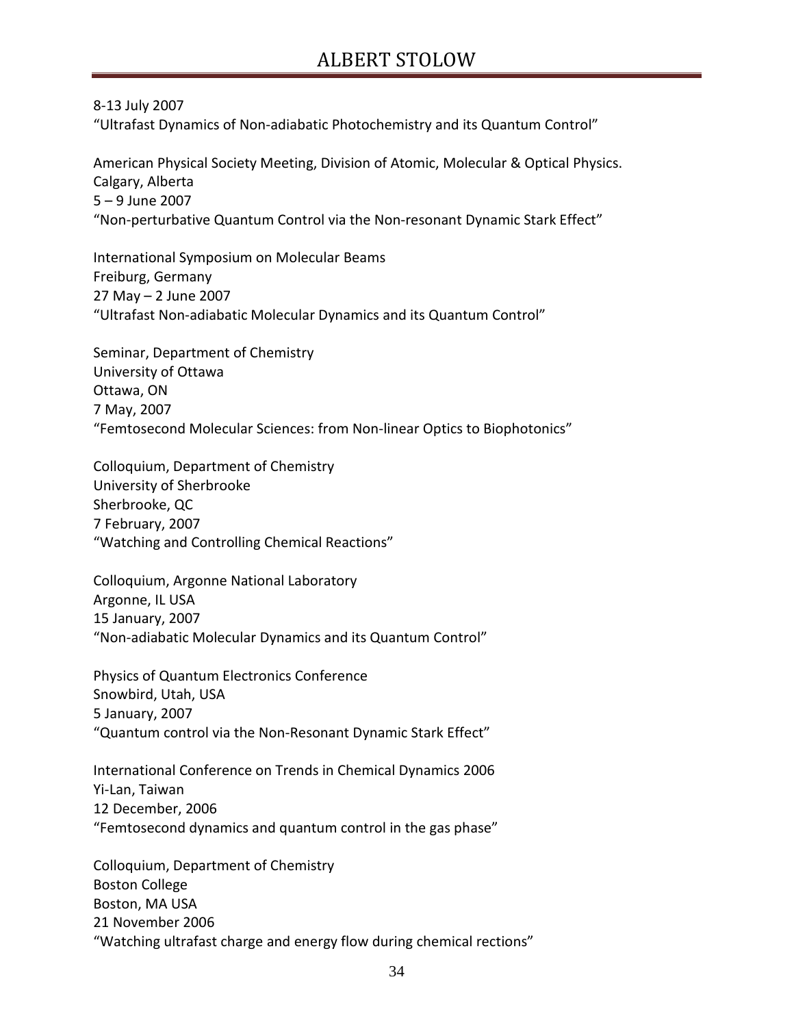8-13 July 2007
"Ultrafast Dynamics of Non-adiabatic Photochemistry and its Quantum Control"

American Physical Society Meeting, Division of Atomic, Molecular & Optical Physics.
Calgary, Alberta
5 – 9 June 2007
"Non-perturbative Quantum Control via the Non-resonant Dynamic Stark Effect"

International Symposium on Molecular Beams
Freiburg, Germany
27 May – 2 June 2007
"Ultrafast Non-adiabatic Molecular Dynamics and its Quantum Control"

Seminar, Department of Chemistry
University of Ottawa
Ottawa, ON
7 May, 2007
"Femtosecond Molecular Sciences: from Non-linear Optics to Biophotonics"

Colloquium, Department of Chemistry
University of Sherbrooke
Sherbrooke, QC
7 February, 2007
"Watching and Controlling Chemical Reactions"

Colloquium, Argonne National Laboratory
Argonne, IL USA
15 January, 2007
"Non-adiabatic Molecular Dynamics and its Quantum Control"

Physics of Quantum Electronics Conference
Snowbird, Utah, USA
5 January, 2007
"Quantum control via the Non-Resonant Dynamic Stark Effect"

International Conference on Trends in Chemical Dynamics 2006
Yi-Lan, Taiwan
12 December, 2006
"Femtosecond dynamics and quantum control in the gas phase"

Colloquium, Department of Chemistry
Boston College
Boston, MA USA
21 November 2006
"Watching ultrafast charge and energy flow during chemical rections"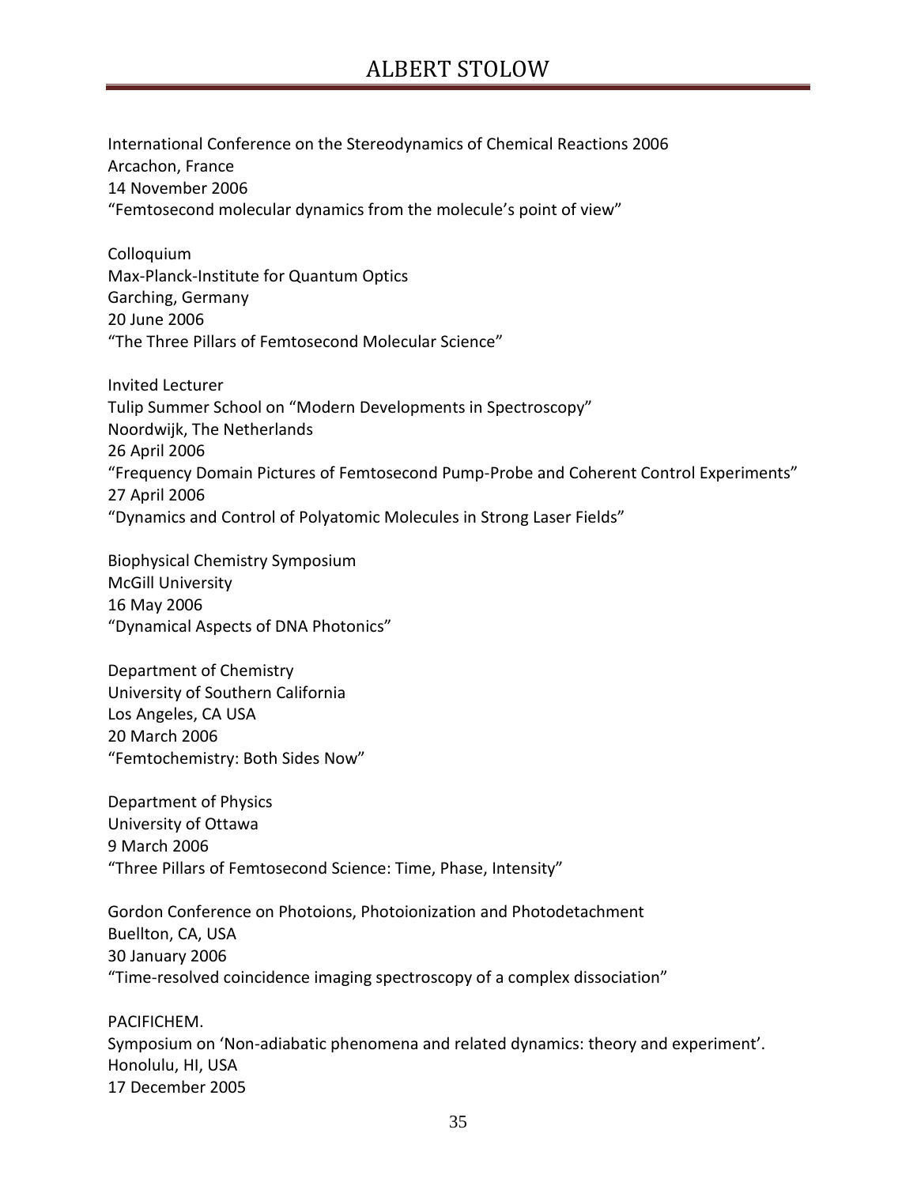International Conference on the Stereodynamics of Chemical Reactions 2006
Arcachon, France
14 November 2006
“Femtosecond molecular dynamics from the molecule’s point of view”

Colloquium
Max-Planck-Institute for Quantum Optics
Garching, Germany
20 June 2006
“The Three Pillars of Femtosecond Molecular Science”

Invited Lecturer
Tulip Summer School on “Modern Developments in Spectroscopy”
Noordwijk, The Netherlands
26 April 2006
“Frequency Domain Pictures of Femtosecond Pump-Probe and Coherent Control Experiments”
27 April 2006
“Dynamics and Control of Polyatomic Molecules in Strong Laser Fields”

Biophysical Chemistry Symposium
McGill University
16 May 2006
“Dynamical Aspects of DNA Photonics”

Department of Chemistry
University of Southern California
Los Angeles, CA USA
20 March 2006
“Femtochemistry: Both Sides Now”

Department of Physics
University of Ottawa
9 March 2006
“Three Pillars of Femtosecond Science: Time, Phase, Intensity”

Gordon Conference on Photoions, Photoionization and Photodetachment
Buellton, CA, USA
30 January 2006
“Time-resolved coincidence imaging spectroscopy of a complex dissociation”

PACIFICHEM.
Symposium on ‘Non-adiabatic phenomena and related dynamics: theory and experiment’.
Honolulu, HI, USA
17 December 2005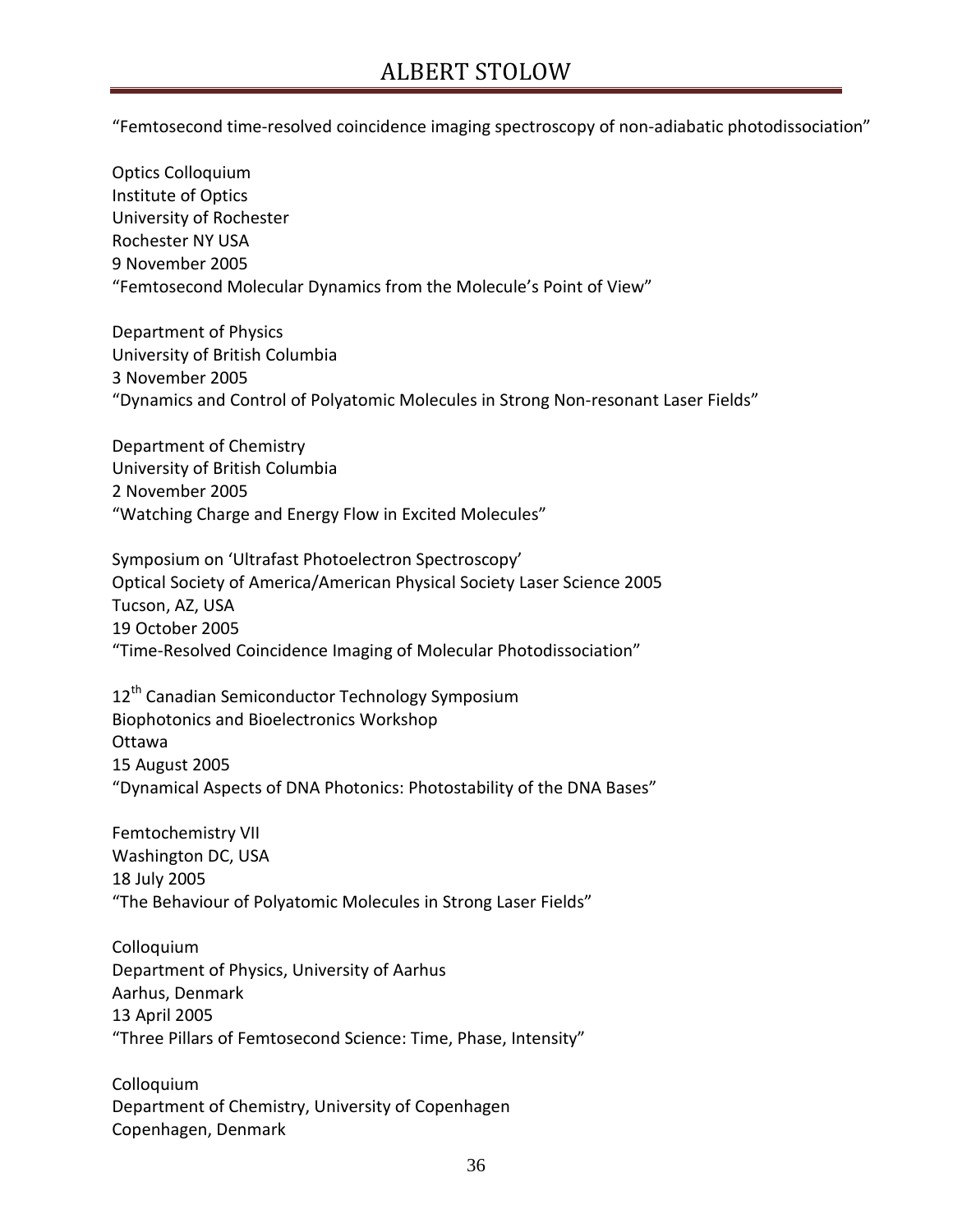“Femtosecond time-resolved coincidence imaging spectroscopy of non-adiabatic photodissociation”

Optics Colloquium  
Institute of Optics  
University of Rochester  
Rochester NY USA  
9 November 2005  
“Femtosecond Molecular Dynamics from the Molecule’s Point of View”

Department of Physics  
University of British Columbia  
3 November 2005  
“Dynamics and Control of Polyatomic Molecules in Strong Non-resonant Laser Fields”

Department of Chemistry  
University of British Columbia  
2 November 2005  
“Watching Charge and Energy Flow in Excited Molecules”

Symposium on ‘Ultrafast Photoelectron Spectroscopy’  
Optical Society of America/American Physical Society Laser Science 2005  
Tucson, AZ, USA  
19 October 2005  
“Time-Resolved Coincidence Imaging of Molecular Photodissociation”

12th Canadian Semiconductor Technology Symposium  
Biophotonics and Bioelectronics Workshop  
Ottawa  
15 August 2005  
“Dynamical Aspects of DNA Photonics: Photostability of the DNA Bases”

Femtochemistry VII  
Washington DC, USA  
18 July 2005  
“The Behaviour of Polyatomic Molecules in Strong Laser Fields”

Colloquium  
Department of Physics, University of Aarhus  
Aarhus, Denmark  
13 April 2005  
“Three Pillars of Femtosecond Science: Time, Phase, Intensity”

Colloquium  
Department of Chemistry, University of Copenhagen  
Copenhagen, Denmark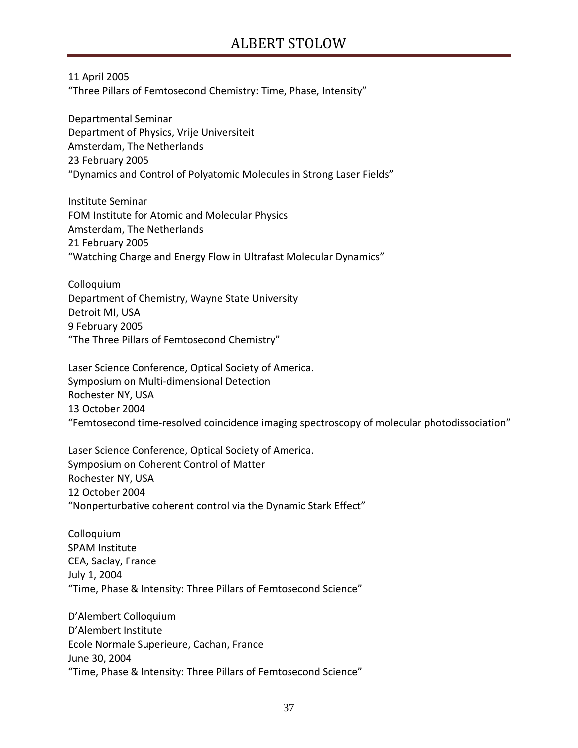11 April 2005
“Three Pillars of Femtosecond Chemistry: Time, Phase, Intensity”

Departmental Seminar
Department of Physics, Vrije Universiteit
Amsterdam, The Netherlands
23 February 2005
“Dynamics and Control of Polyatomic Molecules in Strong Laser Fields”

Institute Seminar
FOM Institute for Atomic and Molecular Physics
Amsterdam, The Netherlands
21 February 2005
“Watching Charge and Energy Flow in Ultrafast Molecular Dynamics”

Colloquium
Department of Chemistry, Wayne State University
Detroit MI, USA
9 February 2005
“The Three Pillars of Femtosecond Chemistry”

Laser Science Conference, Optical Society of America.
Symposium on Multi-dimensional Detection
Rochester NY, USA
13 October 2004
“Femtosecond time-resolved coincidence imaging spectroscopy of molecular photodissociation”

Laser Science Conference, Optical Society of America.
Symposium on Coherent Control of Matter
Rochester NY, USA
12 October 2004
“Nonperturbative coherent control via the Dynamic Stark Effect”

Colloquium
SPAM Institute
CEA, Saclay, France
July 1, 2004
“Time, Phase & Intensity: Three Pillars of Femtosecond Science”

D’Alembert Colloquium
D’Alembert Institute
Ecole Normale Superieure, Cachan, France
June 30, 2004
“Time, Phase & Intensity: Three Pillars of Femtosecond Science”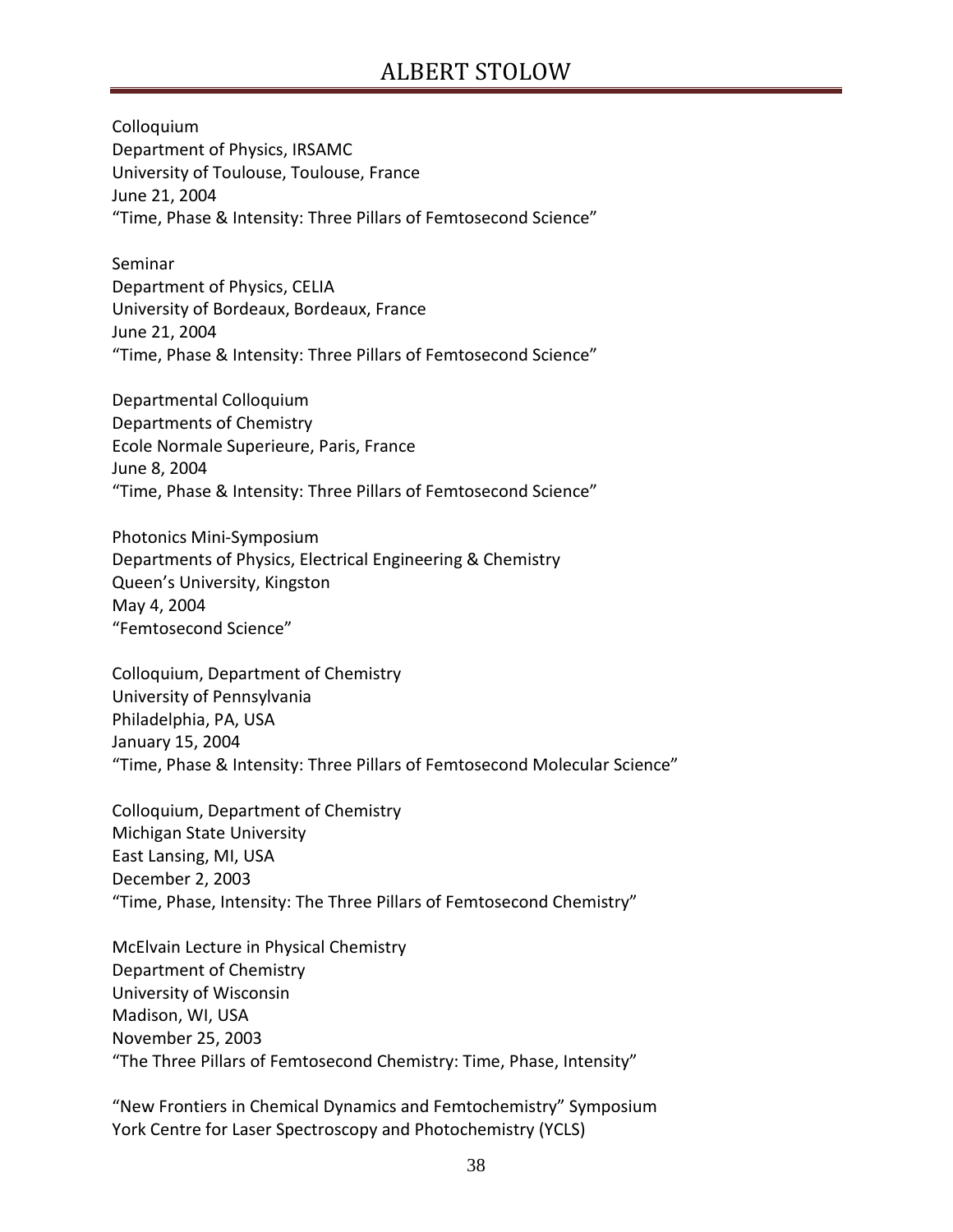Colloquium
Department of Physics, IRSAMC
University of Toulouse, Toulouse, France
June 21, 2004
"Time, Phase & Intensity: Three Pillars of Femtosecond Science"

Seminar
Department of Physics, CELIA
University of Bordeaux, Bordeaux, France
June 21, 2004
"Time, Phase & Intensity: Three Pillars of Femtosecond Science"

Departmental Colloquium
Departments of Chemistry
Ecole Normale Superieure, Paris, France
June 8, 2004
"Time, Phase & Intensity: Three Pillars of Femtosecond Science"

Photonics Mini-Symposium
Departments of Physics, Electrical Engineering & Chemistry
Queen's University, Kingston
May 4, 2004
"Femtosecond Science"

Colloquium, Department of Chemistry
University of Pennsylvania
Philadelphia, PA, USA
January 15, 2004
"Time, Phase & Intensity: Three Pillars of Femtosecond Molecular Science"

Colloquium, Department of Chemistry
Michigan State University
East Lansing, MI, USA
December 2, 2003
"Time, Phase, Intensity: The Three Pillars of Femtosecond Chemistry"

McElvain Lecture in Physical Chemistry
Department of Chemistry
University of Wisconsin
Madison, WI, USA
November 25, 2003
"The Three Pillars of Femtosecond Chemistry: Time, Phase, Intensity"

"New Frontiers in Chemical Dynamics and Femtochemistry" Symposium
York Centre for Laser Spectroscopy and Photochemistry (YCLS)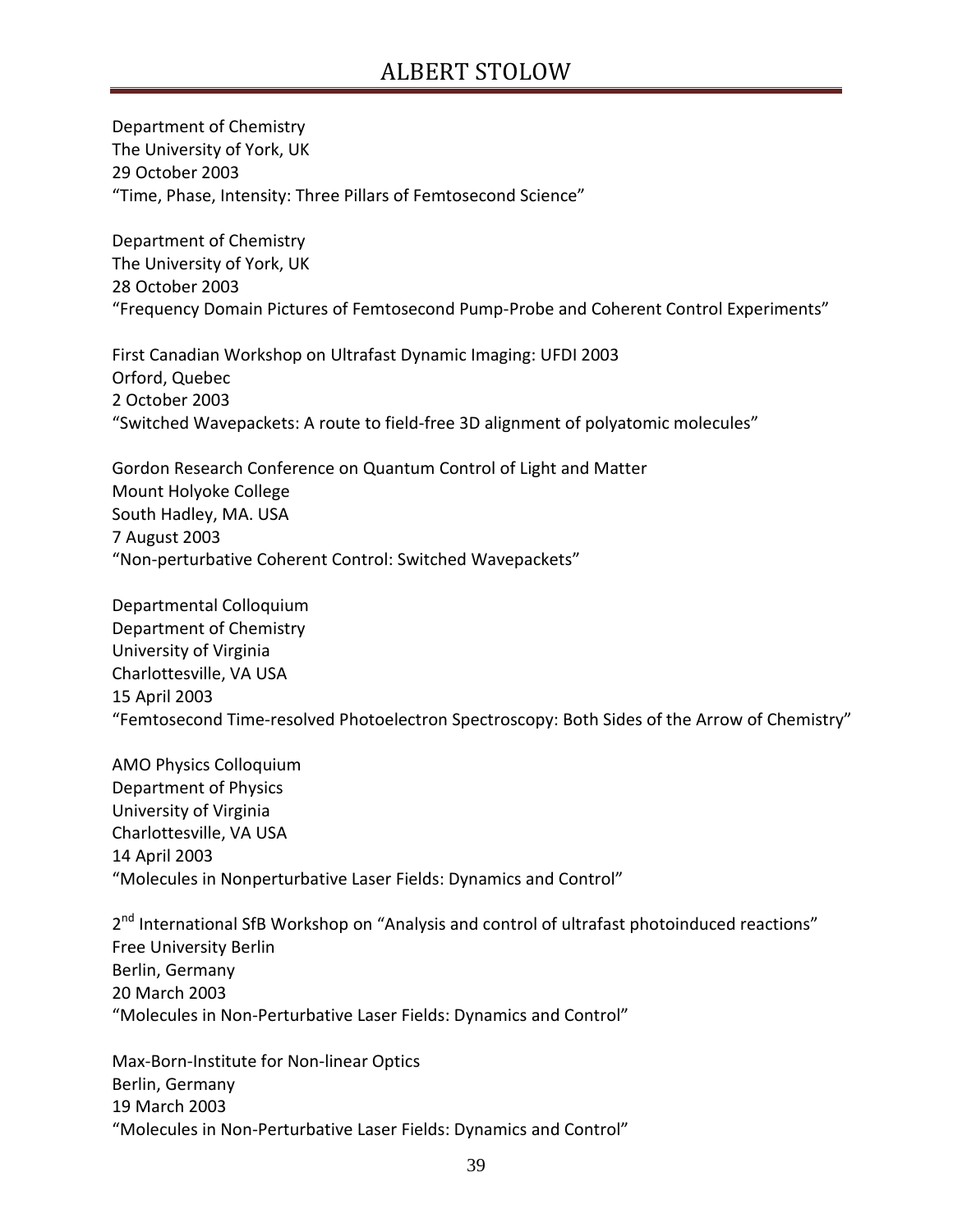Department of Chemistry
The University of York, UK
29 October 2003
"Time, Phase, Intensity: Three Pillars of Femtosecond Science"

Department of Chemistry
The University of York, UK
28 October 2003
"Frequency Domain Pictures of Femtosecond Pump-Probe and Coherent Control Experiments"

First Canadian Workshop on Ultrafast Dynamic Imaging: UFDI 2003
Orford, Quebec
2 October 2003
"Switched Wavepackets: A route to field-free 3D alignment of polyatomic molecules"

Gordon Research Conference on Quantum Control of Light and Matter
Mount Holyoke College
South Hadley, MA. USA
7 August 2003
"Non-perturbative Coherent Control: Switched Wavepackets"

Departmental Colloquium
Department of Chemistry
University of Virginia
Charlottesville, VA USA
15 April 2003
"Femtosecond Time-resolved Photoelectron Spectroscopy: Both Sides of the Arrow of Chemistry"

AMO Physics Colloquium
Department of Physics
University of Virginia
Charlottesville, VA USA
14 April 2003
"Molecules in Nonperturbative Laser Fields: Dynamics and Control"

2nd International SfB Workshop on "Analysis and control of ultrafast photoinduced reactions"
Free University Berlin
Berlin, Germany
20 March 2003
"Molecules in Non-Perturbative Laser Fields: Dynamics and Control"

Max-Born-Institute for Non-linear Optics
Berlin, Germany
19 March 2003
"Molecules in Non-Perturbative Laser Fields: Dynamics and Control"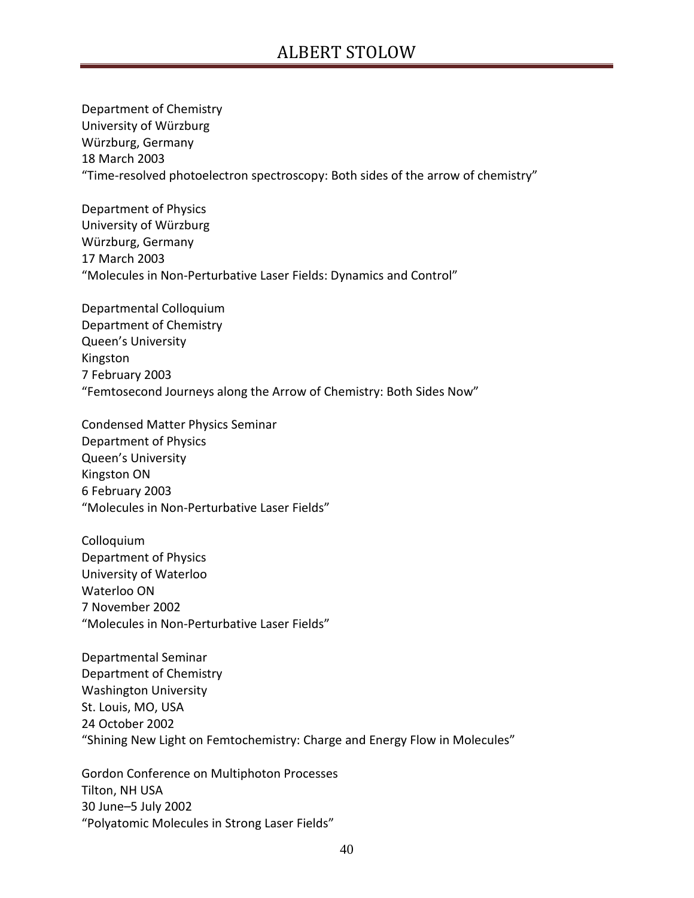Department of Chemistry
University of Würzburg
Würzburg, Germany
18 March 2003
"Time-resolved photoelectron spectroscopy: Both sides of the arrow of chemistry"

Department of Physics
University of Würzburg
Würzburg, Germany
17 March 2003
"Molecules in Non-Perturbative Laser Fields: Dynamics and Control"

Departmental Colloquium
Department of Chemistry
Queen's University
Kingston
7 February 2003
"Femtosecond Journeys along the Arrow of Chemistry: Both Sides Now"

Condensed Matter Physics Seminar
Department of Physics
Queen's University
Kingston ON
6 February 2003
"Molecules in Non-Perturbative Laser Fields"

Colloquium
Department of Physics
University of Waterloo
Waterloo ON
7 November 2002
"Molecules in Non-Perturbative Laser Fields"

Departmental Seminar
Department of Chemistry
Washington University
St. Louis, MO, USA
24 October 2002
"Shining New Light on Femtochemistry: Charge and Energy Flow in Molecules"

Gordon Conference on Multiphoton Processes
Tilton, NH USA
30 June–5 July 2002
"Polyatomic Molecules in Strong Laser Fields"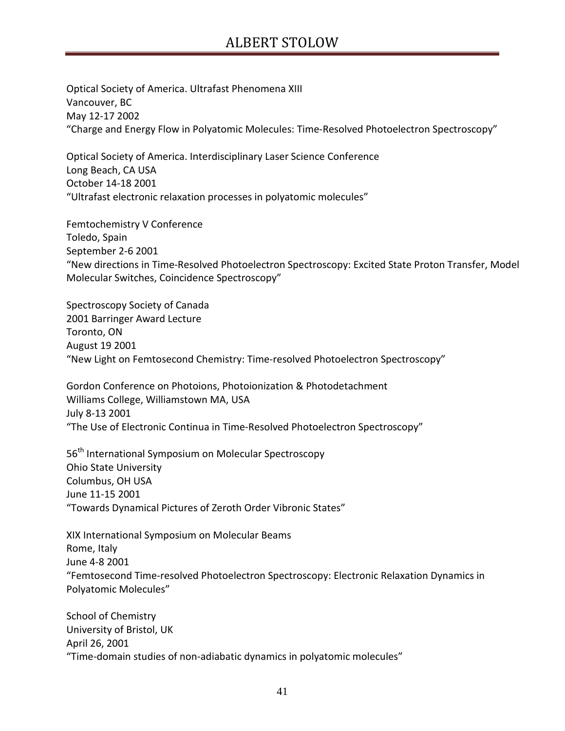Optical Society of America. Ultrafast Phenomena XIII
Vancouver, BC
May 12-17 2002
"Charge and Energy Flow in Polyatomic Molecules: Time-Resolved Photoelectron Spectroscopy"

Optical Society of America. Interdisciplinary Laser Science Conference
Long Beach, CA USA
October 14-18 2001
"Ultrafast electronic relaxation processes in polyatomic molecules"

Femtochemistry V Conference
Toledo, Spain
September 2-6 2001
"New directions in Time-Resolved Photoelectron Spectroscopy: Excited State Proton Transfer, Model Molecular Switches, Coincidence Spectroscopy"

Spectroscopy Society of Canada
2001 Barringer Award Lecture
Toronto, ON
August 19 2001
"New Light on Femtosecond Chemistry: Time-resolved Photoelectron Spectroscopy"

Gordon Conference on Photoions, Photoionization & Photodetachment
Williams College, Williamstown MA, USA
July 8-13 2001
"The Use of Electronic Continua in Time-Resolved Photoelectron Spectroscopy"

56th International Symposium on Molecular Spectroscopy
Ohio State University
Columbus, OH USA
June 11-15 2001
"Towards Dynamical Pictures of Zeroth Order Vibronic States"

XIX International Symposium on Molecular Beams
Rome, Italy
June 4-8 2001
"Femtosecond Time-resolved Photoelectron Spectroscopy: Electronic Relaxation Dynamics in Polyatomic Molecules"

School of Chemistry
University of Bristol, UK
April 26, 2001
"Time-domain studies of non-adiabatic dynamics in polyatomic molecules"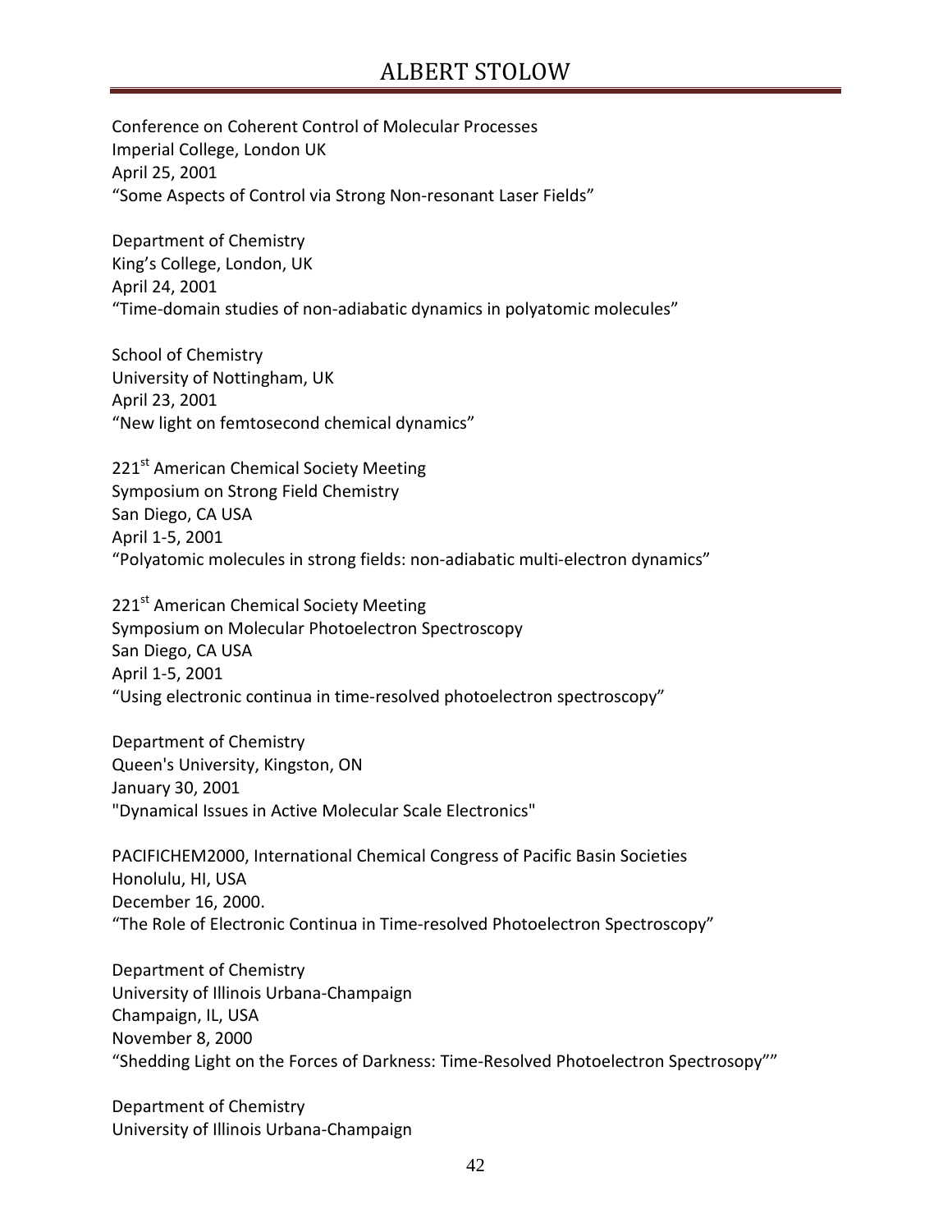Conference on Coherent Control of Molecular Processes
Imperial College, London UK
April 25, 2001
“Some Aspects of Control via Strong Non-resonant Laser Fields”

Department of Chemistry
King’s College, London, UK
April 24, 2001
“Time-domain studies of non-adiabatic dynamics in polyatomic molecules”

School of Chemistry
University of Nottingham, UK
April 23, 2001
“New light on femtosecond chemical dynamics”

221st American Chemical Society Meeting
Symposium on Strong Field Chemistry
San Diego, CA USA
April 1-5, 2001
“Polyatomic molecules in strong fields: non-adiabatic multi-electron dynamics”

221st American Chemical Society Meeting
Symposium on Molecular Photoelectron Spectroscopy
San Diego, CA USA
April 1-5, 2001
“Using electronic continua in time-resolved photoelectron spectroscopy”

Department of Chemistry
Queen's University, Kingston, ON
January 30, 2001
"Dynamical Issues in Active Molecular Scale Electronics"

PACIFICHEM2000, International Chemical Congress of Pacific Basin Societies
Honolulu, HI, USA
December 16, 2000.
“The Role of Electronic Continua in Time-resolved Photoelectron Spectroscopy”

Department of Chemistry
University of Illinois Urbana-Champaign
Champaign, IL, USA
November 8, 2000
“Shedding Light on the Forces of Darkness: Time-Resolved Photoelectron Spectrosopy””

Department of Chemistry
University of Illinois Urbana-Champaign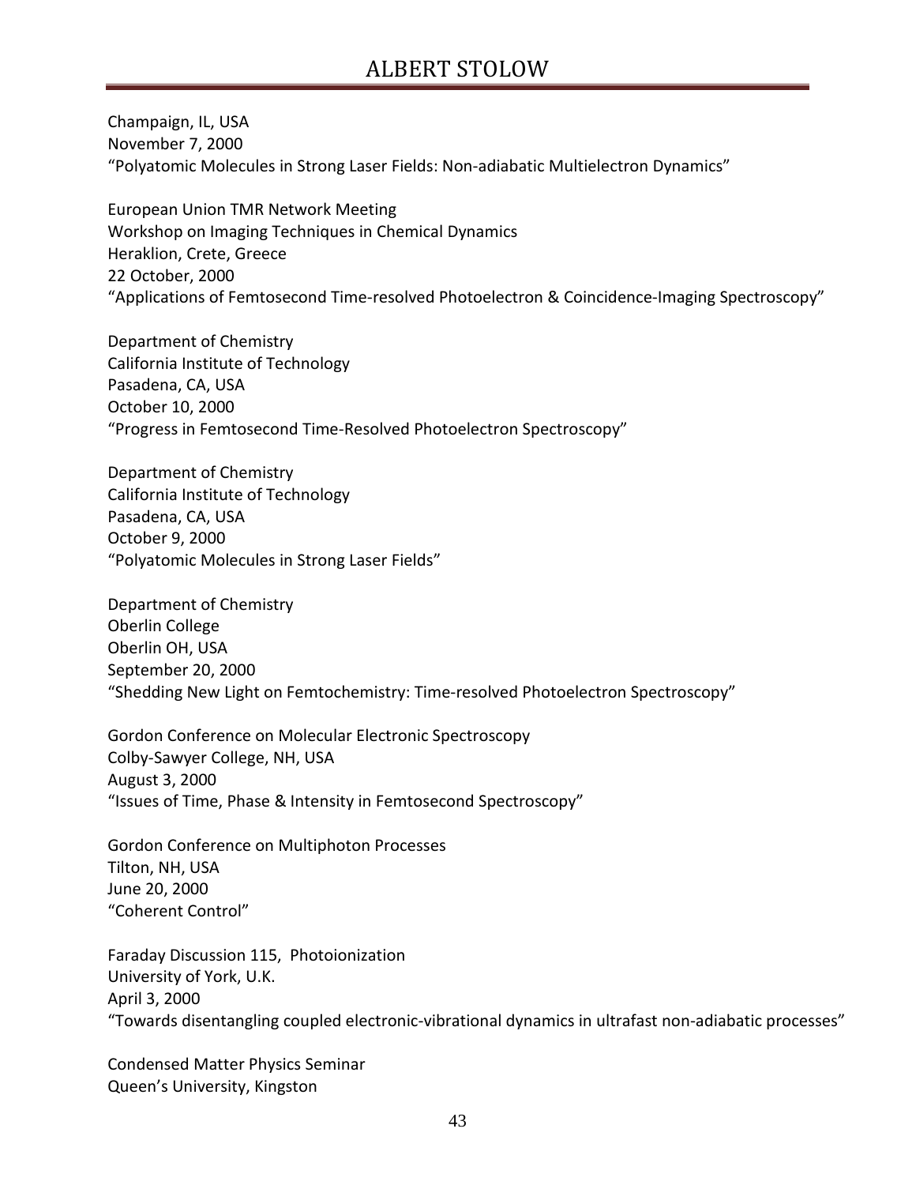Champaign, IL, USA
November 7, 2000
“Polyatomic Molecules in Strong Laser Fields: Non-adiabatic Multielectron Dynamics”

European Union TMR Network Meeting
Workshop on Imaging Techniques in Chemical Dynamics
Heraklion, Crete, Greece
22 October, 2000
“Applications of Femtosecond Time-resolved Photoelectron & Coincidence-Imaging Spectroscopy”

Department of Chemistry
California Institute of Technology
Pasadena, CA, USA
October 10, 2000
“Progress in Femtosecond Time-Resolved Photoelectron Spectroscopy”

Department of Chemistry
California Institute of Technology
Pasadena, CA, USA
October 9, 2000
“Polyatomic Molecules in Strong Laser Fields”

Department of Chemistry
Oberlin College
Oberlin OH, USA
September 20, 2000
“Shedding New Light on Femtochemistry: Time-resolved Photoelectron Spectroscopy”

Gordon Conference on Molecular Electronic Spectroscopy
Colby-Sawyer College, NH, USA
August 3, 2000
“Issues of Time, Phase & Intensity in Femtosecond Spectroscopy”

Gordon Conference on Multiphoton Processes
Tilton, NH, USA
June 20, 2000
“Coherent Control”

Faraday Discussion 115, Photoionization
University of York, U.K.
April 3, 2000
“Towards disentangling coupled electronic-vibrational dynamics in ultrafast non-adiabatic processes”

Condensed Matter Physics Seminar
Queen’s University, Kingston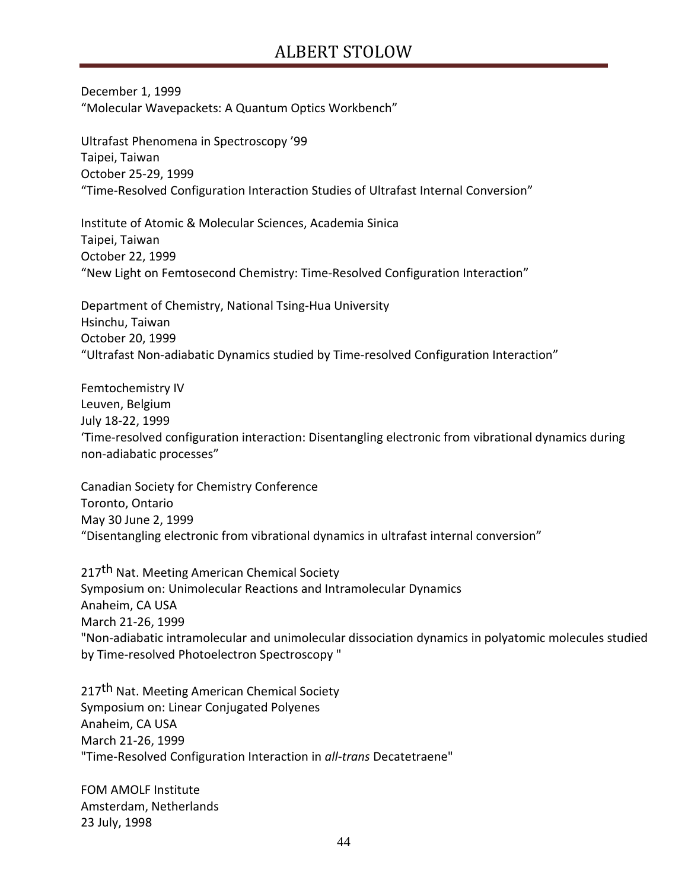December 1, 1999
“Molecular Wavepackets: A Quantum Optics Workbench”

Ultrafast Phenomena in Spectroscopy ’99
Taipei, Taiwan
October 25-29, 1999
“Time-Resolved Configuration Interaction Studies of Ultrafast Internal Conversion”

Institute of Atomic & Molecular Sciences, Academia Sinica
Taipei, Taiwan
October 22, 1999
“New Light on Femtosecond Chemistry: Time-Resolved Configuration Interaction”

Department of Chemistry, National Tsing-Hua University
Hsinchu, Taiwan
October 20, 1999
“Ultrafast Non-adiabatic Dynamics studied by Time-resolved Configuration Interaction”

Femtochemistry IV
Leuven, Belgium
July 18-22, 1999
‘Time-resolved configuration interaction: Disentangling electronic from vibrational dynamics during non-adiabatic processes”

Canadian Society for Chemistry Conference
Toronto, Ontario
May 30 June 2, 1999
“Disentangling electronic from vibrational dynamics in ultrafast internal conversion”

217th Nat. Meeting American Chemical Society
Symposium on: Unimolecular Reactions and Intramolecular Dynamics
Anaheim, CA USA
March 21-26, 1999
"Non-adiabatic intramolecular and unimolecular dissociation dynamics in polyatomic molecules studied by Time-resolved Photoelectron Spectroscopy "

217th Nat. Meeting American Chemical Society
Symposium on: Linear Conjugated Polyenes
Anaheim, CA USA
March 21-26, 1999
"Time-Resolved Configuration Interaction in *all-trans* Decatetraene"

FOM AMOLF Institute
Amsterdam, Netherlands
23 July, 1998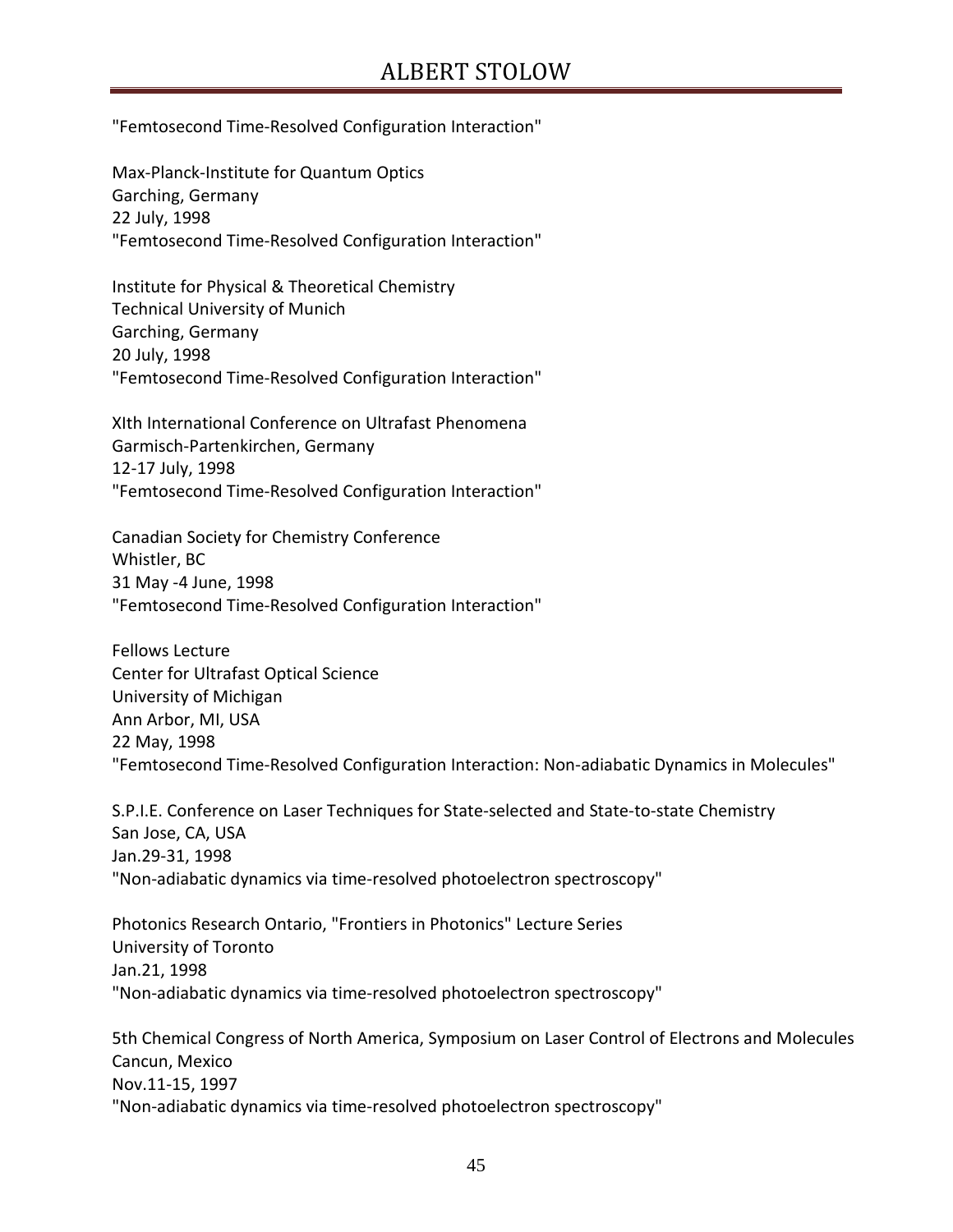"Femtosecond Time-Resolved Configuration Interaction"

Max-Planck-Institute for Quantum Optics
Garching, Germany
22 July, 1998
"Femtosecond Time-Resolved Configuration Interaction"

Institute for Physical & Theoretical Chemistry
Technical University of Munich
Garching, Germany
20 July, 1998
"Femtosecond Time-Resolved Configuration Interaction"

XIth International Conference on Ultrafast Phenomena
Garmisch-Partenkirchen, Germany
12-17 July, 1998
"Femtosecond Time-Resolved Configuration Interaction"

Canadian Society for Chemistry Conference
Whistler, BC
31 May -4 June, 1998
"Femtosecond Time-Resolved Configuration Interaction"

Fellows Lecture
Center for Ultrafast Optical Science
University of Michigan
Ann Arbor, MI, USA
22 May, 1998
"Femtosecond Time-Resolved Configuration Interaction: Non-adiabatic Dynamics in Molecules"

S.P.I.E. Conference on Laser Techniques for State-selected and State-to-state Chemistry
San Jose, CA, USA
Jan.29-31, 1998
"Non-adiabatic dynamics via time-resolved photoelectron spectroscopy"

Photonics Research Ontario, "Frontiers in Photonics" Lecture Series
University of Toronto
Jan.21, 1998
"Non-adiabatic dynamics via time-resolved photoelectron spectroscopy"

5th Chemical Congress of North America, Symposium on Laser Control of Electrons and Molecules
Cancun, Mexico
Nov.11-15, 1997
"Non-adiabatic dynamics via time-resolved photoelectron spectroscopy"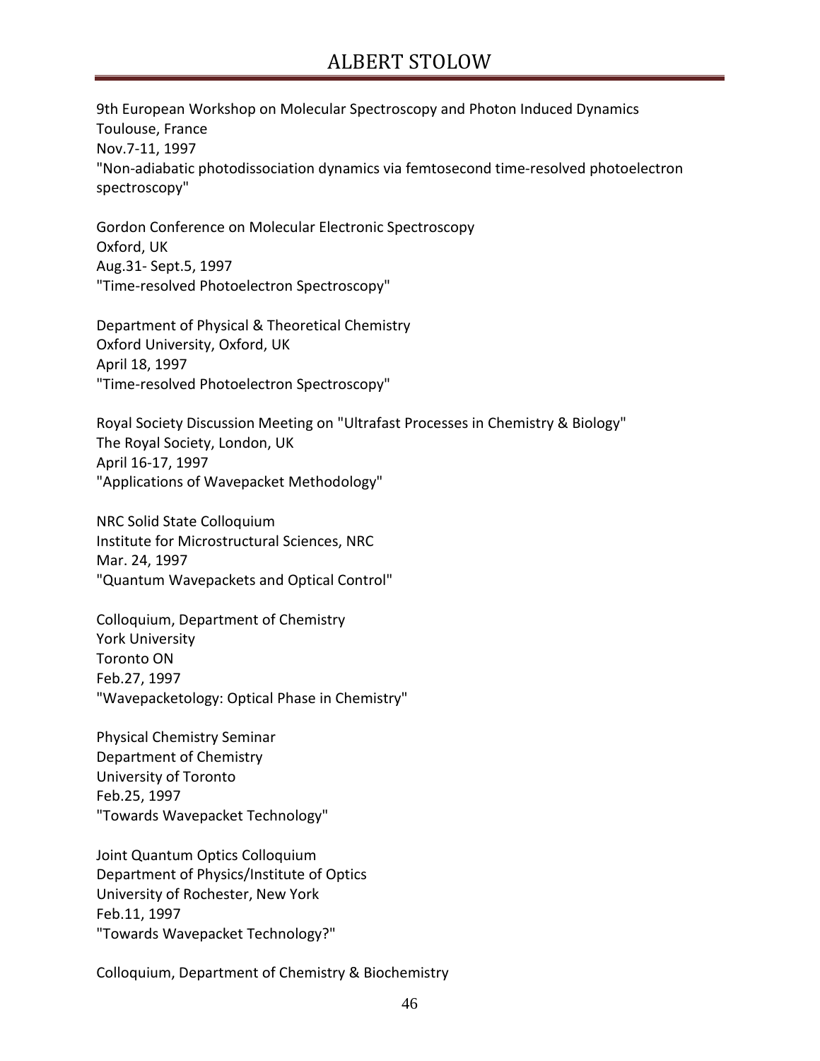9th European Workshop on Molecular Spectroscopy and Photon Induced Dynamics
Toulouse, France
Nov.7-11, 1997
"Non-adiabatic photodissociation dynamics via femtosecond time-resolved photoelectron spectroscopy"

Gordon Conference on Molecular Electronic Spectroscopy
Oxford, UK
Aug.31- Sept.5, 1997
"Time-resolved Photoelectron Spectroscopy"

Department of Physical & Theoretical Chemistry
Oxford University, Oxford, UK
April 18, 1997
"Time-resolved Photoelectron Spectroscopy"

Royal Society Discussion Meeting on "Ultrafast Processes in Chemistry & Biology"
The Royal Society, London, UK
April 16-17, 1997
"Applications of Wavepacket Methodology"

NRC Solid State Colloquium
Institute for Microstructural Sciences, NRC
Mar. 24, 1997
"Quantum Wavepackets and Optical Control"

Colloquium, Department of Chemistry
York University
Toronto ON
Feb.27, 1997
"Wavepacketology: Optical Phase in Chemistry"

Physical Chemistry Seminar
Department of Chemistry
University of Toronto
Feb.25, 1997
"Towards Wavepacket Technology"

Joint Quantum Optics Colloquium
Department of Physics/Institute of Optics
University of Rochester, New York
Feb.11, 1997
"Towards Wavepacket Technology?"

Colloquium, Department of Chemistry & Biochemistry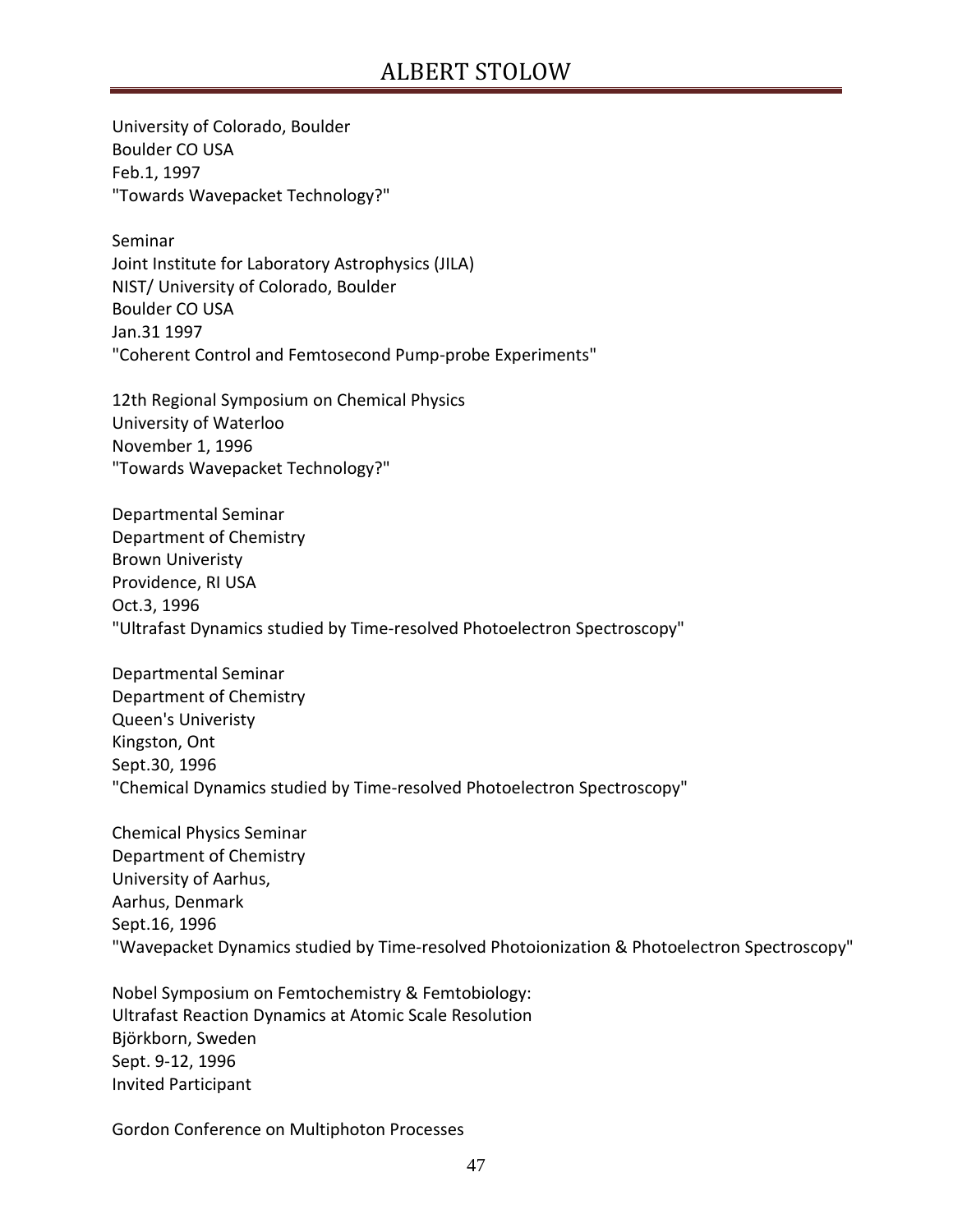University of Colorado, Boulder
Boulder CO USA
Feb.1, 1997
"Towards Wavepacket Technology?"

Seminar
Joint Institute for Laboratory Astrophysics (JILA)
NIST/ University of Colorado, Boulder
Boulder CO USA
Jan.31 1997
"Coherent Control and Femtosecond Pump-probe Experiments"

12th Regional Symposium on Chemical Physics
University of Waterloo
November 1, 1996
"Towards Wavepacket Technology?"

Departmental Seminar
Department of Chemistry
Brown Univeristy
Providence, RI USA
Oct.3, 1996
"Ultrafast Dynamics studied by Time-resolved Photoelectron Spectroscopy"

Departmental Seminar
Department of Chemistry
Queen's Univeristy
Kingston, Ont
Sept.30, 1996
"Chemical Dynamics studied by Time-resolved Photoelectron Spectroscopy"

Chemical Physics Seminar
Department of Chemistry
University of Aarhus,
Aarhus, Denmark
Sept.16, 1996
"Wavepacket Dynamics studied by Time-resolved Photoionization & Photoelectron Spectroscopy"

Nobel Symposium on Femtochemistry & Femtobiology:
Ultrafast Reaction Dynamics at Atomic Scale Resolution
Björkborn, Sweden
Sept. 9-12, 1996
Invited Participant

Gordon Conference on Multiphoton Processes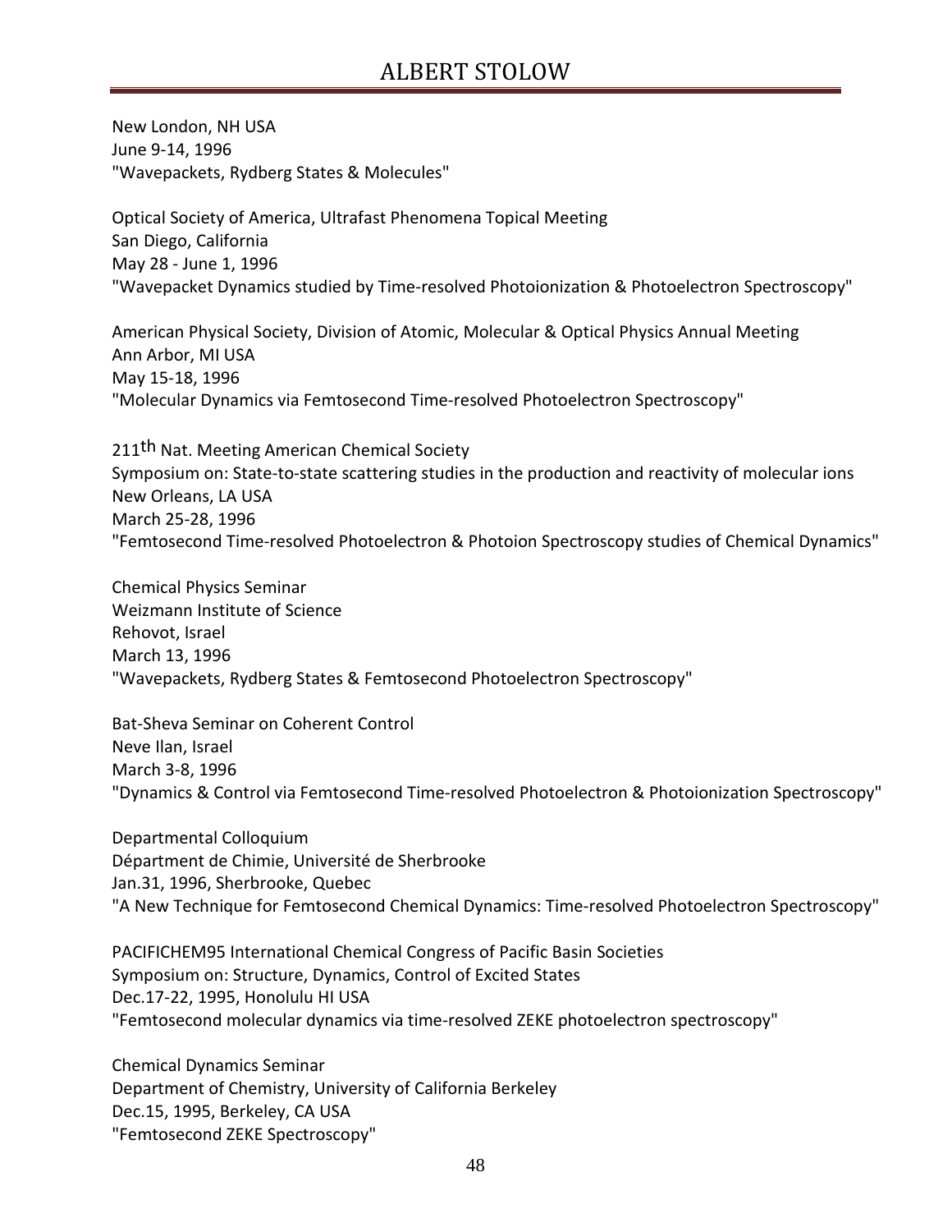New London, NH USA
June 9-14, 1996
"Wavepackets, Rydberg States & Molecules"

Optical Society of America, Ultrafast Phenomena Topical Meeting
San Diego, California
May 28 - June 1, 1996
"Wavepacket Dynamics studied by Time-resolved Photoionization & Photoelectron Spectroscopy"

American Physical Society, Division of Atomic, Molecular & Optical Physics Annual Meeting
Ann Arbor, MI USA
May 15-18, 1996
"Molecular Dynamics via Femtosecond Time-resolved Photoelectron Spectroscopy"

211th Nat. Meeting American Chemical Society
Symposium on: State-to-state scattering studies in the production and reactivity of molecular ions
New Orleans, LA USA
March 25-28, 1996
"Femtosecond Time-resolved Photoelectron & Photoion Spectroscopy studies of Chemical Dynamics"

Chemical Physics Seminar
Weizmann Institute of Science
Rehovot, Israel
March 13, 1996
"Wavepackets, Rydberg States & Femtosecond Photoelectron Spectroscopy"

Bat-Sheva Seminar on Coherent Control
Neve Ilan, Israel
March 3-8, 1996
"Dynamics & Control via Femtosecond Time-resolved Photoelectron & Photoionization Spectroscopy"

Departmental Colloquium
Départment de Chimie, Université de Sherbrooke
Jan.31, 1996, Sherbrooke, Quebec
"A New Technique for Femtosecond Chemical Dynamics: Time-resolved Photoelectron Spectroscopy"

PACIFICHEM95 International Chemical Congress of Pacific Basin Societies
Symposium on: Structure, Dynamics, Control of Excited States
Dec.17-22, 1995, Honolulu HI USA
"Femtosecond molecular dynamics via time-resolved ZEKE photoelectron spectroscopy"

Chemical Dynamics Seminar
Department of Chemistry, University of California Berkeley
Dec.15, 1995, Berkeley, CA USA
"Femtosecond ZEKE Spectroscopy"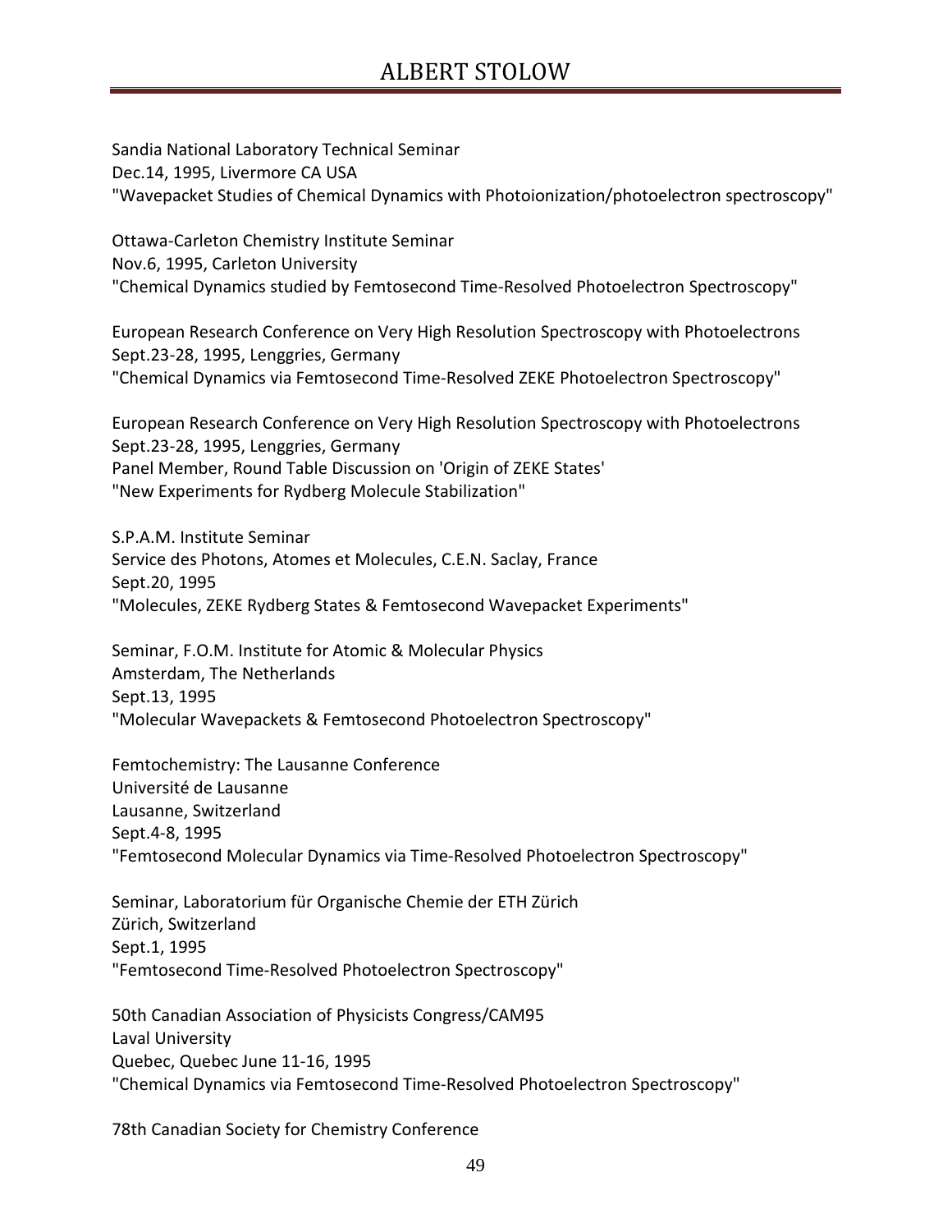Sandia National Laboratory Technical Seminar
Dec.14, 1995, Livermore CA USA
"Wavepacket Studies of Chemical Dynamics with Photoionization/photoelectron spectroscopy"

Ottawa-Carleton Chemistry Institute Seminar
Nov.6, 1995, Carleton University
"Chemical Dynamics studied by Femtosecond Time-Resolved Photoelectron Spectroscopy"

European Research Conference on Very High Resolution Spectroscopy with Photoelectrons
Sept.23-28, 1995, Lenggries, Germany
"Chemical Dynamics via Femtosecond Time-Resolved ZEKE Photoelectron Spectroscopy"

European Research Conference on Very High Resolution Spectroscopy with Photoelectrons
Sept.23-28, 1995, Lenggries, Germany
Panel Member, Round Table Discussion on 'Origin of ZEKE States'
"New Experiments for Rydberg Molecule Stabilization"

S.P.A.M. Institute Seminar
Service des Photons, Atomes et Molecules, C.E.N. Saclay, France
Sept.20, 1995
"Molecules, ZEKE Rydberg States & Femtosecond Wavepacket Experiments"

Seminar, F.O.M. Institute for Atomic & Molecular Physics
Amsterdam, The Netherlands
Sept.13, 1995
"Molecular Wavepackets & Femtosecond Photoelectron Spectroscopy"

Femtochemistry: The Lausanne Conference
Université de Lausanne
Lausanne, Switzerland
Sept.4-8, 1995
"Femtosecond Molecular Dynamics via Time-Resolved Photoelectron Spectroscopy"

Seminar, Laboratorium für Organische Chemie der ETH Zürich
Zürich, Switzerland
Sept.1, 1995
"Femtosecond Time-Resolved Photoelectron Spectroscopy"

50th Canadian Association of Physicists Congress/CAM95
Laval University
Quebec, Quebec June 11-16, 1995
"Chemical Dynamics via Femtosecond Time-Resolved Photoelectron Spectroscopy"

78th Canadian Society for Chemistry Conference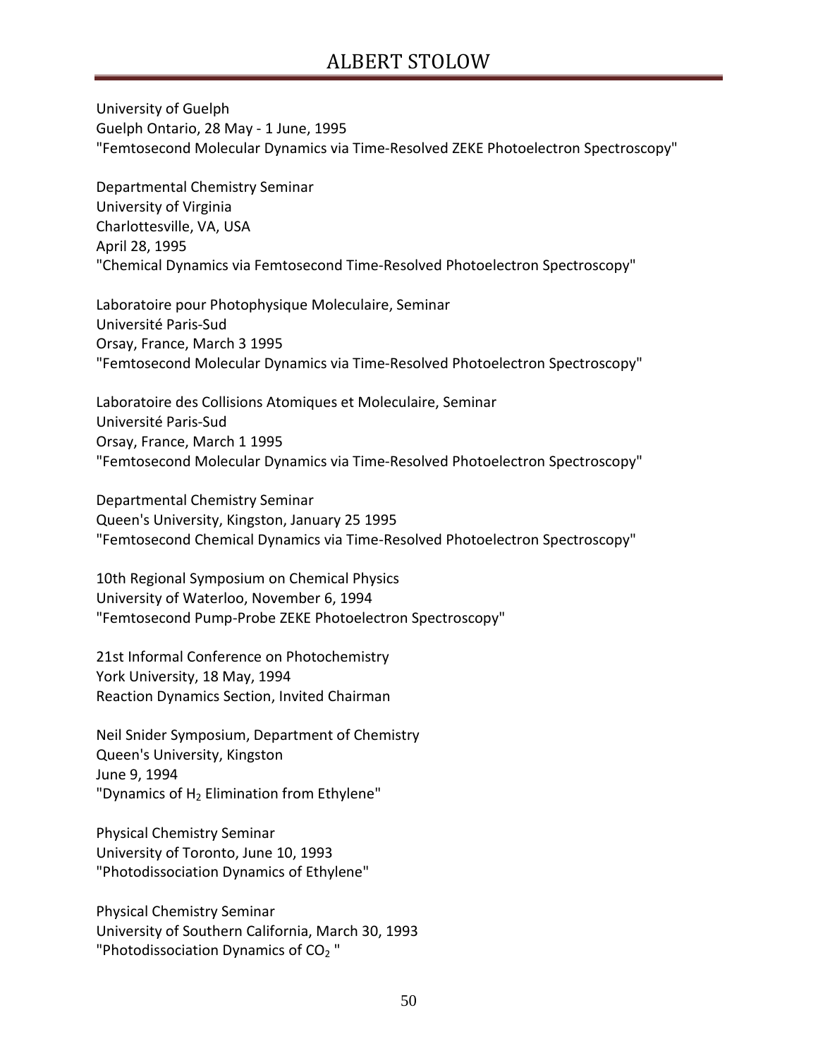University of Guelph
Guelph Ontario, 28 May - 1 June, 1995
"Femtosecond Molecular Dynamics via Time-Resolved ZEKE Photoelectron Spectroscopy"

Departmental Chemistry Seminar
University of Virginia
Charlottesville, VA, USA
April 28, 1995
"Chemical Dynamics via Femtosecond Time-Resolved Photoelectron Spectroscopy"

Laboratoire pour Photophysique Moleculaire, Seminar
Université Paris-Sud
Orsay, France, March 3 1995
"Femtosecond Molecular Dynamics via Time-Resolved Photoelectron Spectroscopy"

Laboratoire des Collisions Atomiques et Moleculaire, Seminar
Université Paris-Sud
Orsay, France, March 1 1995
"Femtosecond Molecular Dynamics via Time-Resolved Photoelectron Spectroscopy"

Departmental Chemistry Seminar
Queen's University, Kingston, January 25 1995
"Femtosecond Chemical Dynamics via Time-Resolved Photoelectron Spectroscopy"

10th Regional Symposium on Chemical Physics
University of Waterloo, November 6, 1994
"Femtosecond Pump-Probe ZEKE Photoelectron Spectroscopy"

21st Informal Conference on Photochemistry
York University, 18 May, 1994
Reaction Dynamics Section, Invited Chairman

Neil Snider Symposium, Department of Chemistry
Queen's University, Kingston
June 9, 1994
"Dynamics of $H_2$ Elimination from Ethylene"

Physical Chemistry Seminar
University of Toronto, June 10, 1993
"Photodissociation Dynamics of Ethylene"

Physical Chemistry Seminar
University of Southern California, March 30, 1993
"Photodissociation Dynamics of $CO_2$ "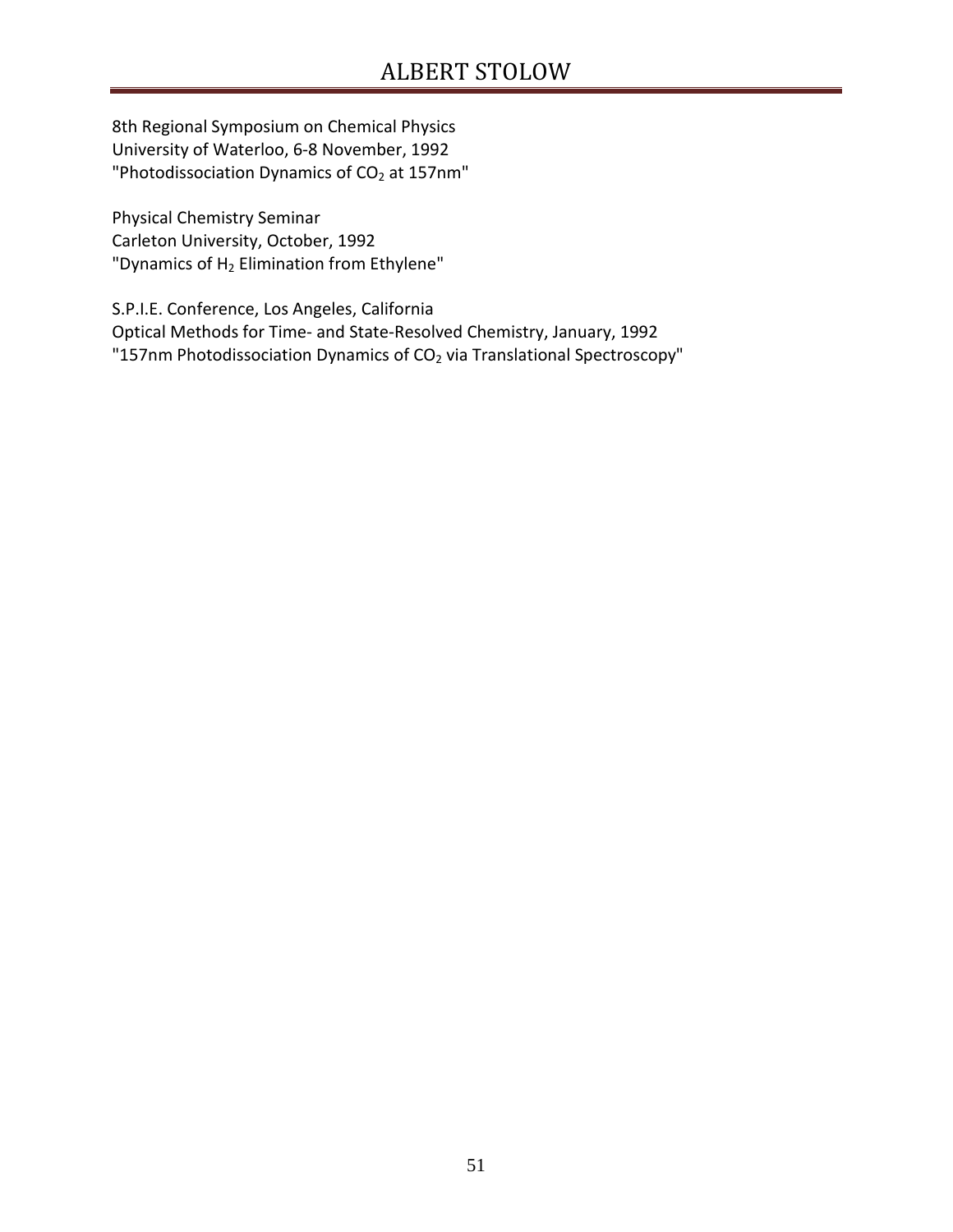8th Regional Symposium on Chemical Physics
University of Waterloo, 6-8 November, 1992
"Photodissociation Dynamics of $CO_2$ at 157nm"

Physical Chemistry Seminar
Carleton University, October, 1992
"Dynamics of $H_2$ Elimination from Ethylene"

S.P.I.E. Conference, Los Angeles, California
Optical Methods for Time- and State-Resolved Chemistry, January, 1992
"157nm Photodissociation Dynamics of $CO_2$ via Translational Spectroscopy"